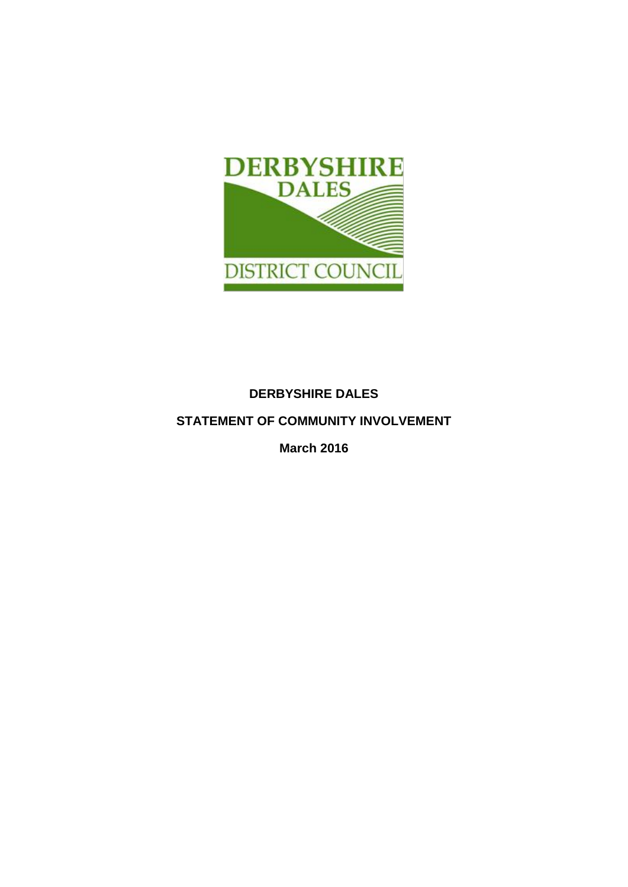**DERBYSHIRE DALES**

**STATEMENT OF COMMUNITY INVOLVEMENT**

**March 2016**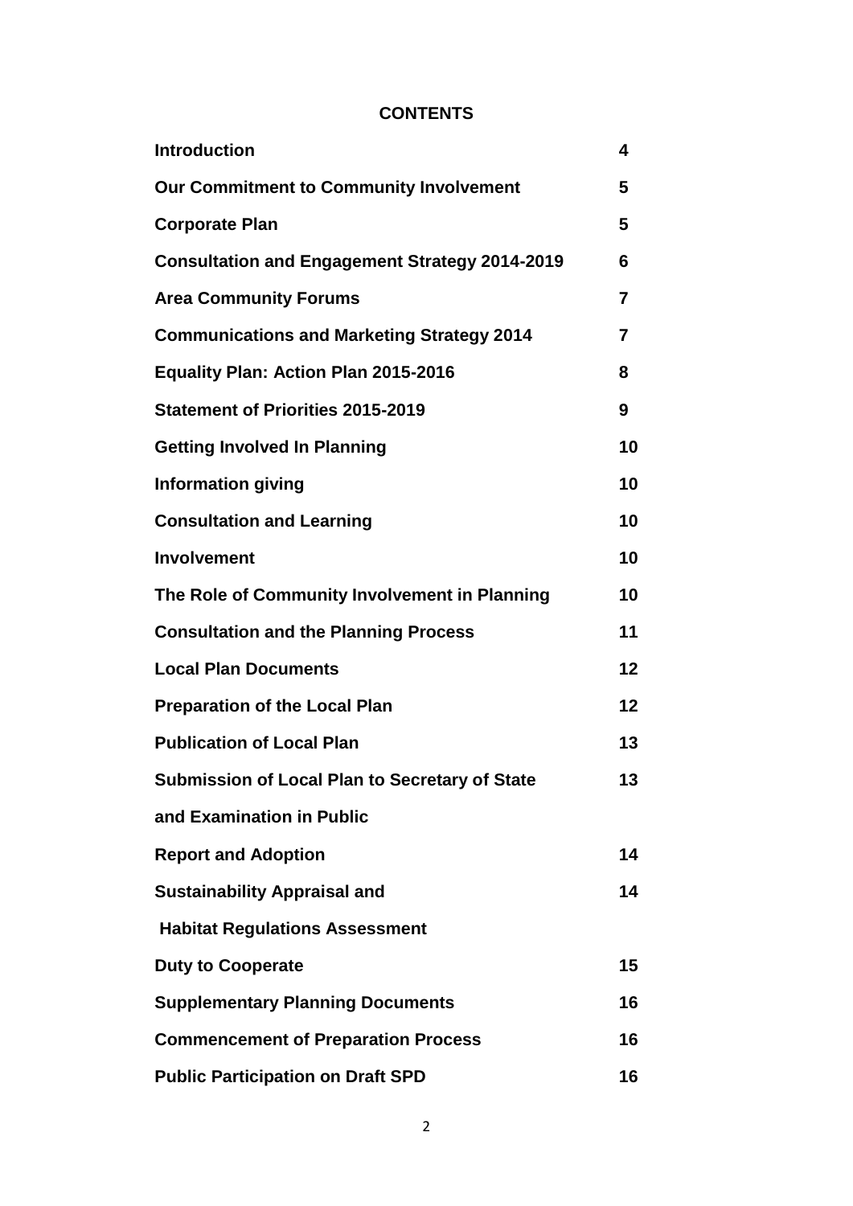## CONTENTS

| | |
|---|---|
| **Introduction** | **4** |
| **Our Commitment to Community Involvement** | **5** |
| **Corporate Plan** | **5** |
| **Consultation and Engagement Strategy 2014-2019** | **6** |
| **Area Community Forums** | **7** |
| **Communications and Marketing Strategy 2014** | **7** |
| **Equality Plan: Action Plan 2015-2016** | **8** |
| **Statement of Priorities 2015-2019** | **9** |
| **Getting Involved In Planning** | **10** |
| **Information giving** | **10** |
| **Consultation and Learning** | **10** |
| **Involvement** | **10** |
| **The Role of Community Involvement in Planning** | **10** |
| **Consultation and the Planning Process** | **11** |
| **Local Plan Documents** | **12** |
| **Preparation of the Local Plan** | **12** |
| **Publication of Local Plan** | **13** |
| **Submission of Local Plan to Secretary of State and Examination in Public** | **13** |
| **Report and Adoption** | **14** |
| **Sustainability Appraisal and Habitat Regulations Assessment** | **14** |
| **Duty to Cooperate** | **15** |
| **Supplementary Planning Documents** | **16** |
| **Commencement of Preparation Process** | **16** |
| **Public Participation on Draft SPD** | **16** |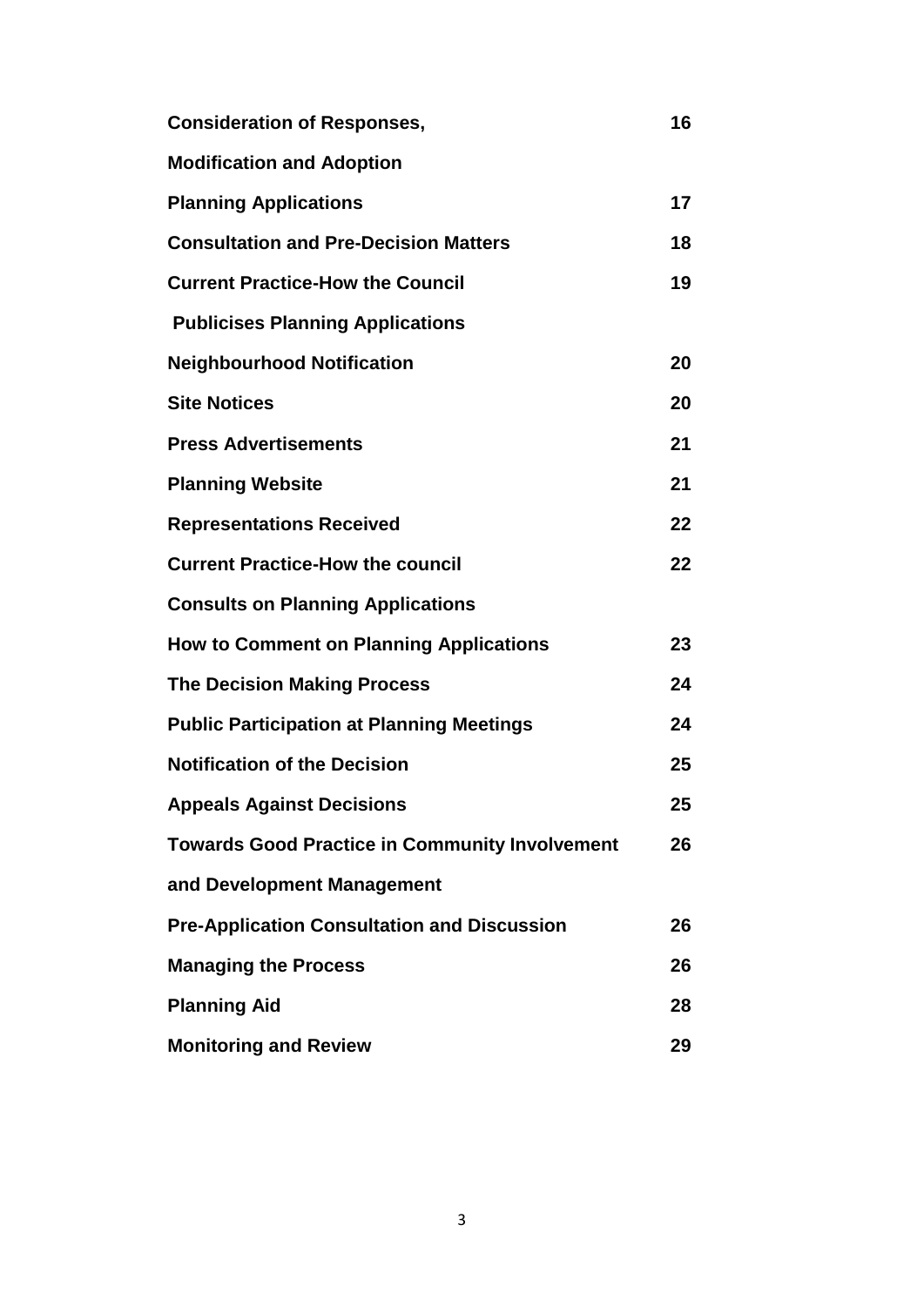| | |
|---|---|
| **Consideration of Responses, Modification and Adoption** | **16** |
| **Planning Applications** | **17** |
| **Consultation and Pre-Decision Matters** | **18** |
| **Current Practice-How the Council Publicises Planning Applications** | **19** |
| **Neighbourhood Notification** | **20** |
| **Site Notices** | **20** |
| **Press Advertisements** | **21** |
| **Planning Website** | **21** |
| **Representations Received** | **22** |
| **Current Practice-How the council Consults on Planning Applications** | **22** |
| **How to Comment on Planning Applications** | **23** |
| **The Decision Making Process** | **24** |
| **Public Participation at Planning Meetings** | **24** |
| **Notification of the Decision** | **25** |
| **Appeals Against Decisions** | **25** |
| **Towards Good Practice in Community Involvement and Development Management** | **26** |
| **Pre-Application Consultation and Discussion** | **26** |
| **Managing the Process** | **26** |
| **Planning Aid** | **28** |
| **Monitoring and Review** | **29** |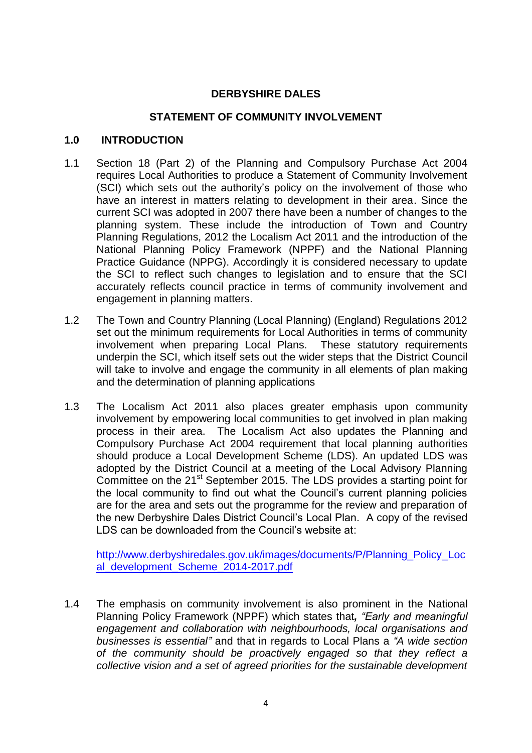**DERBYSHIRE DALES**

**STATEMENT OF COMMUNITY INVOLVEMENT**

## 1.0 INTRODUCTION

1.1 Section 18 (Part 2) of the Planning and Compulsory Purchase Act 2004 requires Local Authorities to produce a Statement of Community Involvement (SCI) which sets out the authority's policy on the involvement of those who have an interest in matters relating to development in their area. Since the current SCI was adopted in 2007 there have been a number of changes to the planning system. These include the introduction of Town and Country Planning Regulations, 2012 the Localism Act 2011 and the introduction of the National Planning Policy Framework (NPPF) and the National Planning Practice Guidance (NPPG). Accordingly it is considered necessary to update the SCI to reflect such changes to legislation and to ensure that the SCI accurately reflects council practice in terms of community involvement and engagement in planning matters.

1.2 The Town and Country Planning (Local Planning) (England) Regulations 2012 set out the minimum requirements for Local Authorities in terms of community involvement when preparing Local Plans. These statutory requirements underpin the SCI, which itself sets out the wider steps that the District Council will take to involve and engage the community in all elements of plan making and the determination of planning applications

1.3 The Localism Act 2011 also places greater emphasis upon community involvement by empowering local communities to get involved in plan making process in their area. The Localism Act also updates the Planning and Compulsory Purchase Act 2004 requirement that local planning authorities should produce a Local Development Scheme (LDS). An updated LDS was adopted by the District Council at a meeting of the Local Advisory Planning Committee on the 21st September 2015. The LDS provides a starting point for the local community to find out what the Council's current planning policies are for the area and sets out the programme for the review and preparation of the new Derbyshire Dales District Council's Local Plan. A copy of the revised LDS can be downloaded from the Council's website at:

http://www.derbyshiredales.gov.uk/images/documents/P/Planning_Policy_Local_development_Scheme_2014-2017.pdf

1.4 The emphasis on community involvement is also prominent in the National Planning Policy Framework (NPPF) which states that***,*** *"Early and meaningful engagement and collaboration with neighbourhoods, local organisations and businesses is essential"* and that in regards to Local Plans a *"A wide section of the community should be proactively engaged so that they reflect a collective vision and a set of agreed priorities for the sustainable development*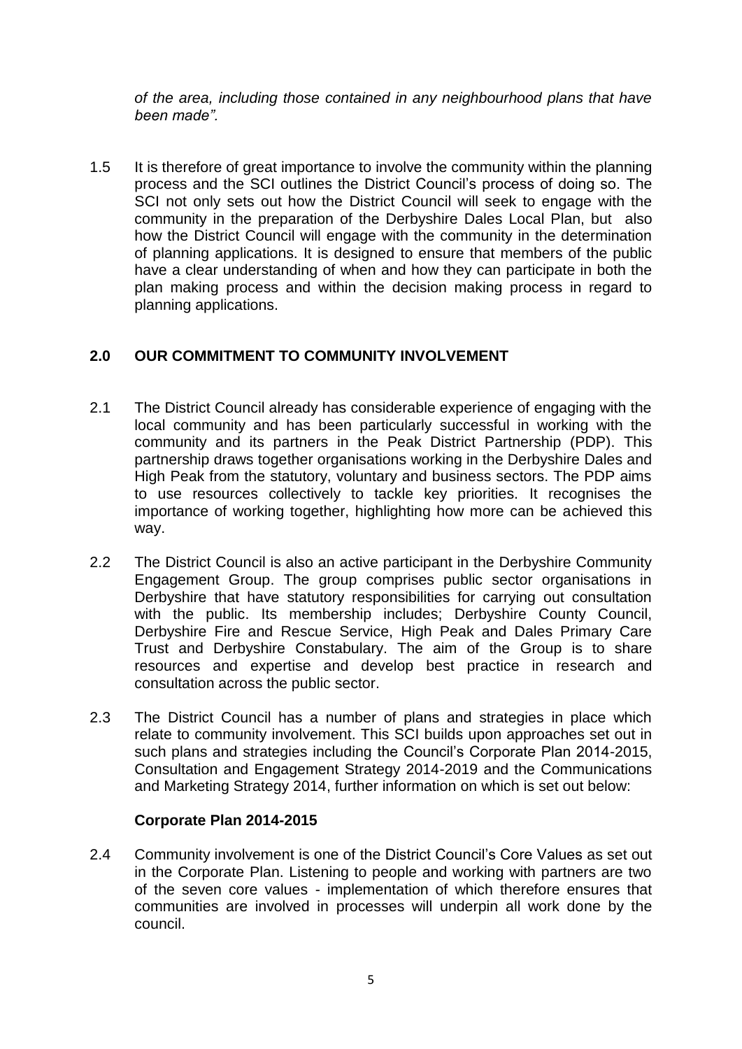*of the area, including those contained in any neighbourhood plans that have been made".*

1.5 It is therefore of great importance to involve the community within the planning process and the SCI outlines the District Council's process of doing so. The SCI not only sets out how the District Council will seek to engage with the community in the preparation of the Derbyshire Dales Local Plan, but also how the District Council will engage with the community in the determination of planning applications. It is designed to ensure that members of the public have a clear understanding of when and how they can participate in both the plan making process and within the decision making process in regard to planning applications.

## 2.0 OUR COMMITMENT TO COMMUNITY INVOLVEMENT

2.1 The District Council already has considerable experience of engaging with the local community and has been particularly successful in working with the community and its partners in the Peak District Partnership (PDP). This partnership draws together organisations working in the Derbyshire Dales and High Peak from the statutory, voluntary and business sectors. The PDP aims to use resources collectively to tackle key priorities. It recognises the importance of working together, highlighting how more can be achieved this way.

2.2 The District Council is also an active participant in the Derbyshire Community Engagement Group. The group comprises public sector organisations in Derbyshire that have statutory responsibilities for carrying out consultation with the public. Its membership includes; Derbyshire County Council, Derbyshire Fire and Rescue Service, High Peak and Dales Primary Care Trust and Derbyshire Constabulary. The aim of the Group is to share resources and expertise and develop best practice in research and consultation across the public sector.

2.3 The District Council has a number of plans and strategies in place which relate to community involvement. This SCI builds upon approaches set out in such plans and strategies including the Council's Corporate Plan 2014-2015, Consultation and Engagement Strategy 2014-2019 and the Communications and Marketing Strategy 2014, further information on which is set out below:

**Corporate Plan 2014-2015**

2.4 Community involvement is one of the District Council's Core Values as set out in the Corporate Plan. Listening to people and working with partners are two of the seven core values - implementation of which therefore ensures that communities are involved in processes will underpin all work done by the council.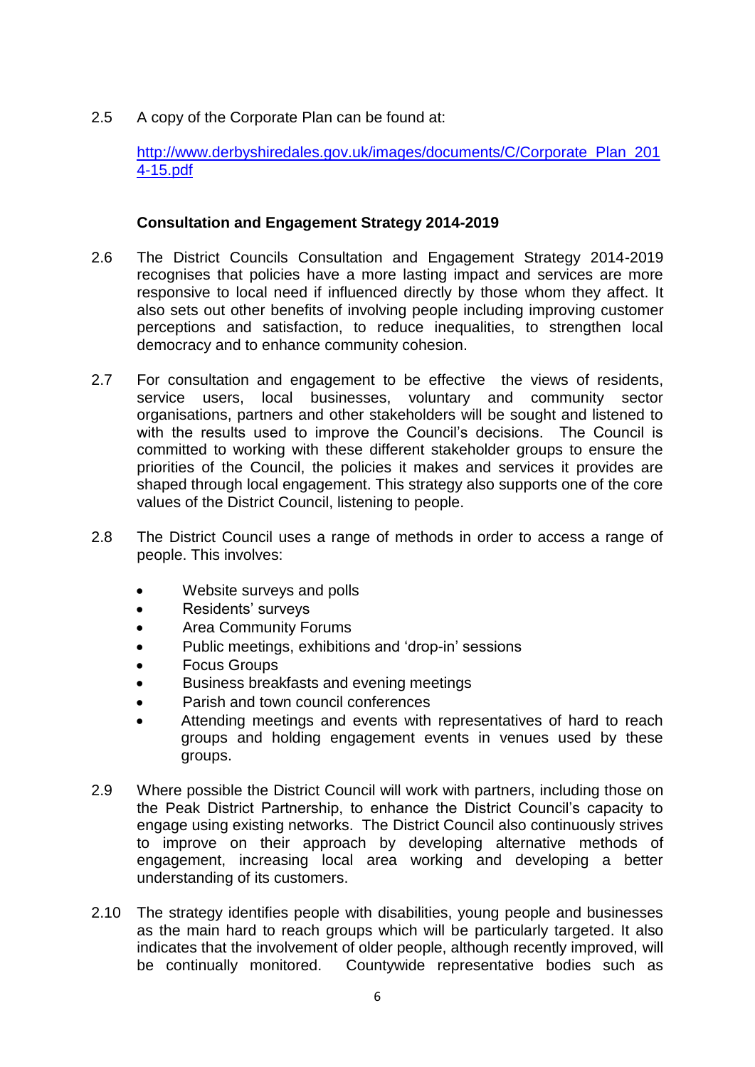2.5 A copy of the Corporate Plan can be found at:

[http://www.derbyshiredales.gov.uk/images/documents/C/Corporate_Plan_2014-15.pdf](http://www.derbyshiredales.gov.uk/images/documents/C/Corporate_Plan_2014-15.pdf)

**Consultation and Engagement Strategy 2014-2019**

2.6 The District Councils Consultation and Engagement Strategy 2014-2019 recognises that policies have a more lasting impact and services are more responsive to local need if influenced directly by those whom they affect. It also sets out other benefits of involving people including improving customer perceptions and satisfaction, to reduce inequalities, to strengthen local democracy and to enhance community cohesion.

2.7 For consultation and engagement to be effective the views of residents, service users, local businesses, voluntary and community sector organisations, partners and other stakeholders will be sought and listened to with the results used to improve the Council's decisions. The Council is committed to working with these different stakeholder groups to ensure the priorities of the Council, the policies it makes and services it provides are shaped through local engagement. This strategy also supports one of the core values of the District Council, listening to people.

2.8 The District Council uses a range of methods in order to access a range of people. This involves:

- Website surveys and polls
- Residents' surveys
- Area Community Forums
- Public meetings, exhibitions and 'drop-in' sessions
- Focus Groups
- Business breakfasts and evening meetings
- Parish and town council conferences
- Attending meetings and events with representatives of hard to reach groups and holding engagement events in venues used by these groups.

2.9 Where possible the District Council will work with partners, including those on the Peak District Partnership, to enhance the District Council's capacity to engage using existing networks. The District Council also continuously strives to improve on their approach by developing alternative methods of engagement, increasing local area working and developing a better understanding of its customers.

2.10 The strategy identifies people with disabilities, young people and businesses as the main hard to reach groups which will be particularly targeted. It also indicates that the involvement of older people, although recently improved, will be continually monitored. Countywide representative bodies such as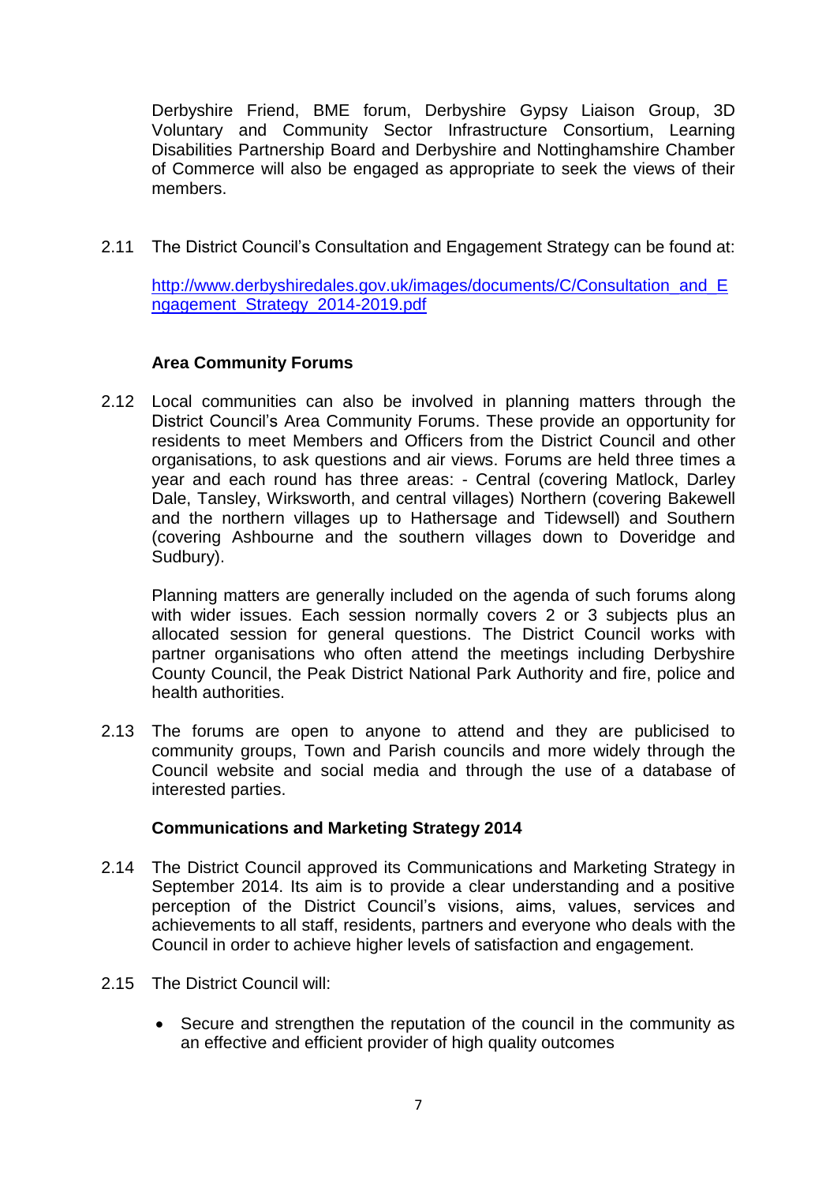Derbyshire Friend, BME forum, Derbyshire Gypsy Liaison Group, 3D Voluntary and Community Sector Infrastructure Consortium, Learning Disabilities Partnership Board and Derbyshire and Nottinghamshire Chamber of Commerce will also be engaged as appropriate to seek the views of their members.

2.11 The District Council's Consultation and Engagement Strategy can be found at:

http://www.derbyshiredales.gov.uk/images/documents/C/Consultation_and_Engagement_Strategy_2014-2019.pdf

**Area Community Forums**

2.12 Local communities can also be involved in planning matters through the District Council's Area Community Forums. These provide an opportunity for residents to meet Members and Officers from the District Council and other organisations, to ask questions and air views. Forums are held three times a year and each round has three areas: - Central (covering Matlock, Darley Dale, Tansley, Wirksworth, and central villages) Northern (covering Bakewell and the northern villages up to Hathersage and Tidewsell) and Southern (covering Ashbourne and the southern villages down to Doveridge and Sudbury).

Planning matters are generally included on the agenda of such forums along with wider issues. Each session normally covers 2 or 3 subjects plus an allocated session for general questions. The District Council works with partner organisations who often attend the meetings including Derbyshire County Council, the Peak District National Park Authority and fire, police and health authorities.

2.13 The forums are open to anyone to attend and they are publicised to community groups, Town and Parish councils and more widely through the Council website and social media and through the use of a database of interested parties.

**Communications and Marketing Strategy 2014**

2.14 The District Council approved its Communications and Marketing Strategy in September 2014. Its aim is to provide a clear understanding and a positive perception of the District Council's visions, aims, values, services and achievements to all staff, residents, partners and everyone who deals with the Council in order to achieve higher levels of satisfaction and engagement.

2.15 The District Council will:

- Secure and strengthen the reputation of the council in the community as an effective and efficient provider of high quality outcomes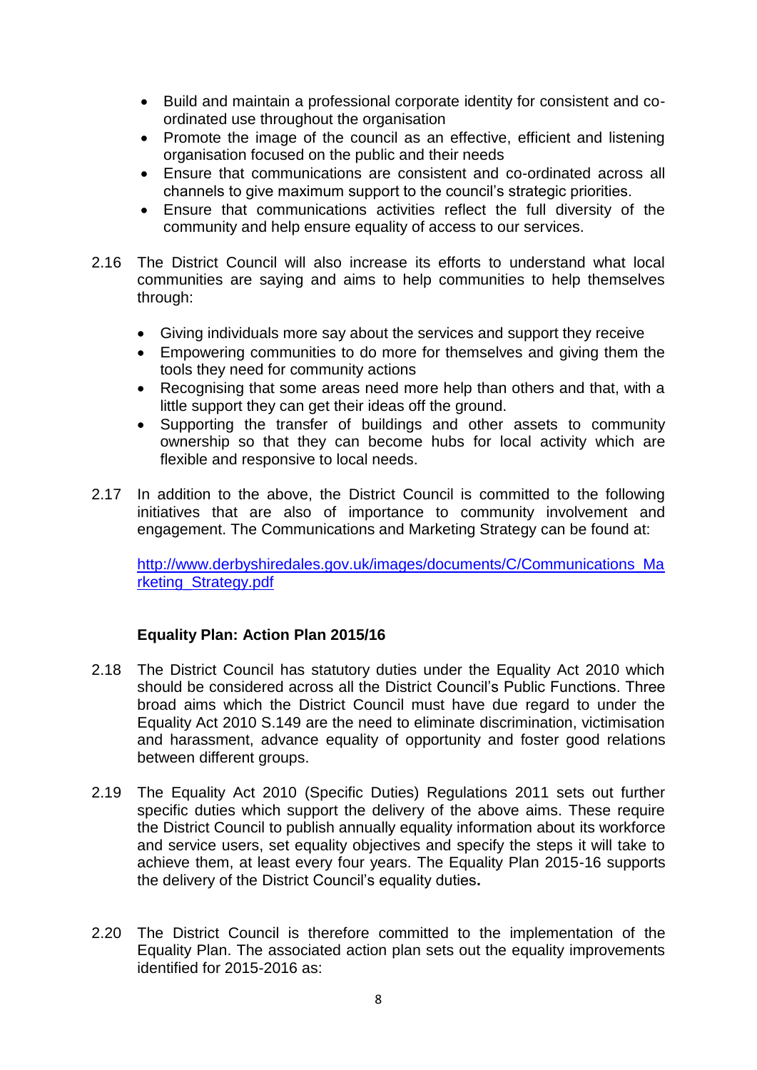- Build and maintain a professional corporate identity for consistent and co-ordinated use throughout the organisation
- Promote the image of the council as an effective, efficient and listening organisation focused on the public and their needs
- Ensure that communications are consistent and co-ordinated across all channels to give maximum support to the council's strategic priorities.
- Ensure that communications activities reflect the full diversity of the community and help ensure equality of access to our services.

2.16 The District Council will also increase its efforts to understand what local communities are saying and aims to help communities to help themselves through:

- Giving individuals more say about the services and support they receive
- Empowering communities to do more for themselves and giving them the tools they need for community actions
- Recognising that some areas need more help than others and that, with a little support they can get their ideas off the ground.
- Supporting the transfer of buildings and other assets to community ownership so that they can become hubs for local activity which are flexible and responsive to local needs.

2.17 In addition to the above, the District Council is committed to the following initiatives that are also of importance to community involvement and engagement. The Communications and Marketing Strategy can be found at:

http://www.derbyshiredales.gov.uk/images/documents/C/Communications_Marketing_Strategy.pdf

**Equality Plan: Action Plan 2015/16**

2.18 The District Council has statutory duties under the Equality Act 2010 which should be considered across all the District Council's Public Functions. Three broad aims which the District Council must have due regard to under the Equality Act 2010 S.149 are the need to eliminate discrimination, victimisation and harassment, advance equality of opportunity and foster good relations between different groups.

2.19 The Equality Act 2010 (Specific Duties) Regulations 2011 sets out further specific duties which support the delivery of the above aims. These require the District Council to publish annually equality information about its workforce and service users, set equality objectives and specify the steps it will take to achieve them, at least every four years. The Equality Plan 2015-16 supports the delivery of the District Council's equality duties.

2.20 The District Council is therefore committed to the implementation of the Equality Plan. The associated action plan sets out the equality improvements identified for 2015-2016 as: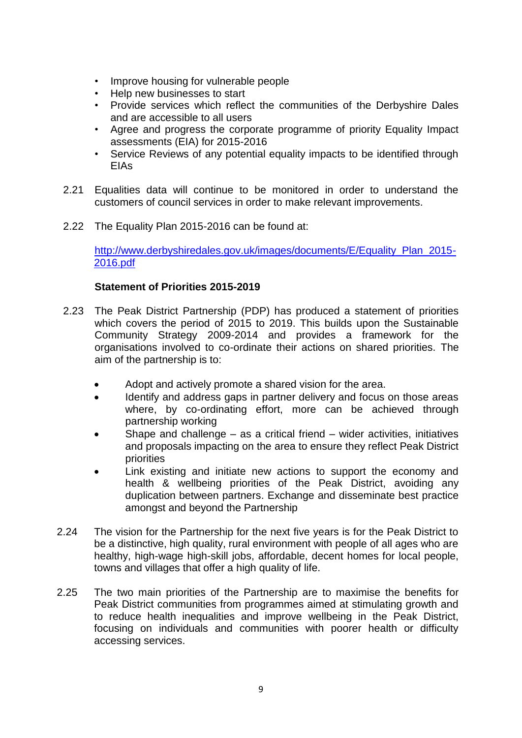- Improve housing for vulnerable people
- Help new businesses to start
- Provide services which reflect the communities of the Derbyshire Dales and are accessible to all users
- Agree and progress the corporate programme of priority Equality Impact assessments (EIA) for 2015-2016
- Service Reviews of any potential equality impacts to be identified through EIAs

2.21 Equalities data will continue to be monitored in order to understand the customers of council services in order to make relevant improvements.

2.22 The Equality Plan 2015-2016 can be found at:

[http://www.derbyshiredales.gov.uk/images/documents/E/Equality_Plan_2015-2016.pdf](http://www.derbyshiredales.gov.uk/images/documents/E/Equality_Plan_2015-2016.pdf)

**Statement of Priorities 2015-2019**

2.23 The Peak District Partnership (PDP) has produced a statement of priorities which covers the period of 2015 to 2019. This builds upon the Sustainable Community Strategy 2009-2014 and provides a framework for the organisations involved to co-ordinate their actions on shared priorities. The aim of the partnership is to:

- Adopt and actively promote a shared vision for the area.
- Identify and address gaps in partner delivery and focus on those areas where, by co-ordinating effort, more can be achieved through partnership working
- Shape and challenge – as a critical friend – wider activities, initiatives and proposals impacting on the area to ensure they reflect Peak District priorities
- Link existing and initiate new actions to support the economy and health & wellbeing priorities of the Peak District, avoiding any duplication between partners. Exchange and disseminate best practice amongst and beyond the Partnership

2.24 The vision for the Partnership for the next five years is for the Peak District to be a distinctive, high quality, rural environment with people of all ages who are healthy, high-wage high-skill jobs, affordable, decent homes for local people, towns and villages that offer a high quality of life.

2.25 The two main priorities of the Partnership are to maximise the benefits for Peak District communities from programmes aimed at stimulating growth and to reduce health inequalities and improve wellbeing in the Peak District, focusing on individuals and communities with poorer health or difficulty accessing services.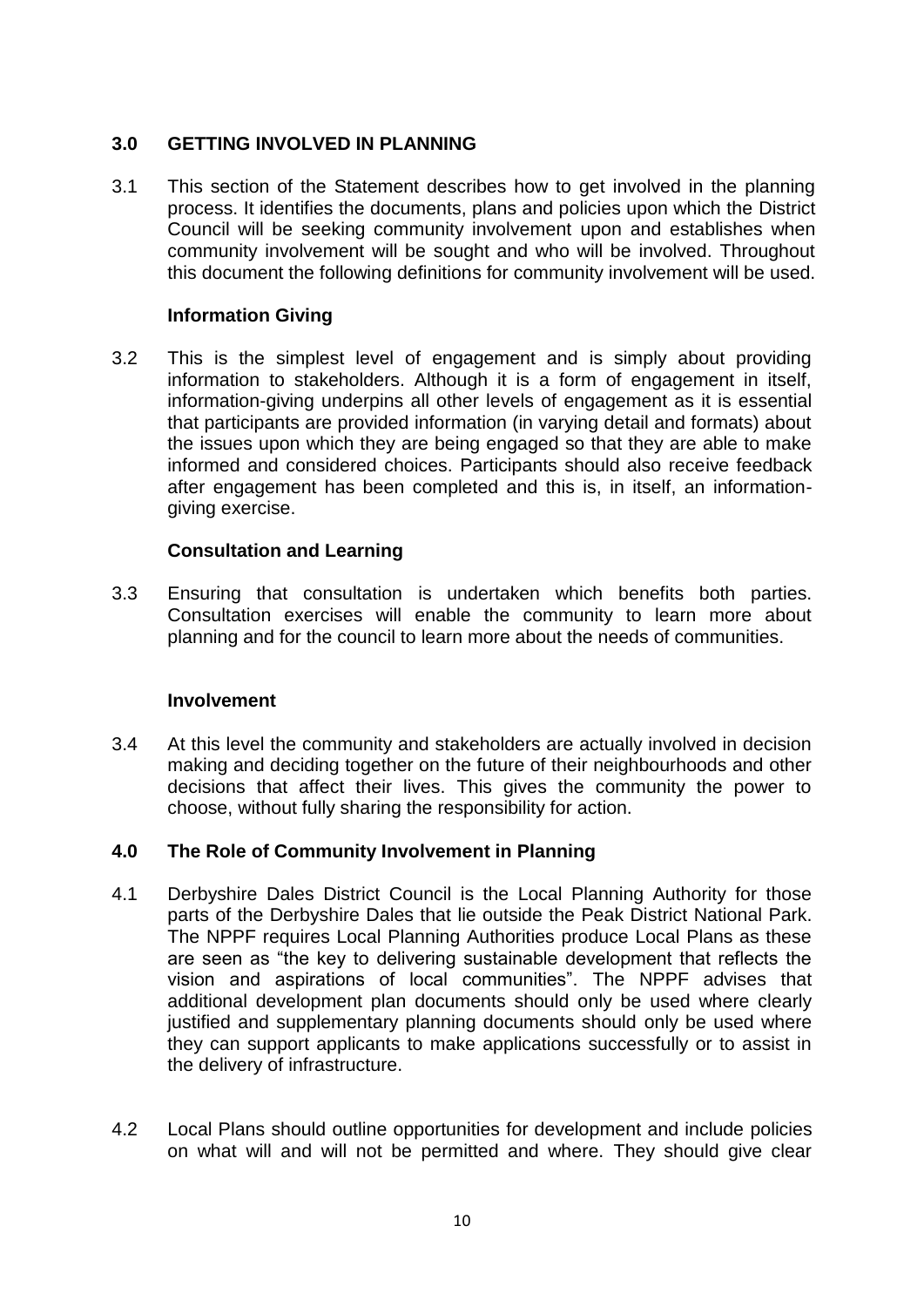## 3.0 GETTING INVOLVED IN PLANNING

3.1 This section of the Statement describes how to get involved in the planning process. It identifies the documents, plans and policies upon which the District Council will be seeking community involvement upon and establishes when community involvement will be sought and who will be involved. Throughout this document the following definitions for community involvement will be used.

### Information Giving

3.2 This is the simplest level of engagement and is simply about providing information to stakeholders. Although it is a form of engagement in itself, information-giving underpins all other levels of engagement as it is essential that participants are provided information (in varying detail and formats) about the issues upon which they are being engaged so that they are able to make informed and considered choices. Participants should also receive feedback after engagement has been completed and this is, in itself, an information-giving exercise.

### Consultation and Learning

3.3 Ensuring that consultation is undertaken which benefits both parties. Consultation exercises will enable the community to learn more about planning and for the council to learn more about the needs of communities.

### Involvement

3.4 At this level the community and stakeholders are actually involved in decision making and deciding together on the future of their neighbourhoods and other decisions that affect their lives. This gives the community the power to choose, without fully sharing the responsibility for action.

## 4.0 The Role of Community Involvement in Planning

4.1 Derbyshire Dales District Council is the Local Planning Authority for those parts of the Derbyshire Dales that lie outside the Peak District National Park. The NPPF requires Local Planning Authorities produce Local Plans as these are seen as "the key to delivering sustainable development that reflects the vision and aspirations of local communities". The NPPF advises that additional development plan documents should only be used where clearly justified and supplementary planning documents should only be used where they can support applicants to make applications successfully or to assist in the delivery of infrastructure.

4.2 Local Plans should outline opportunities for development and include policies on what will and will not be permitted and where. They should give clear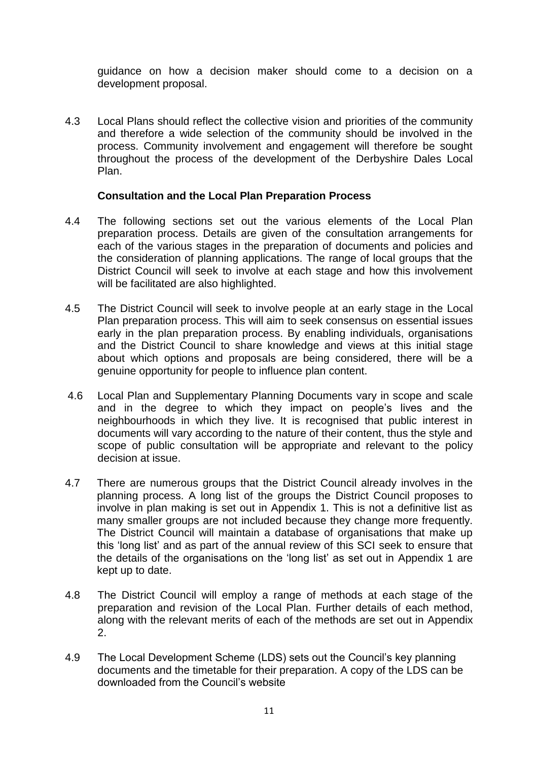guidance on how a decision maker should come to a decision on a development proposal.

4.3 Local Plans should reflect the collective vision and priorities of the community and therefore a wide selection of the community should be involved in the process. Community involvement and engagement will therefore be sought throughout the process of the development of the Derbyshire Dales Local Plan.

**Consultation and the Local Plan Preparation Process**

4.4 The following sections set out the various elements of the Local Plan preparation process. Details are given of the consultation arrangements for each of the various stages in the preparation of documents and policies and the consideration of planning applications. The range of local groups that the District Council will seek to involve at each stage and how this involvement will be facilitated are also highlighted.

4.5 The District Council will seek to involve people at an early stage in the Local Plan preparation process. This will aim to seek consensus on essential issues early in the plan preparation process. By enabling individuals, organisations and the District Council to share knowledge and views at this initial stage about which options and proposals are being considered, there will be a genuine opportunity for people to influence plan content.

4.6 Local Plan and Supplementary Planning Documents vary in scope and scale and in the degree to which they impact on people's lives and the neighbourhoods in which they live. It is recognised that public interest in documents will vary according to the nature of their content, thus the style and scope of public consultation will be appropriate and relevant to the policy decision at issue.

4.7 There are numerous groups that the District Council already involves in the planning process. A long list of the groups the District Council proposes to involve in plan making is set out in Appendix 1. This is not a definitive list as many smaller groups are not included because they change more frequently. The District Council will maintain a database of organisations that make up this 'long list' and as part of the annual review of this SCI seek to ensure that the details of the organisations on the 'long list' as set out in Appendix 1 are kept up to date.

4.8 The District Council will employ a range of methods at each stage of the preparation and revision of the Local Plan. Further details of each method, along with the relevant merits of each of the methods are set out in Appendix 2.

4.9 The Local Development Scheme (LDS) sets out the Council's key planning documents and the timetable for their preparation. A copy of the LDS can be downloaded from the Council's website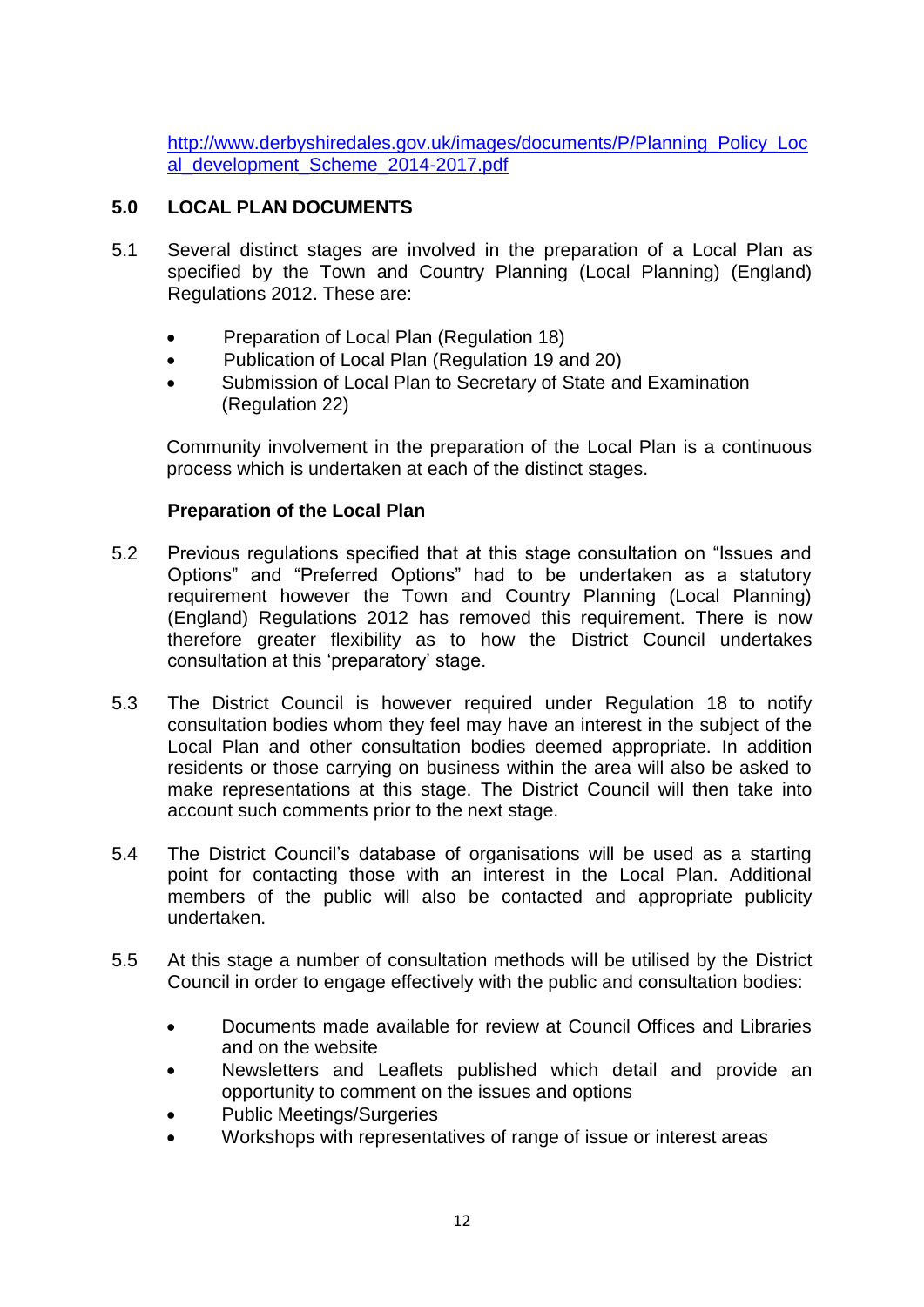[http://www.derbyshiredales.gov.uk/images/documents/P/Planning_Policy_Local_development_Scheme_2014-2017.pdf](http://www.derbyshiredales.gov.uk/images/documents/P/Planning_Policy_Local_development_Scheme_2014-2017.pdf)

## 5.0 LOCAL PLAN DOCUMENTS

5.1 Several distinct stages are involved in the preparation of a Local Plan as specified by the Town and Country Planning (Local Planning) (England) Regulations 2012. These are:

- Preparation of Local Plan (Regulation 18)
- Publication of Local Plan (Regulation 19 and 20)
- Submission of Local Plan to Secretary of State and Examination (Regulation 22)

Community involvement in the preparation of the Local Plan is a continuous process which is undertaken at each of the distinct stages.

### Preparation of the Local Plan

5.2 Previous regulations specified that at this stage consultation on "Issues and Options" and "Preferred Options" had to be undertaken as a statutory requirement however the Town and Country Planning (Local Planning) (England) Regulations 2012 has removed this requirement. There is now therefore greater flexibility as to how the District Council undertakes consultation at this 'preparatory' stage.

5.3 The District Council is however required under Regulation 18 to notify consultation bodies whom they feel may have an interest in the subject of the Local Plan and other consultation bodies deemed appropriate. In addition residents or those carrying on business within the area will also be asked to make representations at this stage. The District Council will then take into account such comments prior to the next stage.

5.4 The District Council's database of organisations will be used as a starting point for contacting those with an interest in the Local Plan. Additional members of the public will also be contacted and appropriate publicity undertaken.

5.5 At this stage a number of consultation methods will be utilised by the District Council in order to engage effectively with the public and consultation bodies:

- Documents made available for review at Council Offices and Libraries and on the website
- Newsletters and Leaflets published which detail and provide an opportunity to comment on the issues and options
- Public Meetings/Surgeries
- Workshops with representatives of range of issue or interest areas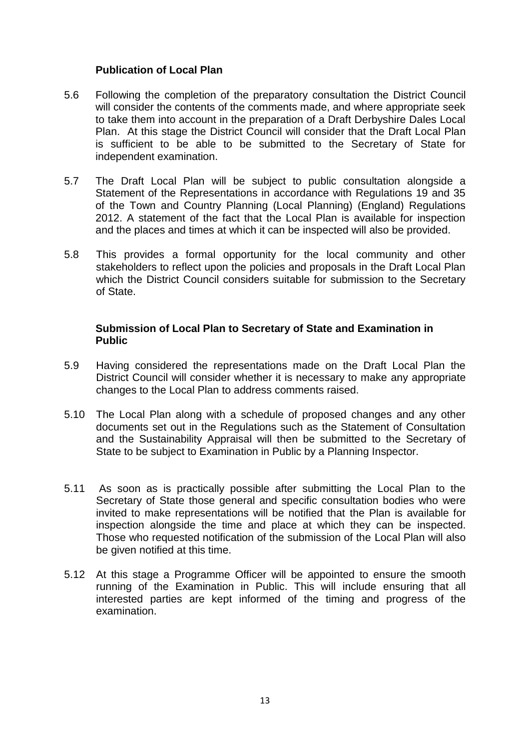### Publication of Local Plan

5.6 Following the completion of the preparatory consultation the District Council will consider the contents of the comments made, and where appropriate seek to take them into account in the preparation of a Draft Derbyshire Dales Local Plan. At this stage the District Council will consider that the Draft Local Plan is sufficient to be able to be submitted to the Secretary of State for independent examination.

5.7 The Draft Local Plan will be subject to public consultation alongside a Statement of the Representations in accordance with Regulations 19 and 35 of the Town and Country Planning (Local Planning) (England) Regulations 2012. A statement of the fact that the Local Plan is available for inspection and the places and times at which it can be inspected will also be provided.

5.8 This provides a formal opportunity for the local community and other stakeholders to reflect upon the policies and proposals in the Draft Local Plan which the District Council considers suitable for submission to the Secretary of State.

### Submission of Local Plan to Secretary of State and Examination in Public

5.9 Having considered the representations made on the Draft Local Plan the District Council will consider whether it is necessary to make any appropriate changes to the Local Plan to address comments raised.

5.10 The Local Plan along with a schedule of proposed changes and any other documents set out in the Regulations such as the Statement of Consultation and the Sustainability Appraisal will then be submitted to the Secretary of State to be subject to Examination in Public by a Planning Inspector.

5.11 As soon as is practically possible after submitting the Local Plan to the Secretary of State those general and specific consultation bodies who were invited to make representations will be notified that the Plan is available for inspection alongside the time and place at which they can be inspected. Those who requested notification of the submission of the Local Plan will also be given notified at this time.

5.12 At this stage a Programme Officer will be appointed to ensure the smooth running of the Examination in Public. This will include ensuring that all interested parties are kept informed of the timing and progress of the examination.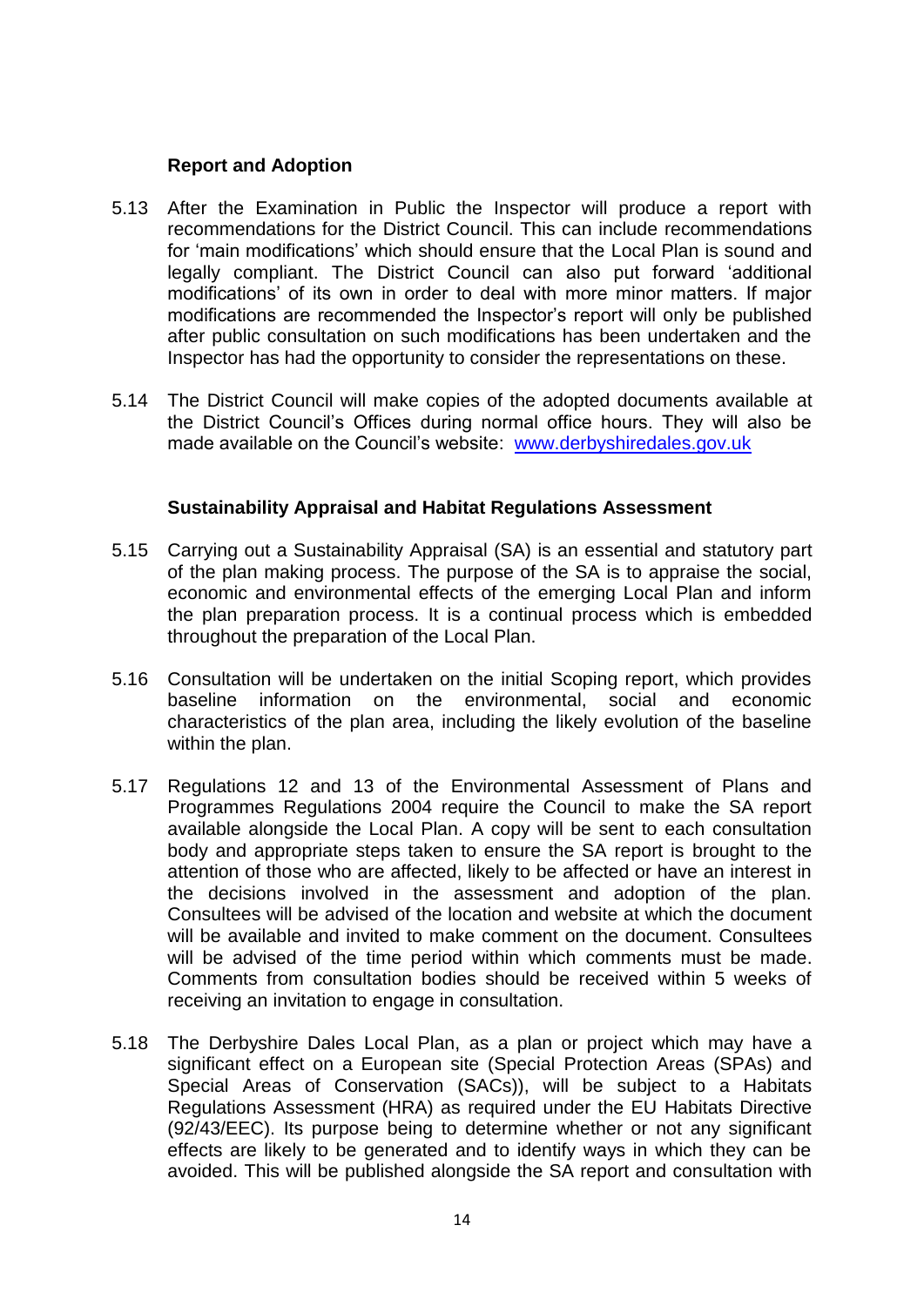### Report and Adoption

5.13 After the Examination in Public the Inspector will produce a report with recommendations for the District Council. This can include recommendations for 'main modifications' which should ensure that the Local Plan is sound and legally compliant. The District Council can also put forward 'additional modifications' of its own in order to deal with more minor matters. If major modifications are recommended the Inspector's report will only be published after public consultation on such modifications has been undertaken and the Inspector has had the opportunity to consider the representations on these.

5.14 The District Council will make copies of the adopted documents available at the District Council's Offices during normal office hours. They will also be made available on the Council's website: [www.derbyshiredales.gov.uk](http://www.derbyshiredales.gov.uk)

### Sustainability Appraisal and Habitat Regulations Assessment

5.15 Carrying out a Sustainability Appraisal (SA) is an essential and statutory part of the plan making process. The purpose of the SA is to appraise the social, economic and environmental effects of the emerging Local Plan and inform the plan preparation process. It is a continual process which is embedded throughout the preparation of the Local Plan.

5.16 Consultation will be undertaken on the initial Scoping report, which provides baseline information on the environmental, social and economic characteristics of the plan area, including the likely evolution of the baseline within the plan.

5.17 Regulations 12 and 13 of the Environmental Assessment of Plans and Programmes Regulations 2004 require the Council to make the SA report available alongside the Local Plan. A copy will be sent to each consultation body and appropriate steps taken to ensure the SA report is brought to the attention of those who are affected, likely to be affected or have an interest in the decisions involved in the assessment and adoption of the plan. Consultees will be advised of the location and website at which the document will be available and invited to make comment on the document. Consultees will be advised of the time period within which comments must be made. Comments from consultation bodies should be received within 5 weeks of receiving an invitation to engage in consultation.

5.18 The Derbyshire Dales Local Plan, as a plan or project which may have a significant effect on a European site (Special Protection Areas (SPAs) and Special Areas of Conservation (SACs)), will be subject to a Habitats Regulations Assessment (HRA) as required under the EU Habitats Directive (92/43/EEC). Its purpose being to determine whether or not any significant effects are likely to be generated and to identify ways in which they can be avoided. This will be published alongside the SA report and consultation with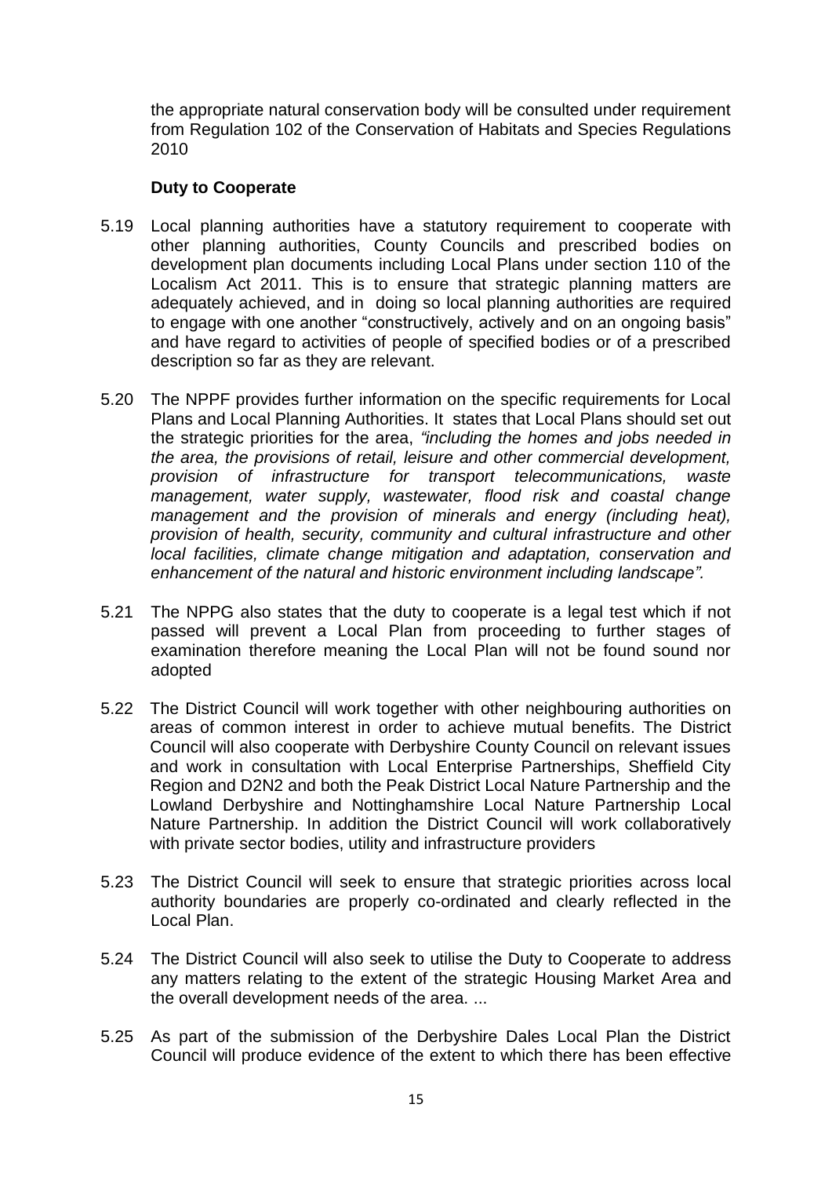the appropriate natural conservation body will be consulted under requirement from Regulation 102 of the Conservation of Habitats and Species Regulations 2010

**Duty to Cooperate**

5.19 Local planning authorities have a statutory requirement to cooperate with other planning authorities, County Councils and prescribed bodies on development plan documents including Local Plans under section 110 of the Localism Act 2011. This is to ensure that strategic planning matters are adequately achieved, and in doing so local planning authorities are required to engage with one another "constructively, actively and on an ongoing basis" and have regard to activities of people of specified bodies or of a prescribed description so far as they are relevant.

5.20 The NPPF provides further information on the specific requirements for Local Plans and Local Planning Authorities. It states that Local Plans should set out the strategic priorities for the area, *"including the homes and jobs needed in the area, the provisions of retail, leisure and other commercial development, provision of infrastructure for transport telecommunications, waste management, water supply, wastewater, flood risk and coastal change management and the provision of minerals and energy (including heat), provision of health, security, community and cultural infrastructure and other local facilities, climate change mitigation and adaptation, conservation and enhancement of the natural and historic environment including landscape".*

5.21 The NPPG also states that the duty to cooperate is a legal test which if not passed will prevent a Local Plan from proceeding to further stages of examination therefore meaning the Local Plan will not be found sound nor adopted

5.22 The District Council will work together with other neighbouring authorities on areas of common interest in order to achieve mutual benefits. The District Council will also cooperate with Derbyshire County Council on relevant issues and work in consultation with Local Enterprise Partnerships, Sheffield City Region and D2N2 and both the Peak District Local Nature Partnership and the Lowland Derbyshire and Nottinghamshire Local Nature Partnership Local Nature Partnership. In addition the District Council will work collaboratively with private sector bodies, utility and infrastructure providers

5.23 The District Council will seek to ensure that strategic priorities across local authority boundaries are properly co-ordinated and clearly reflected in the Local Plan.

5.24 The District Council will also seek to utilise the Duty to Cooperate to address any matters relating to the extent of the strategic Housing Market Area and the overall development needs of the area. ...

5.25 As part of the submission of the Derbyshire Dales Local Plan the District Council will produce evidence of the extent to which there has been effective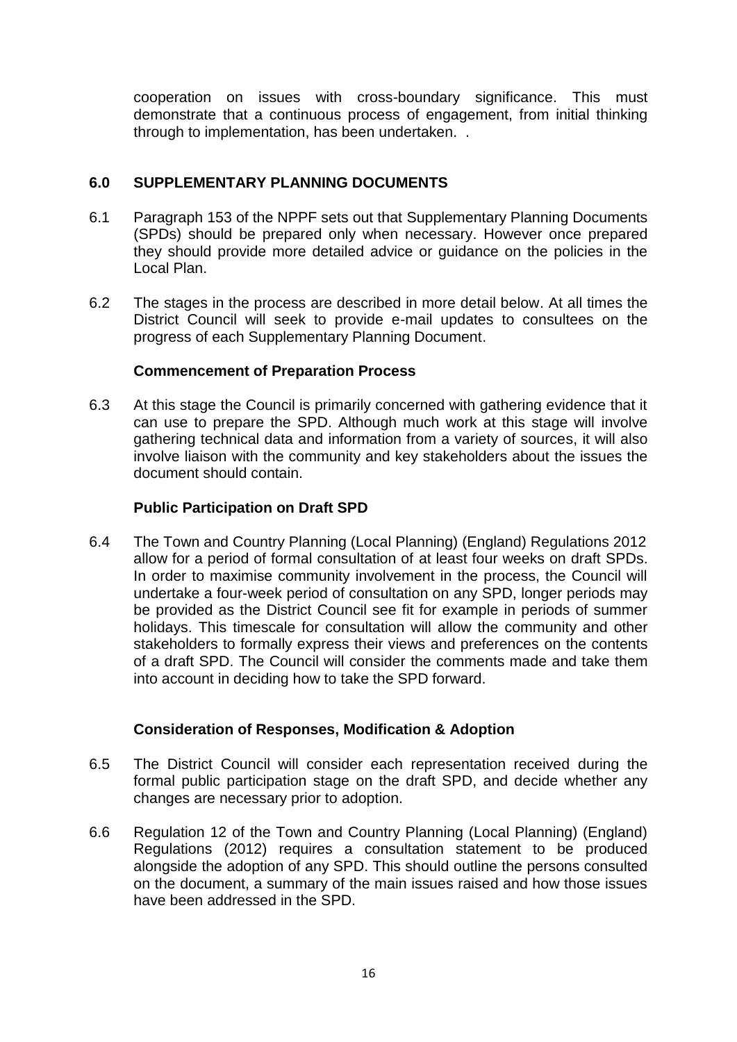cooperation on issues with cross-boundary significance. This must demonstrate that a continuous process of engagement, from initial thinking through to implementation, has been undertaken. .

## 6.0 SUPPLEMENTARY PLANNING DOCUMENTS

6.1 Paragraph 153 of the NPPF sets out that Supplementary Planning Documents (SPDs) should be prepared only when necessary. However once prepared they should provide more detailed advice or guidance on the policies in the Local Plan.

6.2 The stages in the process are described in more detail below. At all times the District Council will seek to provide e-mail updates to consultees on the progress of each Supplementary Planning Document.

### Commencement of Preparation Process

6.3 At this stage the Council is primarily concerned with gathering evidence that it can use to prepare the SPD. Although much work at this stage will involve gathering technical data and information from a variety of sources, it will also involve liaison with the community and key stakeholders about the issues the document should contain.

### Public Participation on Draft SPD

6.4 The Town and Country Planning (Local Planning) (England) Regulations 2012 allow for a period of formal consultation of at least four weeks on draft SPDs. In order to maximise community involvement in the process, the Council will undertake a four-week period of consultation on any SPD, longer periods may be provided as the District Council see fit for example in periods of summer holidays. This timescale for consultation will allow the community and other stakeholders to formally express their views and preferences on the contents of a draft SPD. The Council will consider the comments made and take them into account in deciding how to take the SPD forward.

### Consideration of Responses, Modification & Adoption

6.5 The District Council will consider each representation received during the formal public participation stage on the draft SPD, and decide whether any changes are necessary prior to adoption.

6.6 Regulation 12 of the Town and Country Planning (Local Planning) (England) Regulations (2012) requires a consultation statement to be produced alongside the adoption of any SPD. This should outline the persons consulted on the document, a summary of the main issues raised and how those issues have been addressed in the SPD.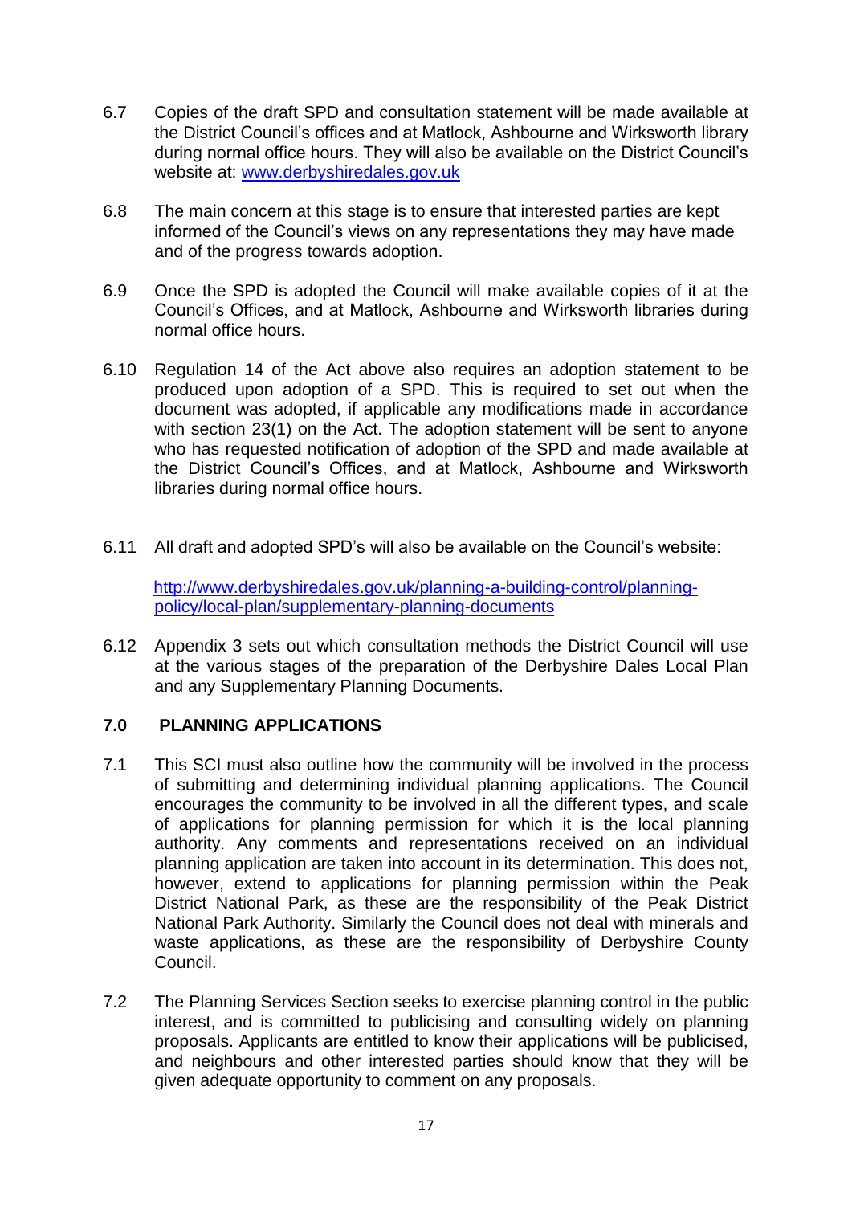6.7 Copies of the draft SPD and consultation statement will be made available at the District Council's offices and at Matlock, Ashbourne and Wirksworth library during normal office hours. They will also be available on the District Council's website at: [www.derbyshiredales.gov.uk](www.derbyshiredales.gov.uk)

6.8 The main concern at this stage is to ensure that interested parties are kept informed of the Council's views on any representations they may have made and of the progress towards adoption.

6.9 Once the SPD is adopted the Council will make available copies of it at the Council's Offices, and at Matlock, Ashbourne and Wirksworth libraries during normal office hours.

6.10 Regulation 14 of the Act above also requires an adoption statement to be produced upon adoption of a SPD. This is required to set out when the document was adopted, if applicable any modifications made in accordance with section 23(1) on the Act. The adoption statement will be sent to anyone who has requested notification of adoption of the SPD and made available at the District Council's Offices, and at Matlock, Ashbourne and Wirksworth libraries during normal office hours.

6.11 All draft and adopted SPD's will also be available on the Council's website:

[http://www.derbyshiredales.gov.uk/planning-a-building-control/planning-policy/local-plan/supplementary-planning-documents](http://www.derbyshiredales.gov.uk/planning-a-building-control/planning-policy/local-plan/supplementary-planning-documents)

6.12 Appendix 3 sets out which consultation methods the District Council will use at the various stages of the preparation of the Derbyshire Dales Local Plan and any Supplementary Planning Documents.

## 7.0 PLANNING APPLICATIONS

7.1 This SCI must also outline how the community will be involved in the process of submitting and determining individual planning applications. The Council encourages the community to be involved in all the different types, and scale of applications for planning permission for which it is the local planning authority. Any comments and representations received on an individual planning application are taken into account in its determination. This does not, however, extend to applications for planning permission within the Peak District National Park, as these are the responsibility of the Peak District National Park Authority. Similarly the Council does not deal with minerals and waste applications, as these are the responsibility of Derbyshire County Council.

7.2 The Planning Services Section seeks to exercise planning control in the public interest, and is committed to publicising and consulting widely on planning proposals. Applicants are entitled to know their applications will be publicised, and neighbours and other interested parties should know that they will be given adequate opportunity to comment on any proposals.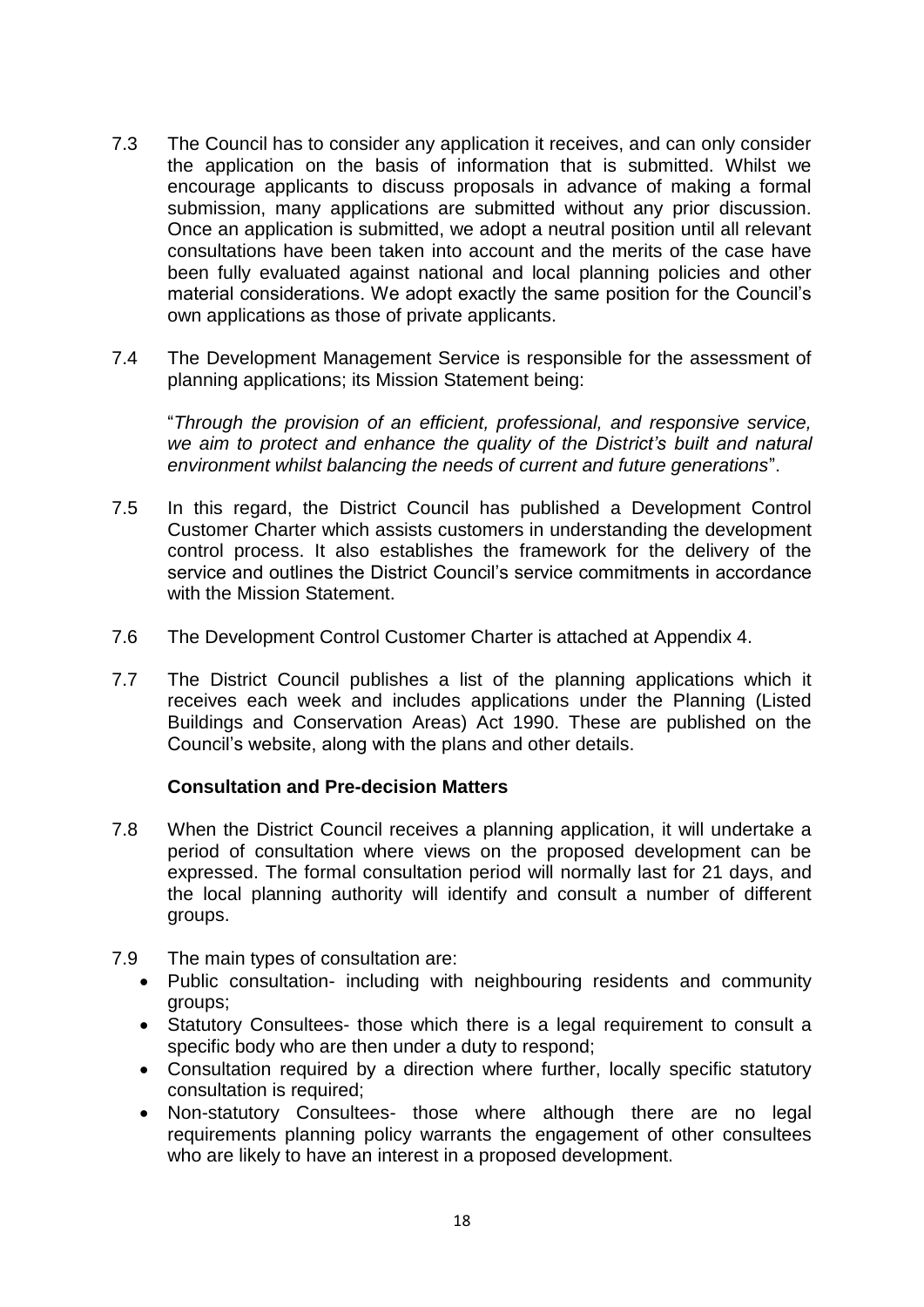7.3 The Council has to consider any application it receives, and can only consider the application on the basis of information that is submitted. Whilst we encourage applicants to discuss proposals in advance of making a formal submission, many applications are submitted without any prior discussion. Once an application is submitted, we adopt a neutral position until all relevant consultations have been taken into account and the merits of the case have been fully evaluated against national and local planning policies and other material considerations. We adopt exactly the same position for the Council's own applications as those of private applicants.

7.4 The Development Management Service is responsible for the assessment of planning applications; its Mission Statement being:

"*Through the provision of an efficient, professional, and responsive service, we aim to protect and enhance the quality of the District's built and natural environment whilst balancing the needs of current and future generations*".

7.5 In this regard, the District Council has published a Development Control Customer Charter which assists customers in understanding the development control process. It also establishes the framework for the delivery of the service and outlines the District Council's service commitments in accordance with the Mission Statement.

7.6 The Development Control Customer Charter is attached at Appendix 4.

7.7 The District Council publishes a list of the planning applications which it receives each week and includes applications under the Planning (Listed Buildings and Conservation Areas) Act 1990. These are published on the Council's website, along with the plans and other details.

**Consultation and Pre-decision Matters**

7.8 When the District Council receives a planning application, it will undertake a period of consultation where views on the proposed development can be expressed. The formal consultation period will normally last for 21 days, and the local planning authority will identify and consult a number of different groups.

7.9 The main types of consultation are:

- Public consultation- including with neighbouring residents and community groups;
- Statutory Consultees- those which there is a legal requirement to consult a specific body who are then under a duty to respond;
- Consultation required by a direction where further, locally specific statutory consultation is required;
- Non-statutory Consultees- those where although there are no legal requirements planning policy warrants the engagement of other consultees who are likely to have an interest in a proposed development.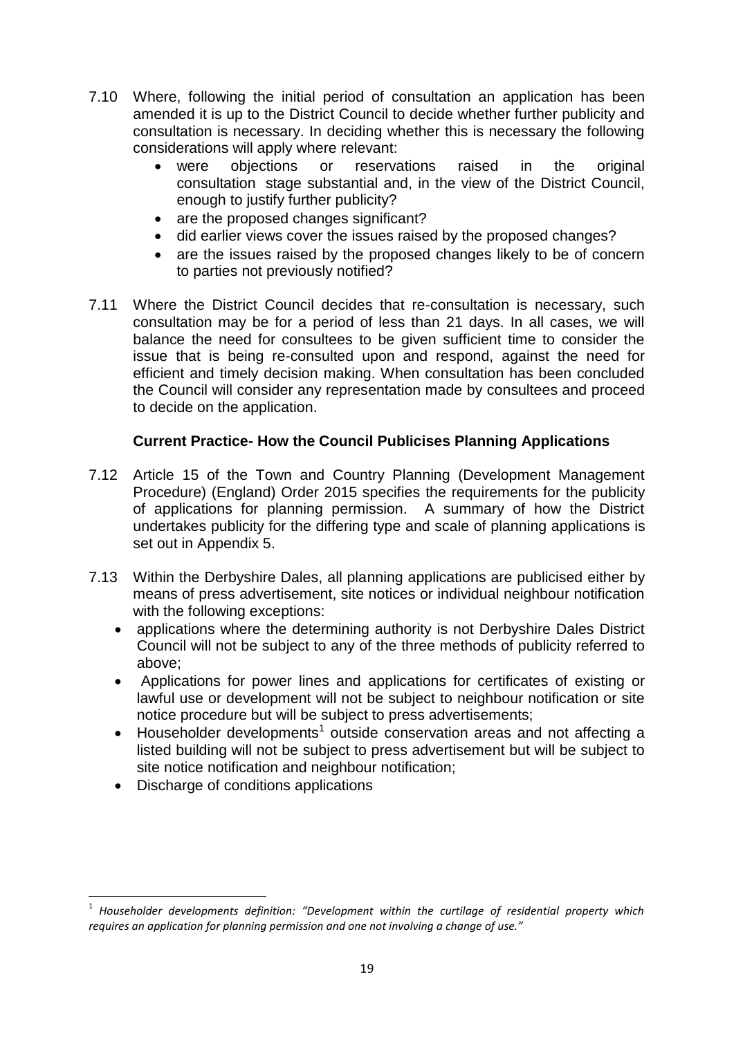7.10 Where, following the initial period of consultation an application has been amended it is up to the District Council to decide whether further publicity and consultation is necessary. In deciding whether this is necessary the following considerations will apply where relevant:

- were objections or reservations raised in the original consultation stage substantial and, in the view of the District Council, enough to justify further publicity?
- are the proposed changes significant?
- did earlier views cover the issues raised by the proposed changes?
- are the issues raised by the proposed changes likely to be of concern to parties not previously notified?

7.11 Where the District Council decides that re-consultation is necessary, such consultation may be for a period of less than 21 days. In all cases, we will balance the need for consultees to be given sufficient time to consider the issue that is being re-consulted upon and respond, against the need for efficient and timely decision making. When consultation has been concluded the Council will consider any representation made by consultees and proceed to decide on the application.

**Current Practice- How the Council Publicises Planning Applications**

7.12 Article 15 of the Town and Country Planning (Development Management Procedure) (England) Order 2015 specifies the requirements for the publicity of applications for planning permission. A summary of how the District undertakes publicity for the differing type and scale of planning applications is set out in Appendix 5.

7.13 Within the Derbyshire Dales, all planning applications are publicised either by means of press advertisement, site notices or individual neighbour notification with the following exceptions:

- applications where the determining authority is not Derbyshire Dales District Council will not be subject to any of the three methods of publicity referred to above;
- Applications for power lines and applications for certificates of existing or lawful use or development will not be subject to neighbour notification or site notice procedure but will be subject to press advertisements;
- Householder developments[1] outside conservation areas and not affecting a listed building will not be subject to press advertisement but will be subject to site notice notification and neighbour notification;
- Discharge of conditions applications

---

[1] *Householder developments definition: "Development within the curtilage of residential property which requires an application for planning permission and one not involving a change of use."*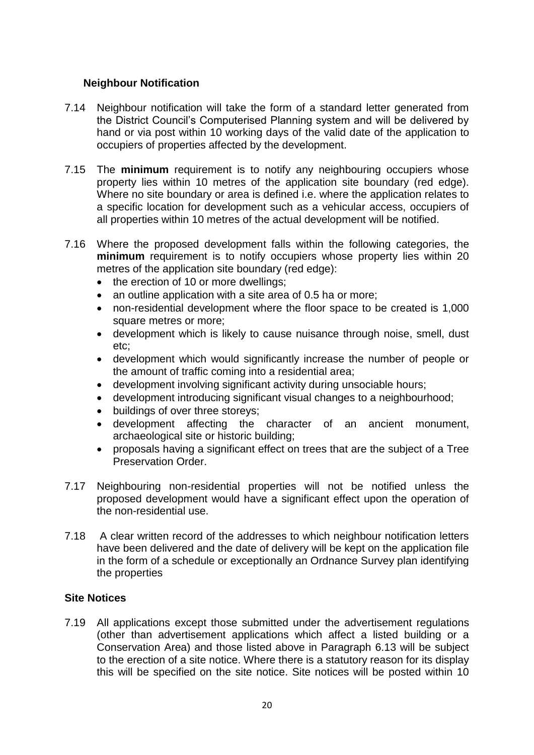### Neighbour Notification

7.14 Neighbour notification will take the form of a standard letter generated from the District Council's Computerised Planning system and will be delivered by hand or via post within 10 working days of the valid date of the application to occupiers of properties affected by the development.

7.15 The **minimum** requirement is to notify any neighbouring occupiers whose property lies within 10 metres of the application site boundary (red edge). Where no site boundary or area is defined i.e. where the application relates to a specific location for development such as a vehicular access, occupiers of all properties within 10 metres of the actual development will be notified.

7.16 Where the proposed development falls within the following categories, the **minimum** requirement is to notify occupiers whose property lies within 20 metres of the application site boundary (red edge):

- the erection of 10 or more dwellings;
- an outline application with a site area of 0.5 ha or more;
- non-residential development where the floor space to be created is 1,000 square metres or more;
- development which is likely to cause nuisance through noise, smell, dust etc;
- development which would significantly increase the number of people or the amount of traffic coming into a residential area;
- development involving significant activity during unsociable hours;
- development introducing significant visual changes to a neighbourhood;
- buildings of over three storeys;
- development affecting the character of an ancient monument, archaeological site or historic building;
- proposals having a significant effect on trees that are the subject of a Tree Preservation Order.

7.17 Neighbouring non-residential properties will not be notified unless the proposed development would have a significant effect upon the operation of the non-residential use.

7.18 A clear written record of the addresses to which neighbour notification letters have been delivered and the date of delivery will be kept on the application file in the form of a schedule or exceptionally an Ordnance Survey plan identifying the properties

### Site Notices

7.19 All applications except those submitted under the advertisement regulations (other than advertisement applications which affect a listed building or a Conservation Area) and those listed above in Paragraph 6.13 will be subject to the erection of a site notice. Where there is a statutory reason for its display this will be specified on the site notice. Site notices will be posted within 10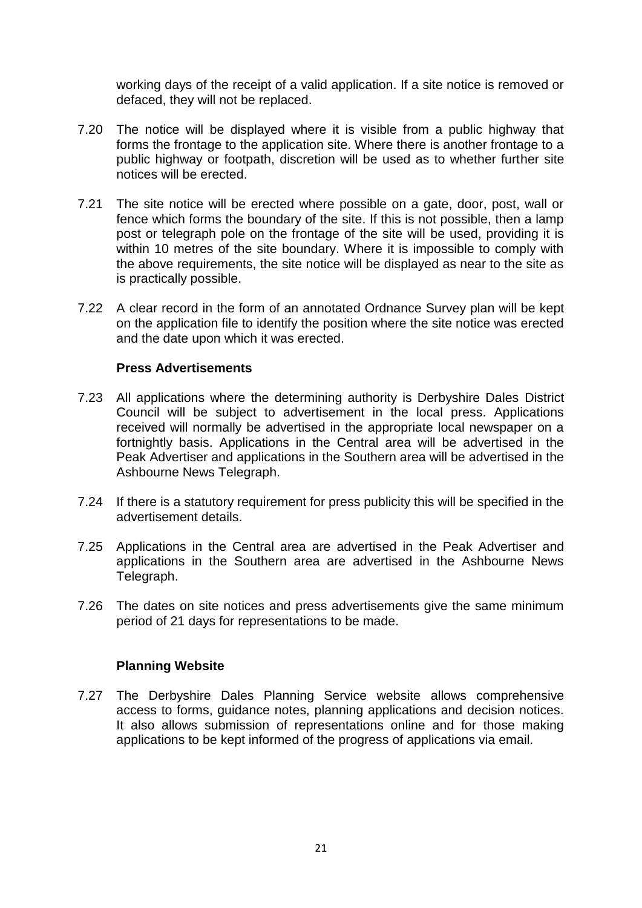working days of the receipt of a valid application. If a site notice is removed or defaced, they will not be replaced.

7.20 The notice will be displayed where it is visible from a public highway that forms the frontage to the application site. Where there is another frontage to a public highway or footpath, discretion will be used as to whether further site notices will be erected.

7.21 The site notice will be erected where possible on a gate, door, post, wall or fence which forms the boundary of the site. If this is not possible, then a lamp post or telegraph pole on the frontage of the site will be used, providing it is within 10 metres of the site boundary. Where it is impossible to comply with the above requirements, the site notice will be displayed as near to the site as is practically possible.

7.22 A clear record in the form of an annotated Ordnance Survey plan will be kept on the application file to identify the position where the site notice was erected and the date upon which it was erected.

**Press Advertisements**

7.23 All applications where the determining authority is Derbyshire Dales District Council will be subject to advertisement in the local press. Applications received will normally be advertised in the appropriate local newspaper on a fortnightly basis. Applications in the Central area will be advertised in the Peak Advertiser and applications in the Southern area will be advertised in the Ashbourne News Telegraph.

7.24 If there is a statutory requirement for press publicity this will be specified in the advertisement details.

7.25 Applications in the Central area are advertised in the Peak Advertiser and applications in the Southern area are advertised in the Ashbourne News Telegraph.

7.26 The dates on site notices and press advertisements give the same minimum period of 21 days for representations to be made.

**Planning Website**

7.27 The Derbyshire Dales Planning Service website allows comprehensive access to forms, guidance notes, planning applications and decision notices. It also allows submission of representations online and for those making applications to be kept informed of the progress of applications via email.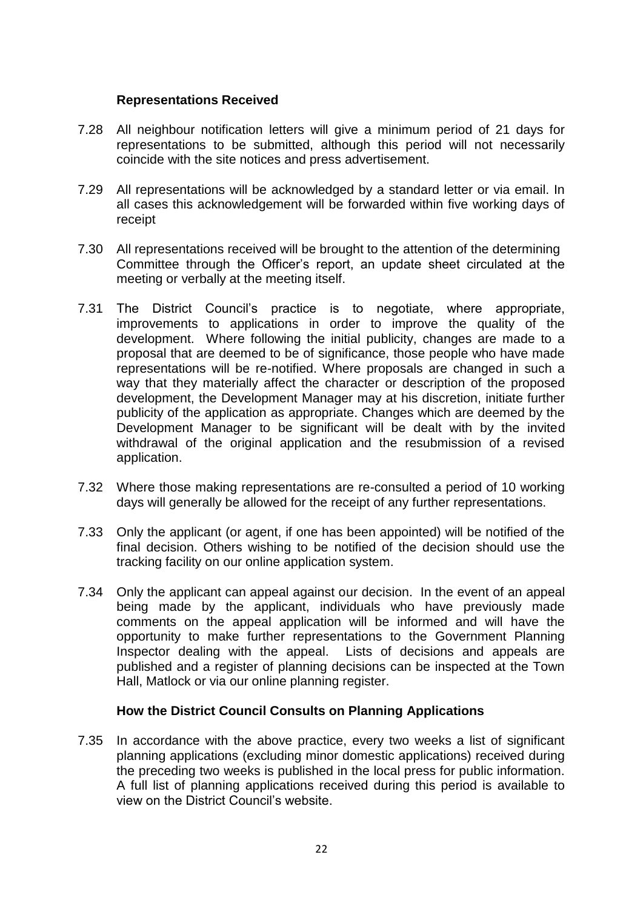### Representations Received

7.28 All neighbour notification letters will give a minimum period of 21 days for representations to be submitted, although this period will not necessarily coincide with the site notices and press advertisement.

7.29 All representations will be acknowledged by a standard letter or via email. In all cases this acknowledgement will be forwarded within five working days of receipt

7.30 All representations received will be brought to the attention of the determining Committee through the Officer's report, an update sheet circulated at the meeting or verbally at the meeting itself.

7.31 The District Council's practice is to negotiate, where appropriate, improvements to applications in order to improve the quality of the development. Where following the initial publicity, changes are made to a proposal that are deemed to be of significance, those people who have made representations will be re-notified. Where proposals are changed in such a way that they materially affect the character or description of the proposed development, the Development Manager may at his discretion, initiate further publicity of the application as appropriate. Changes which are deemed by the Development Manager to be significant will be dealt with by the invited withdrawal of the original application and the resubmission of a revised application.

7.32 Where those making representations are re-consulted a period of 10 working days will generally be allowed for the receipt of any further representations.

7.33 Only the applicant (or agent, if one has been appointed) will be notified of the final decision. Others wishing to be notified of the decision should use the tracking facility on our online application system.

7.34 Only the applicant can appeal against our decision. In the event of an appeal being made by the applicant, individuals who have previously made comments on the appeal application will be informed and will have the opportunity to make further representations to the Government Planning Inspector dealing with the appeal. Lists of decisions and appeals are published and a register of planning decisions can be inspected at the Town Hall, Matlock or via our online planning register.

### How the District Council Consults on Planning Applications

7.35 In accordance with the above practice, every two weeks a list of significant planning applications (excluding minor domestic applications) received during the preceding two weeks is published in the local press for public information. A full list of planning applications received during this period is available to view on the District Council's website.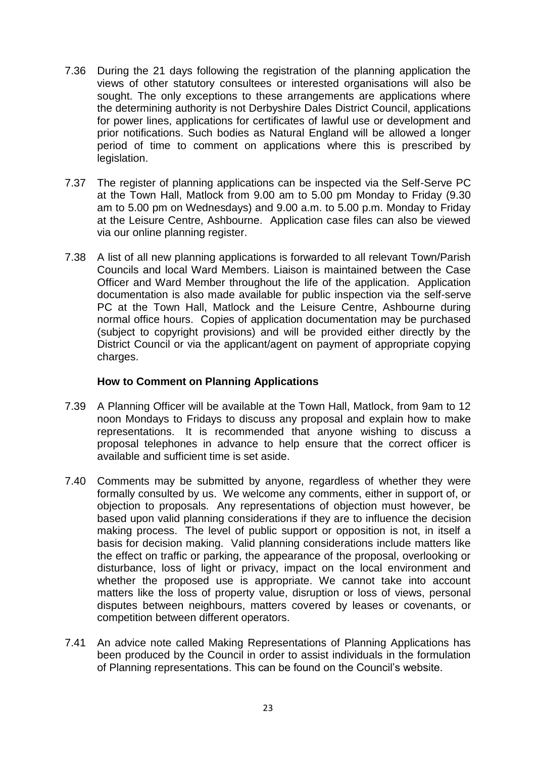7.36 During the 21 days following the registration of the planning application the views of other statutory consultees or interested organisations will also be sought. The only exceptions to these arrangements are applications where the determining authority is not Derbyshire Dales District Council, applications for power lines, applications for certificates of lawful use or development and prior notifications. Such bodies as Natural England will be allowed a longer period of time to comment on applications where this is prescribed by legislation.

7.37 The register of planning applications can be inspected via the Self-Serve PC at the Town Hall, Matlock from 9.00 am to 5.00 pm Monday to Friday (9.30 am to 5.00 pm on Wednesdays) and 9.00 a.m. to 5.00 p.m. Monday to Friday at the Leisure Centre, Ashbourne. Application case files can also be viewed via our online planning register.

7.38 A list of all new planning applications is forwarded to all relevant Town/Parish Councils and local Ward Members. Liaison is maintained between the Case Officer and Ward Member throughout the life of the application. Application documentation is also made available for public inspection via the self-serve PC at the Town Hall, Matlock and the Leisure Centre, Ashbourne during normal office hours. Copies of application documentation may be purchased (subject to copyright provisions) and will be provided either directly by the District Council or via the applicant/agent on payment of appropriate copying charges.

### How to Comment on Planning Applications

7.39 A Planning Officer will be available at the Town Hall, Matlock, from 9am to 12 noon Mondays to Fridays to discuss any proposal and explain how to make representations. It is recommended that anyone wishing to discuss a proposal telephones in advance to help ensure that the correct officer is available and sufficient time is set aside.

7.40 Comments may be submitted by anyone, regardless of whether they were formally consulted by us. We welcome any comments, either in support of, or objection to proposals. Any representations of objection must however, be based upon valid planning considerations if they are to influence the decision making process. The level of public support or opposition is not, in itself a basis for decision making. Valid planning considerations include matters like the effect on traffic or parking, the appearance of the proposal, overlooking or disturbance, loss of light or privacy, impact on the local environment and whether the proposed use is appropriate. We cannot take into account matters like the loss of property value, disruption or loss of views, personal disputes between neighbours, matters covered by leases or covenants, or competition between different operators.

7.41 An advice note called Making Representations of Planning Applications has been produced by the Council in order to assist individuals in the formulation of Planning representations. This can be found on the Council's website.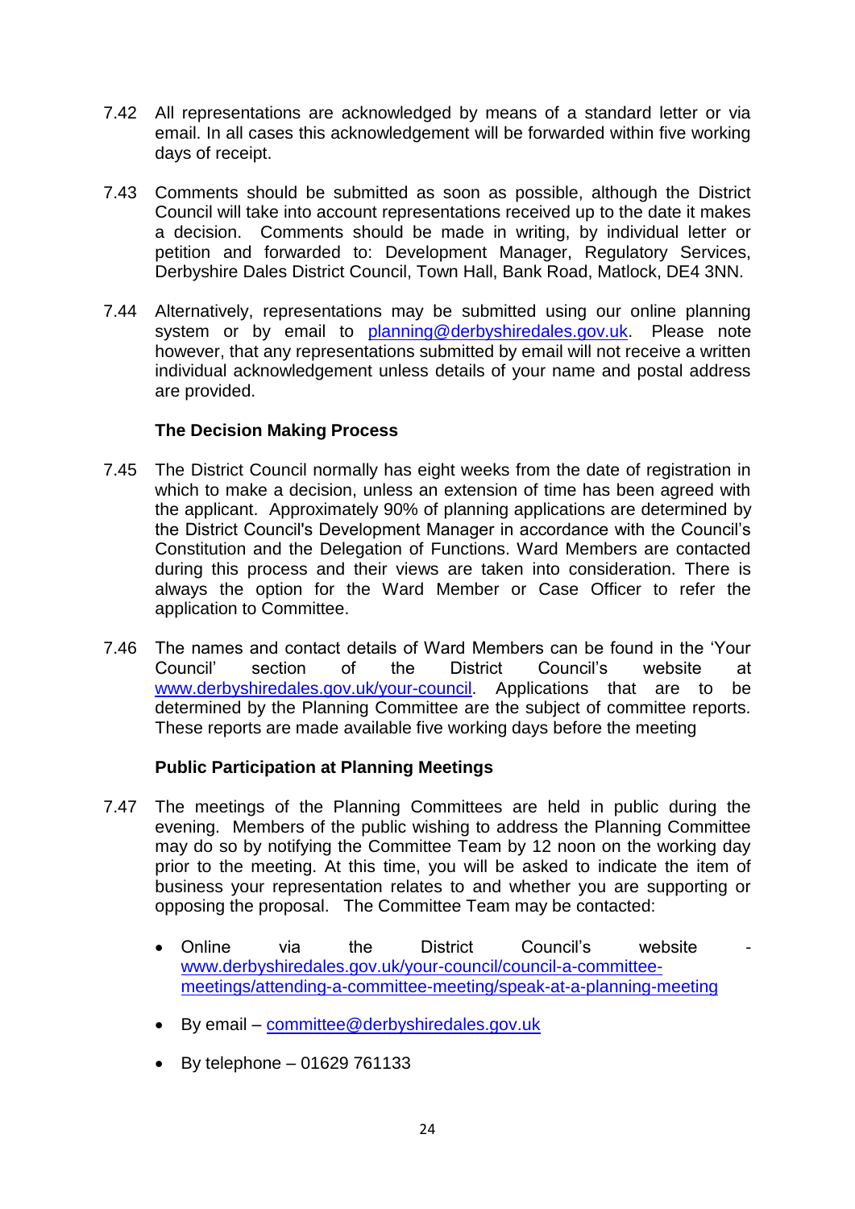7.42 All representations are acknowledged by means of a standard letter or via email. In all cases this acknowledgement will be forwarded within five working days of receipt.

7.43 Comments should be submitted as soon as possible, although the District Council will take into account representations received up to the date it makes a decision. Comments should be made in writing, by individual letter or petition and forwarded to: Development Manager, Regulatory Services, Derbyshire Dales District Council, Town Hall, Bank Road, Matlock, DE4 3NN.

7.44 Alternatively, representations may be submitted using our online planning system or by email to planning@derbyshiredales.gov.uk. Please note however, that any representations submitted by email will not receive a written individual acknowledgement unless details of your name and postal address are provided.

**The Decision Making Process**

7.45 The District Council normally has eight weeks from the date of registration in which to make a decision, unless an extension of time has been agreed with the applicant. Approximately 90% of planning applications are determined by the District Council's Development Manager in accordance with the Council's Constitution and the Delegation of Functions. Ward Members are contacted during this process and their views are taken into consideration. There is always the option for the Ward Member or Case Officer to refer the application to Committee.

7.46 The names and contact details of Ward Members can be found in the 'Your Council' section of the District Council's website at www.derbyshiredales.gov.uk/your-council. Applications that are to be determined by the Planning Committee are the subject of committee reports. These reports are made available five working days before the meeting

**Public Participation at Planning Meetings**

7.47 The meetings of the Planning Committees are held in public during the evening. Members of the public wishing to address the Planning Committee may do so by notifying the Committee Team by 12 noon on the working day prior to the meeting. At this time, you will be asked to indicate the item of business your representation relates to and whether you are supporting or opposing the proposal. The Committee Team may be contacted:

- Online via the District Council's website - www.derbyshiredales.gov.uk/your-council/council-a-committee-meetings/attending-a-committee-meeting/speak-at-a-planning-meeting
- By email – committee@derbyshiredales.gov.uk
- By telephone – 01629 761133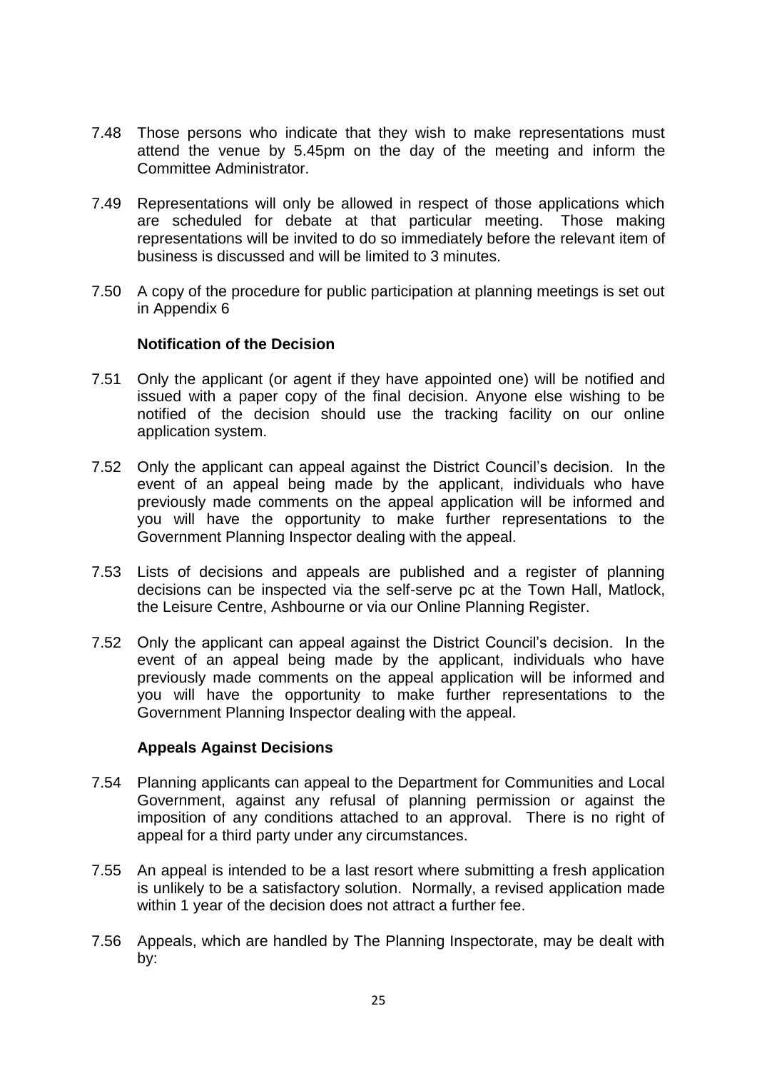7.48 Those persons who indicate that they wish to make representations must attend the venue by 5.45pm on the day of the meeting and inform the Committee Administrator.

7.49 Representations will only be allowed in respect of those applications which are scheduled for debate at that particular meeting. Those making representations will be invited to do so immediately before the relevant item of business is discussed and will be limited to 3 minutes.

7.50 A copy of the procedure for public participation at planning meetings is set out in Appendix 6

### Notification of the Decision

7.51 Only the applicant (or agent if they have appointed one) will be notified and issued with a paper copy of the final decision. Anyone else wishing to be notified of the decision should use the tracking facility on our online application system.

7.52 Only the applicant can appeal against the District Council's decision. In the event of an appeal being made by the applicant, individuals who have previously made comments on the appeal application will be informed and you will have the opportunity to make further representations to the Government Planning Inspector dealing with the appeal.

7.53 Lists of decisions and appeals are published and a register of planning decisions can be inspected via the self-serve pc at the Town Hall, Matlock, the Leisure Centre, Ashbourne or via our Online Planning Register.

7.52 Only the applicant can appeal against the District Council's decision. In the event of an appeal being made by the applicant, individuals who have previously made comments on the appeal application will be informed and you will have the opportunity to make further representations to the Government Planning Inspector dealing with the appeal.

### Appeals Against Decisions

7.54 Planning applicants can appeal to the Department for Communities and Local Government, against any refusal of planning permission or against the imposition of any conditions attached to an approval. There is no right of appeal for a third party under any circumstances.

7.55 An appeal is intended to be a last resort where submitting a fresh application is unlikely to be a satisfactory solution. Normally, a revised application made within 1 year of the decision does not attract a further fee.

7.56 Appeals, which are handled by The Planning Inspectorate, may be dealt with by: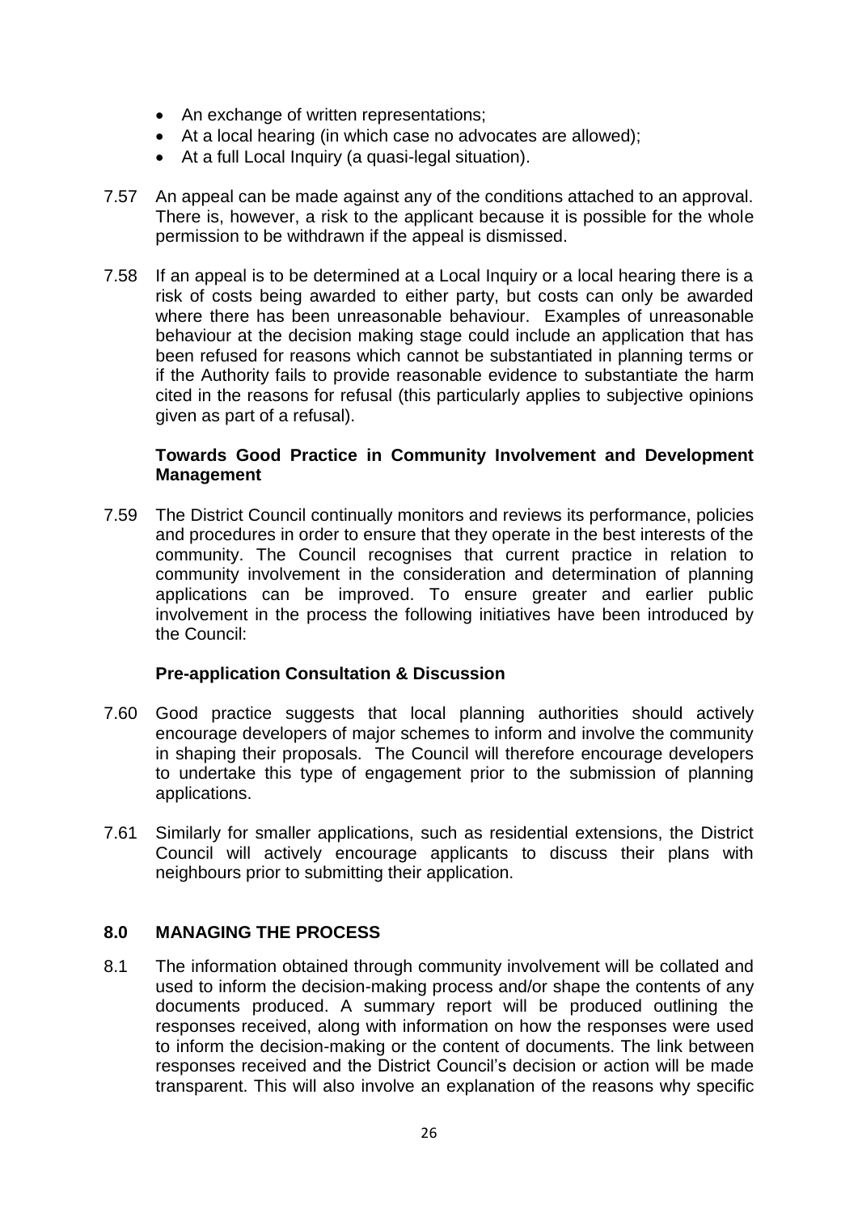- An exchange of written representations;
- At a local hearing (in which case no advocates are allowed);
- At a full Local Inquiry (a quasi-legal situation).

7.57 An appeal can be made against any of the conditions attached to an approval. There is, however, a risk to the applicant because it is possible for the whole permission to be withdrawn if the appeal is dismissed.

7.58 If an appeal is to be determined at a Local Inquiry or a local hearing there is a risk of costs being awarded to either party, but costs can only be awarded where there has been unreasonable behaviour. Examples of unreasonable behaviour at the decision making stage could include an application that has been refused for reasons which cannot be substantiated in planning terms or if the Authority fails to provide reasonable evidence to substantiate the harm cited in the reasons for refusal (this particularly applies to subjective opinions given as part of a refusal).

**Towards Good Practice in Community Involvement and Development Management**

7.59 The District Council continually monitors and reviews its performance, policies and procedures in order to ensure that they operate in the best interests of the community. The Council recognises that current practice in relation to community involvement in the consideration and determination of planning applications can be improved. To ensure greater and earlier public involvement in the process the following initiatives have been introduced by the Council:

**Pre-application Consultation & Discussion**

7.60 Good practice suggests that local planning authorities should actively encourage developers of major schemes to inform and involve the community in shaping their proposals. The Council will therefore encourage developers to undertake this type of engagement prior to the submission of planning applications.

7.61 Similarly for smaller applications, such as residential extensions, the District Council will actively encourage applicants to discuss their plans with neighbours prior to submitting their application.

## 8.0 MANAGING THE PROCESS

8.1 The information obtained through community involvement will be collated and used to inform the decision-making process and/or shape the contents of any documents produced. A summary report will be produced outlining the responses received, along with information on how the responses were used to inform the decision-making or the content of documents. The link between responses received and the District Council's decision or action will be made transparent. This will also involve an explanation of the reasons why specific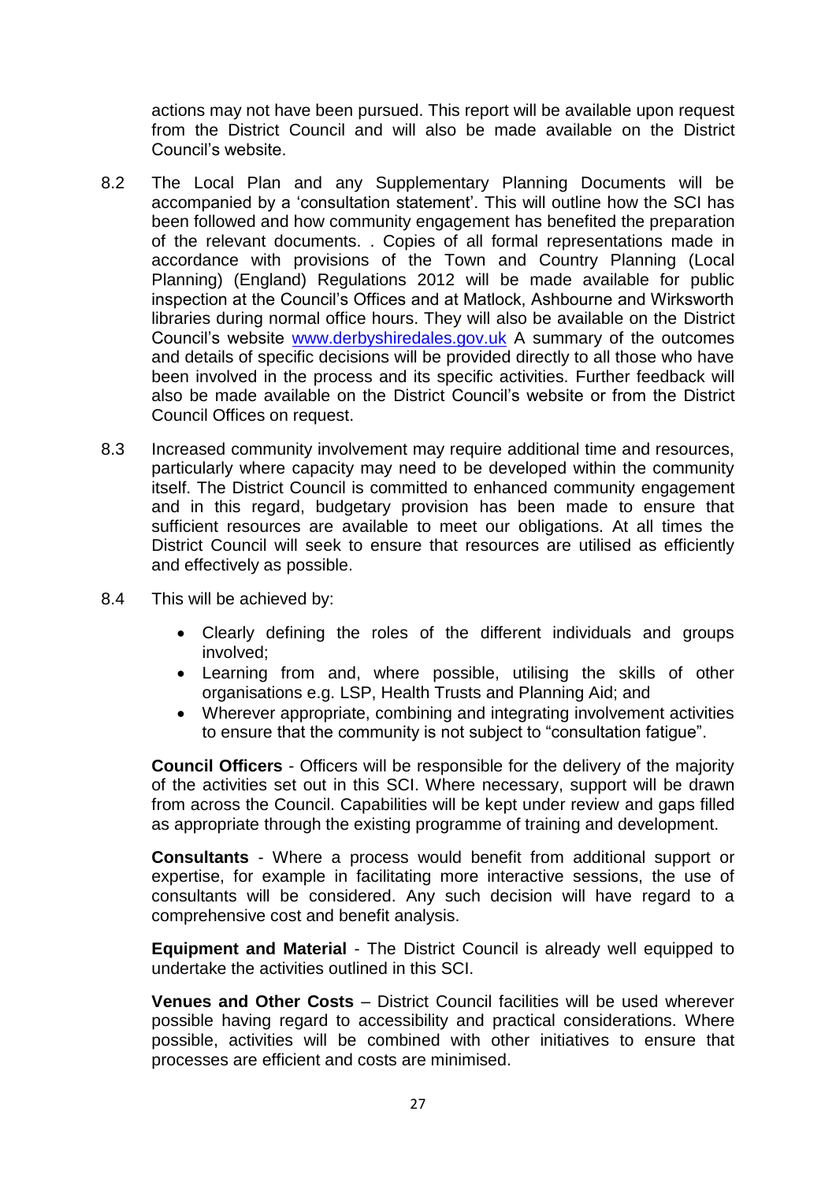actions may not have been pursued. This report will be available upon request from the District Council and will also be made available on the District Council's website.

8.2 The Local Plan and any Supplementary Planning Documents will be accompanied by a 'consultation statement'. This will outline how the SCI has been followed and how community engagement has benefited the preparation of the relevant documents. . Copies of all formal representations made in accordance with provisions of the Town and Country Planning (Local Planning) (England) Regulations 2012 will be made available for public inspection at the Council's Offices and at Matlock, Ashbourne and Wirksworth libraries during normal office hours. They will also be available on the District Council's website [www.derbyshiredales.gov.uk](http://www.derbyshiredales.gov.uk) A summary of the outcomes and details of specific decisions will be provided directly to all those who have been involved in the process and its specific activities. Further feedback will also be made available on the District Council's website or from the District Council Offices on request.

8.3 Increased community involvement may require additional time and resources, particularly where capacity may need to be developed within the community itself. The District Council is committed to enhanced community engagement and in this regard, budgetary provision has been made to ensure that sufficient resources are available to meet our obligations. At all times the District Council will seek to ensure that resources are utilised as efficiently and effectively as possible.

8.4 This will be achieved by:

- Clearly defining the roles of the different individuals and groups involved;
- Learning from and, where possible, utilising the skills of other organisations e.g. LSP, Health Trusts and Planning Aid; and
- Wherever appropriate, combining and integrating involvement activities to ensure that the community is not subject to "consultation fatigue".

**Council Officers** - Officers will be responsible for the delivery of the majority of the activities set out in this SCI. Where necessary, support will be drawn from across the Council. Capabilities will be kept under review and gaps filled as appropriate through the existing programme of training and development.

**Consultants** - Where a process would benefit from additional support or expertise, for example in facilitating more interactive sessions, the use of consultants will be considered. Any such decision will have regard to a comprehensive cost and benefit analysis.

**Equipment and Material** - The District Council is already well equipped to undertake the activities outlined in this SCI.

**Venues and Other Costs** – District Council facilities will be used wherever possible having regard to accessibility and practical considerations. Where possible, activities will be combined with other initiatives to ensure that processes are efficient and costs are minimised.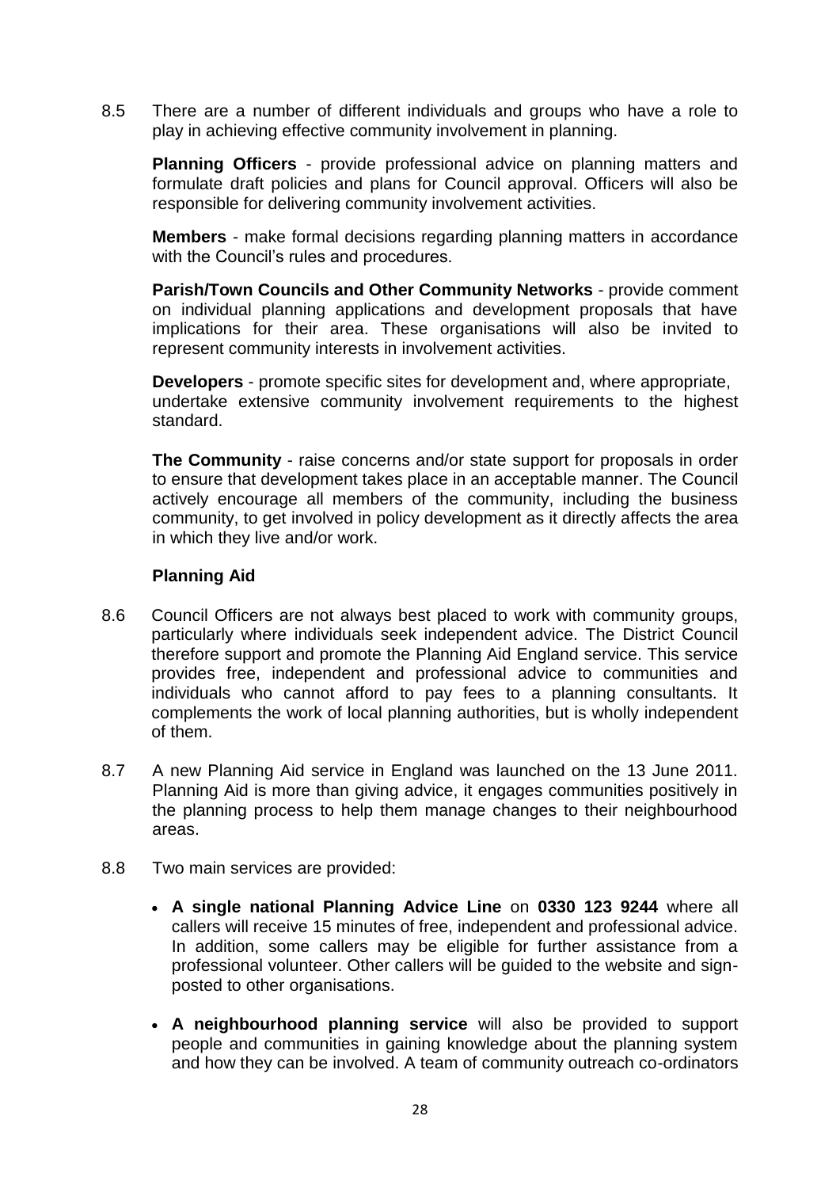8.5 There are a number of different individuals and groups who have a role to play in achieving effective community involvement in planning.

**Planning Officers** - provide professional advice on planning matters and formulate draft policies and plans for Council approval. Officers will also be responsible for delivering community involvement activities.

**Members** - make formal decisions regarding planning matters in accordance with the Council's rules and procedures.

**Parish/Town Councils and Other Community Networks** - provide comment on individual planning applications and development proposals that have implications for their area. These organisations will also be invited to represent community interests in involvement activities.

**Developers** - promote specific sites for development and, where appropriate, undertake extensive community involvement requirements to the highest standard.

**The Community** - raise concerns and/or state support for proposals in order to ensure that development takes place in an acceptable manner. The Council actively encourage all members of the community, including the business community, to get involved in policy development as it directly affects the area in which they live and/or work.

### Planning Aid

8.6 Council Officers are not always best placed to work with community groups, particularly where individuals seek independent advice. The District Council therefore support and promote the Planning Aid England service. This service provides free, independent and professional advice to communities and individuals who cannot afford to pay fees to a planning consultants. It complements the work of local planning authorities, but is wholly independent of them.

8.7 A new Planning Aid service in England was launched on the 13 June 2011. Planning Aid is more than giving advice, it engages communities positively in the planning process to help them manage changes to their neighbourhood areas.

8.8 Two main services are provided:

- **A single national Planning Advice Line** on **0330 123 9244** where all callers will receive 15 minutes of free, independent and professional advice. In addition, some callers may be eligible for further assistance from a professional volunteer. Other callers will be guided to the website and sign-posted to other organisations.
- **A neighbourhood planning service** will also be provided to support people and communities in gaining knowledge about the planning system and how they can be involved. A team of community outreach co-ordinators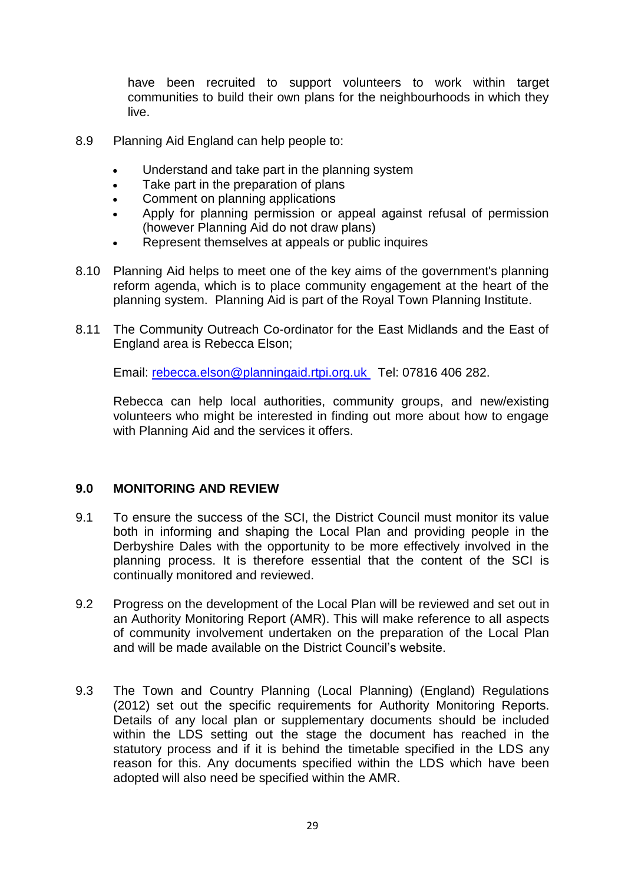have been recruited to support volunteers to work within target communities to build their own plans for the neighbourhoods in which they live.

8.9 Planning Aid England can help people to:

- Understand and take part in the planning system
- Take part in the preparation of plans
- Comment on planning applications
- Apply for planning permission or appeal against refusal of permission (however Planning Aid do not draw plans)
- Represent themselves at appeals or public inquires

8.10 Planning Aid helps to meet one of the key aims of the government's planning reform agenda, which is to place community engagement at the heart of the planning system. Planning Aid is part of the Royal Town Planning Institute.

8.11 The Community Outreach Co-ordinator for the East Midlands and the East of England area is Rebecca Elson;

Email: rebecca.elson@planningaid.rtpi.org.uk Tel: 07816 406 282.

Rebecca can help local authorities, community groups, and new/existing volunteers who might be interested in finding out more about how to engage with Planning Aid and the services it offers.

## 9.0 MONITORING AND REVIEW

9.1 To ensure the success of the SCI, the District Council must monitor its value both in informing and shaping the Local Plan and providing people in the Derbyshire Dales with the opportunity to be more effectively involved in the planning process. It is therefore essential that the content of the SCI is continually monitored and reviewed.

9.2 Progress on the development of the Local Plan will be reviewed and set out in an Authority Monitoring Report (AMR). This will make reference to all aspects of community involvement undertaken on the preparation of the Local Plan and will be made available on the District Council's website.

9.3 The Town and Country Planning (Local Planning) (England) Regulations (2012) set out the specific requirements for Authority Monitoring Reports. Details of any local plan or supplementary documents should be included within the LDS setting out the stage the document has reached in the statutory process and if it is behind the timetable specified in the LDS any reason for this. Any documents specified within the LDS which have been adopted will also need be specified within the AMR.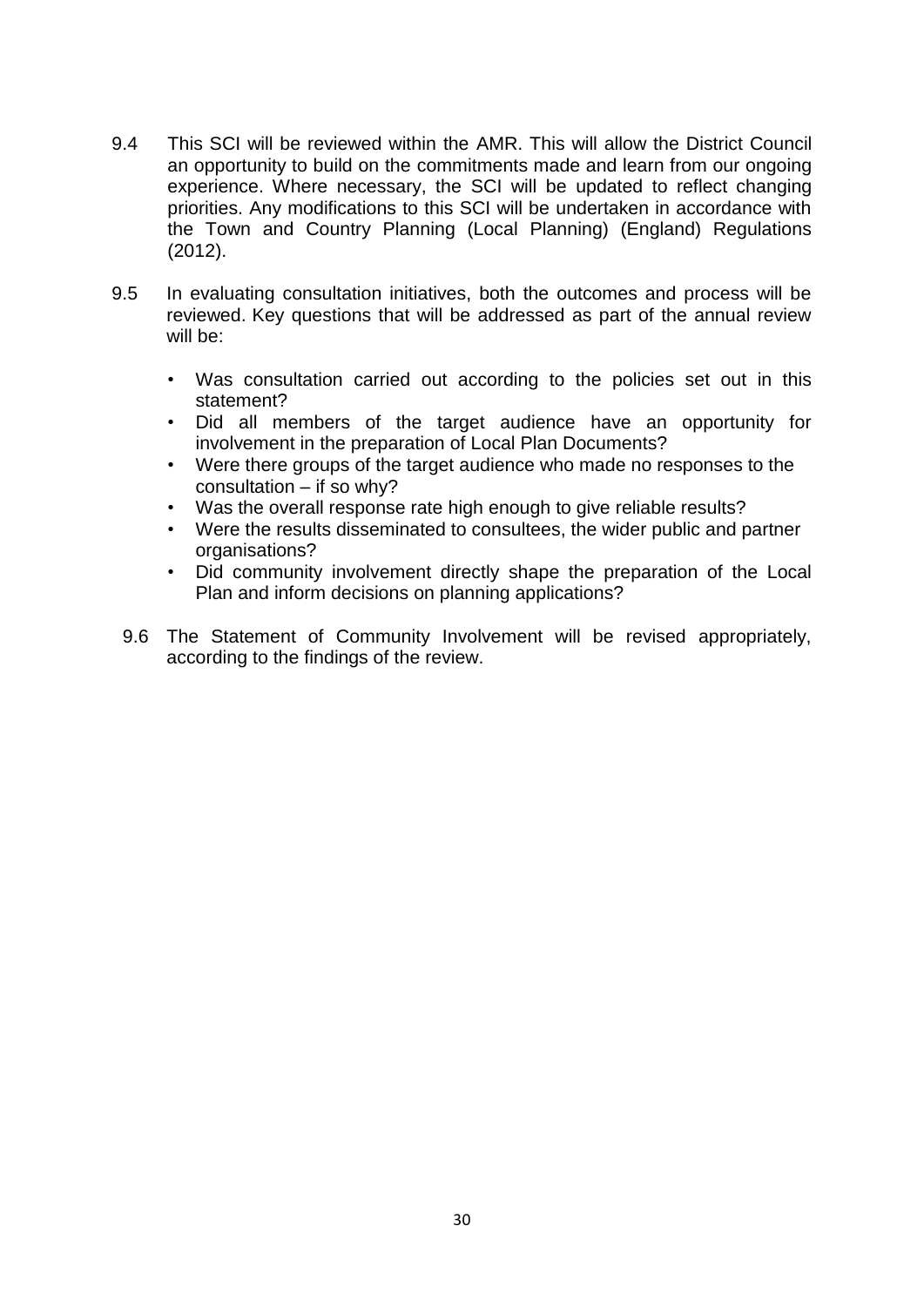9.4 This SCI will be reviewed within the AMR. This will allow the District Council an opportunity to build on the commitments made and learn from our ongoing experience. Where necessary, the SCI will be updated to reflect changing priorities. Any modifications to this SCI will be undertaken in accordance with the Town and Country Planning (Local Planning) (England) Regulations (2012).

9.5 In evaluating consultation initiatives, both the outcomes and process will be reviewed. Key questions that will be addressed as part of the annual review will be:

- Was consultation carried out according to the policies set out in this statement?
- Did all members of the target audience have an opportunity for involvement in the preparation of Local Plan Documents?
- Were there groups of the target audience who made no responses to the consultation – if so why?
- Was the overall response rate high enough to give reliable results?
- Were the results disseminated to consultees, the wider public and partner organisations?
- Did community involvement directly shape the preparation of the Local Plan and inform decisions on planning applications?

9.6 The Statement of Community Involvement will be revised appropriately, according to the findings of the review.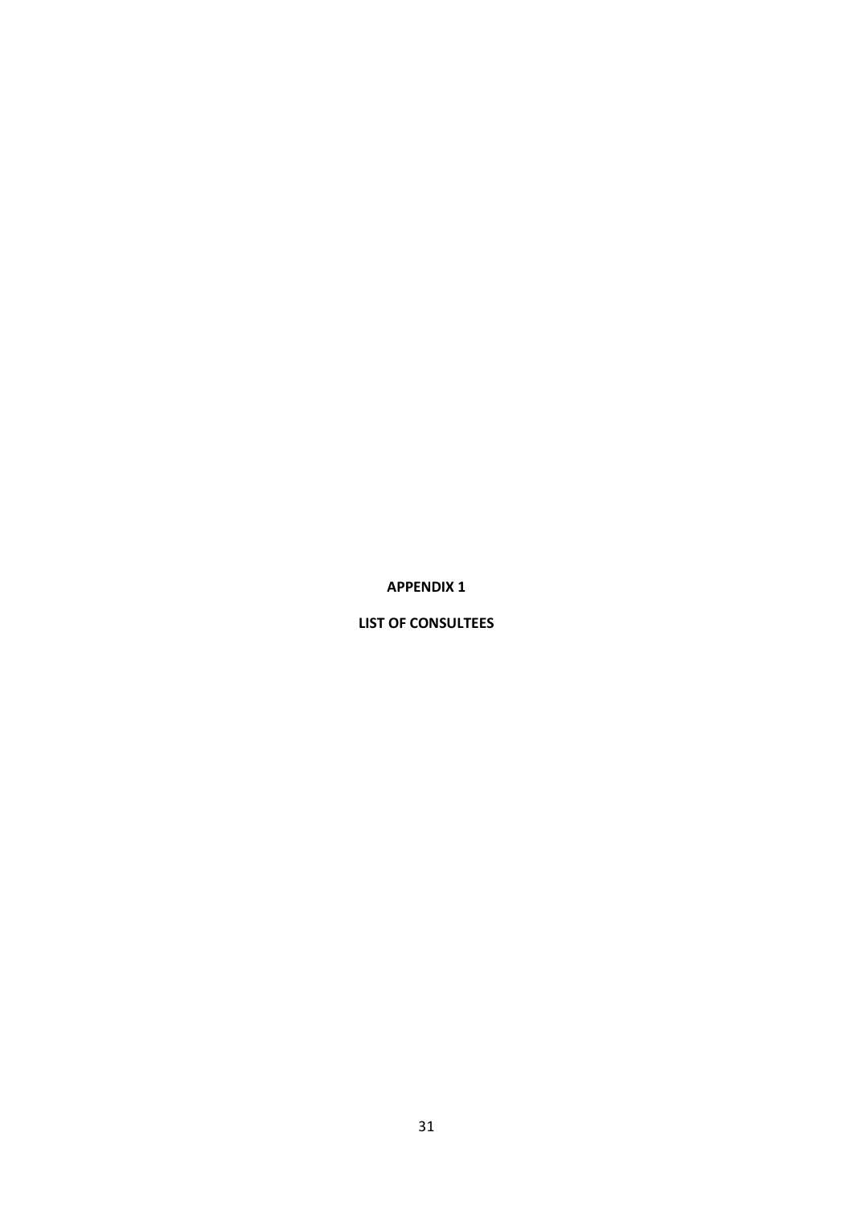# APPENDIX 1

## LIST OF CONSULTEES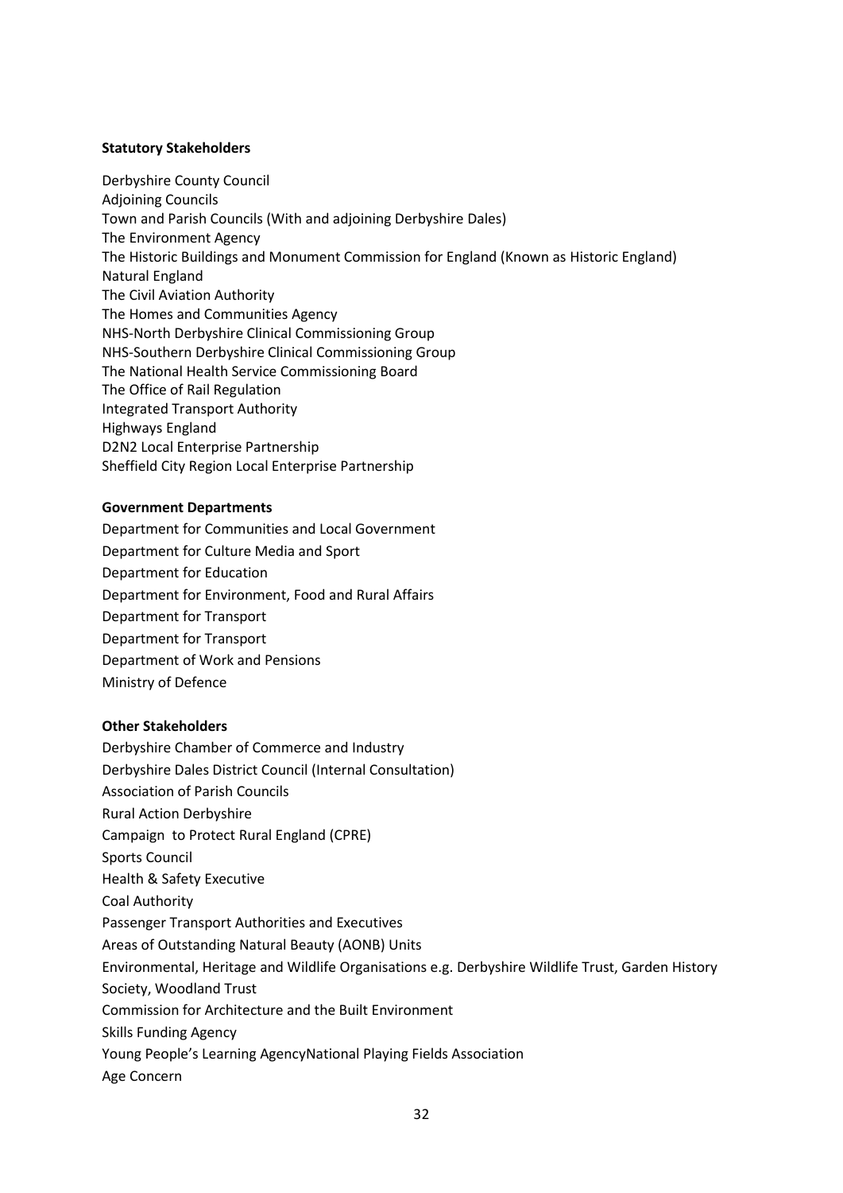**Statutory Stakeholders**

Derbyshire County Council
Adjoining Councils
Town and Parish Councils (With and adjoining Derbyshire Dales)
The Environment Agency
The Historic Buildings and Monument Commission for England (Known as Historic England)
Natural England
The Civil Aviation Authority
The Homes and Communities Agency
NHS-North Derbyshire Clinical Commissioning Group
NHS-Southern Derbyshire Clinical Commissioning Group
The National Health Service Commissioning Board
The Office of Rail Regulation
Integrated Transport Authority
Highways England
D2N2 Local Enterprise Partnership
Sheffield City Region Local Enterprise Partnership

**Government Departments**

Department for Communities and Local Government
Department for Culture Media and Sport
Department for Education
Department for Environment, Food and Rural Affairs
Department for Transport
Department for Transport
Department of Work and Pensions
Ministry of Defence

**Other Stakeholders**

Derbyshire Chamber of Commerce and Industry
Derbyshire Dales District Council (Internal Consultation)
Association of Parish Councils
Rural Action Derbyshire
Campaign to Protect Rural England (CPRE)
Sports Council
Health & Safety Executive
Coal Authority
Passenger Transport Authorities and Executives
Areas of Outstanding Natural Beauty (AONB) Units
Environmental, Heritage and Wildlife Organisations e.g. Derbyshire Wildlife Trust, Garden History Society, Woodland Trust
Commission for Architecture and the Built Environment
Skills Funding Agency
Young People's Learning AgencyNational Playing Fields Association
Age Concern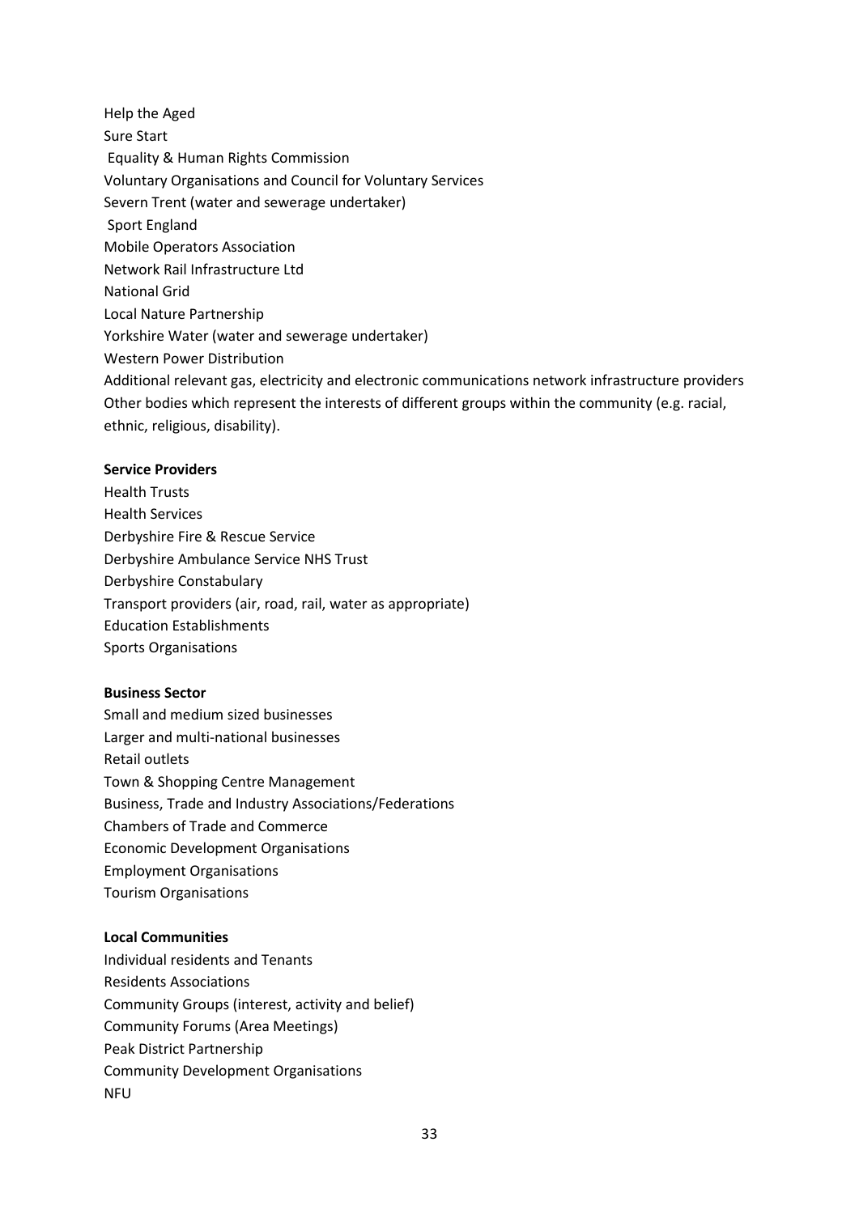Help the Aged
Sure Start
Equality & Human Rights Commission
Voluntary Organisations and Council for Voluntary Services
Severn Trent (water and sewerage undertaker)
Sport England
Mobile Operators Association
Network Rail Infrastructure Ltd
National Grid
Local Nature Partnership
Yorkshire Water (water and sewerage undertaker)
Western Power Distribution
Additional relevant gas, electricity and electronic communications network infrastructure providers
Other bodies which represent the interests of different groups within the community (e.g. racial, ethnic, religious, disability).

**Service Providers**

Health Trusts
Health Services
Derbyshire Fire & Rescue Service
Derbyshire Ambulance Service NHS Trust
Derbyshire Constabulary
Transport providers (air, road, rail, water as appropriate)
Education Establishments
Sports Organisations

**Business Sector**

Small and medium sized businesses
Larger and multi-national businesses
Retail outlets
Town & Shopping Centre Management
Business, Trade and Industry Associations/Federations
Chambers of Trade and Commerce
Economic Development Organisations
Employment Organisations
Tourism Organisations

**Local Communities**

Individual residents and Tenants
Residents Associations
Community Groups (interest, activity and belief)
Community Forums (Area Meetings)
Peak District Partnership
Community Development Organisations
NFU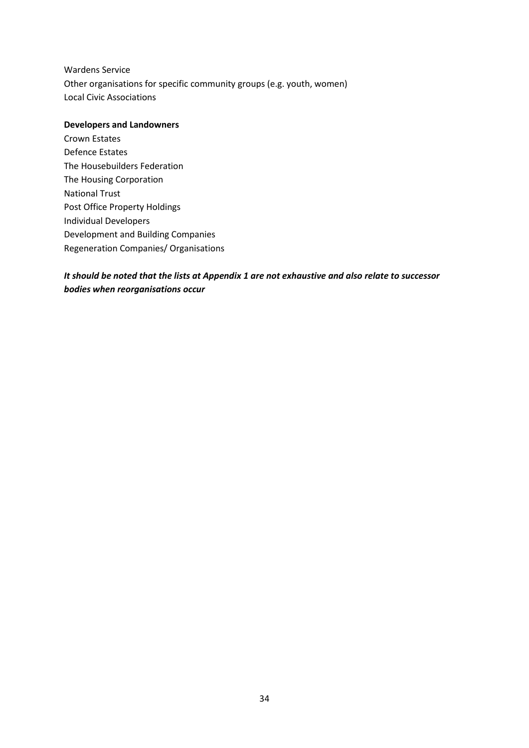Wardens Service
Other organisations for specific community groups (e.g. youth, women)
Local Civic Associations

**Developers and Landowners**
Crown Estates
Defence Estates
The Housebuilders Federation
The Housing Corporation
National Trust
Post Office Property Holdings
Individual Developers
Development and Building Companies
Regeneration Companies/ Organisations

***It should be noted that the lists at Appendix 1 are not exhaustive and also relate to successor bodies when reorganisations occur***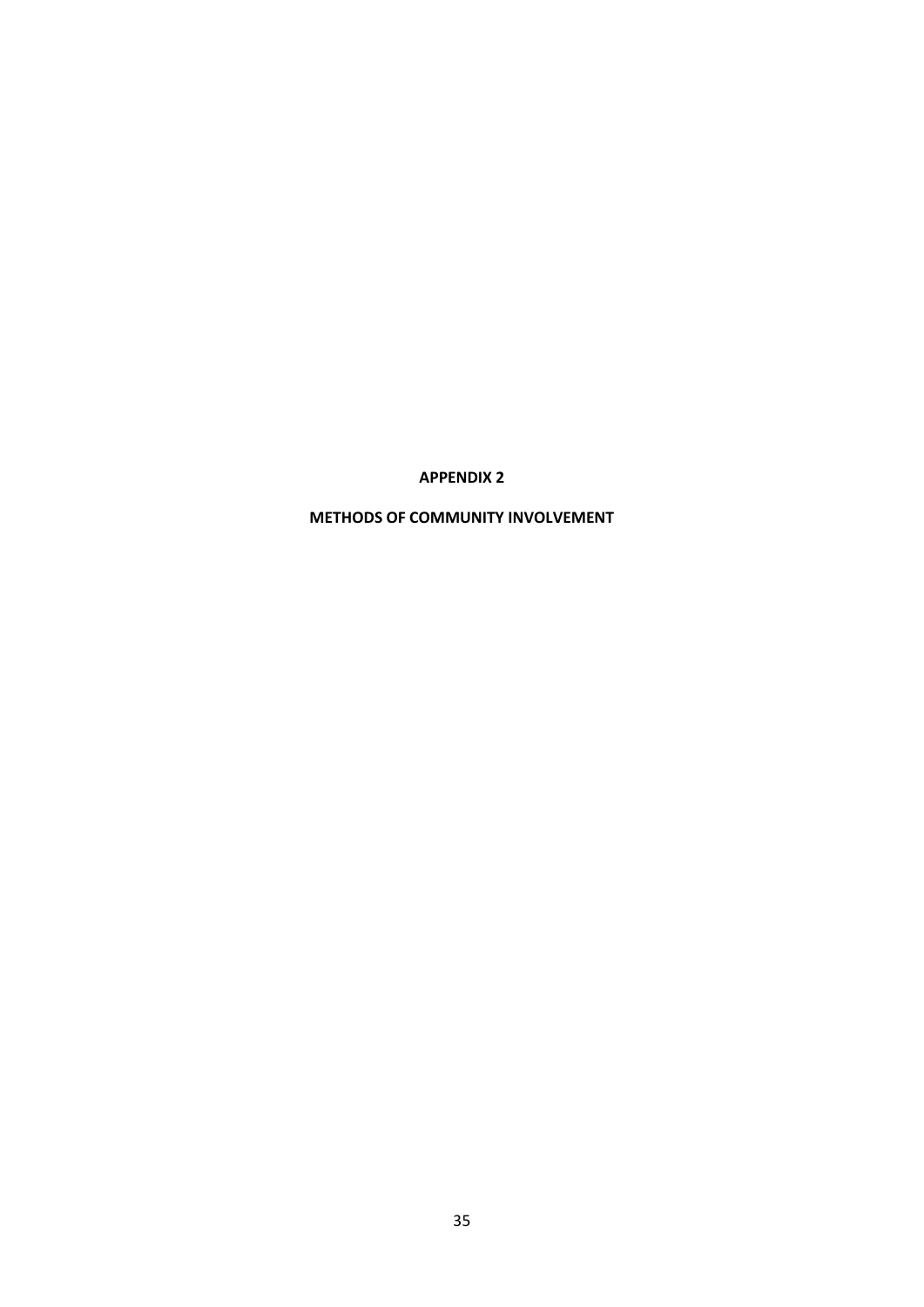# APPENDIX 2

## METHODS OF COMMUNITY INVOLVEMENT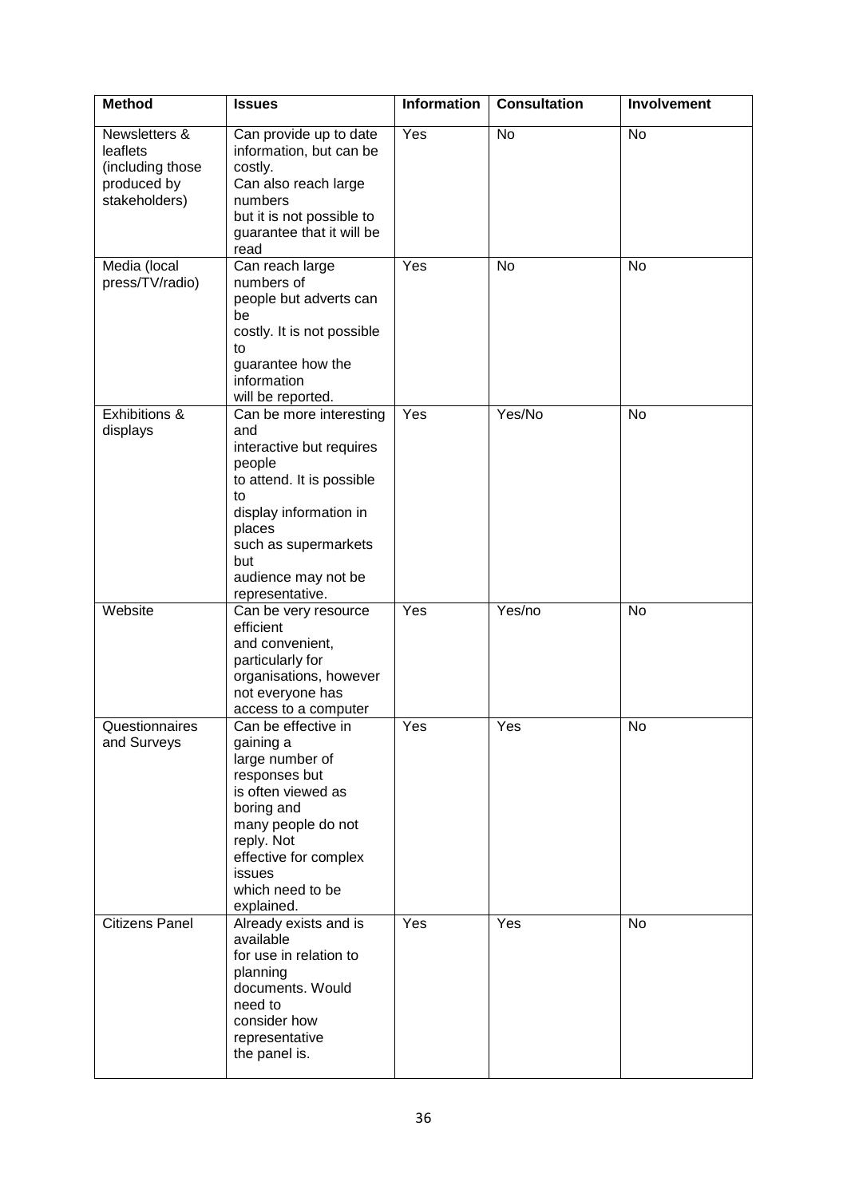| Method | Issues | Information | Consultation | Involvement |
|---|---|---|---|---|
| Newsletters & leaflets (including those produced by stakeholders) | Can provide up to date information, but can be costly. Can also reach large numbers but it is not possible to guarantee that it will be read | Yes | No | No |
| Media (local press/TV/radio) | Can reach large numbers of people but adverts can be costly. It is not possible to guarantee how the information will be reported. | Yes | No | No |
| Exhibitions & displays | Can be more interesting and interactive but requires people to attend. It is possible to display information in places such as supermarkets but audience may not be representative. | Yes | Yes/No | No |
| Website | Can be very resource efficient and convenient, particularly for organisations, however not everyone has access to a computer | Yes | Yes/no | No |
| Questionnaires and Surveys | Can be effective in gaining a large number of responses but is often viewed as boring and many people do not reply. Not effective for complex issues which need to be explained. | Yes | Yes | No |
| Citizens Panel | Already exists and is available for use in relation to planning documents. Would need to consider how representative the panel is. | Yes | Yes | No |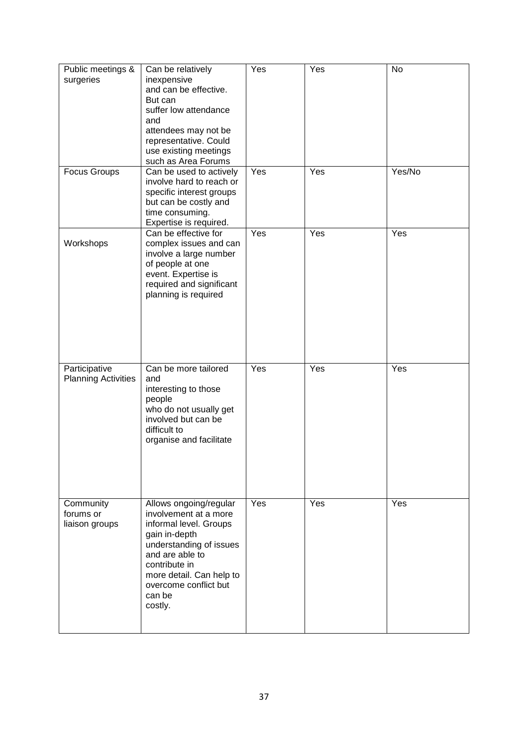| | | | | |
|---|---|---|---|---|
| Public meetings & surgeries | Can be relatively inexpensive and can be effective. But can suffer low attendance and attendees may not be representative. Could use existing meetings such as Area Forums | Yes | Yes | No |
| Focus Groups | Can be used to actively involve hard to reach or specific interest groups but can be costly and time consuming. Expertise is required. | Yes | Yes | Yes/No |
| Workshops | Can be effective for complex issues and can involve a large number of people at one event. Expertise is required and significant planning is required | Yes | Yes | Yes |
| Participative Planning Activities | Can be more tailored and interesting to those people who do not usually get involved but can be difficult to organise and facilitate | Yes | Yes | Yes |
| Community forums or liaison groups | Allows ongoing/regular involvement at a more informal level. Groups gain in-depth understanding of issues and are able to contribute in more detail. Can help to overcome conflict but can be costly. | Yes | Yes | Yes |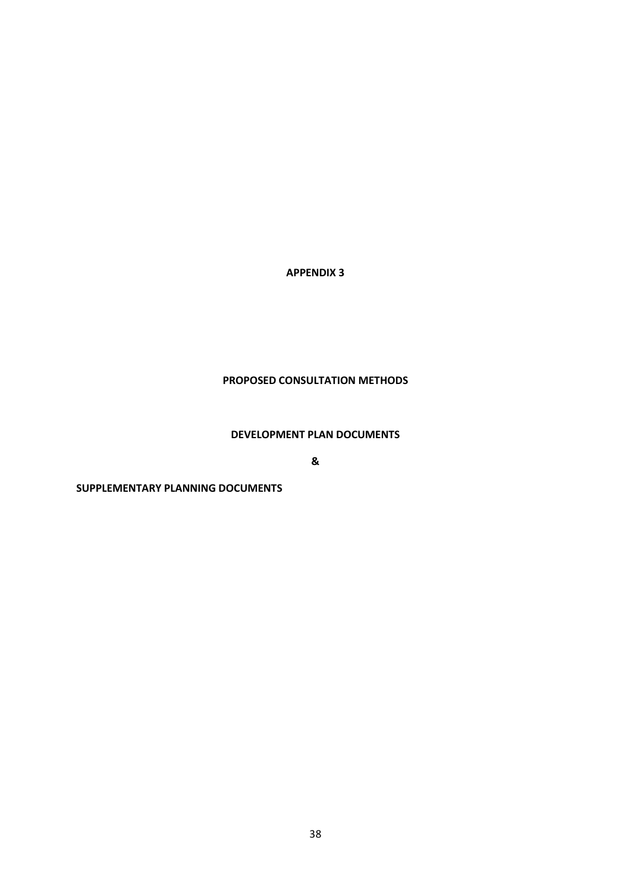**APPENDIX 3**

**PROPOSED CONSULTATION METHODS**

**DEVELOPMENT PLAN DOCUMENTS**

**&**

**SUPPLEMENTARY PLANNING DOCUMENTS**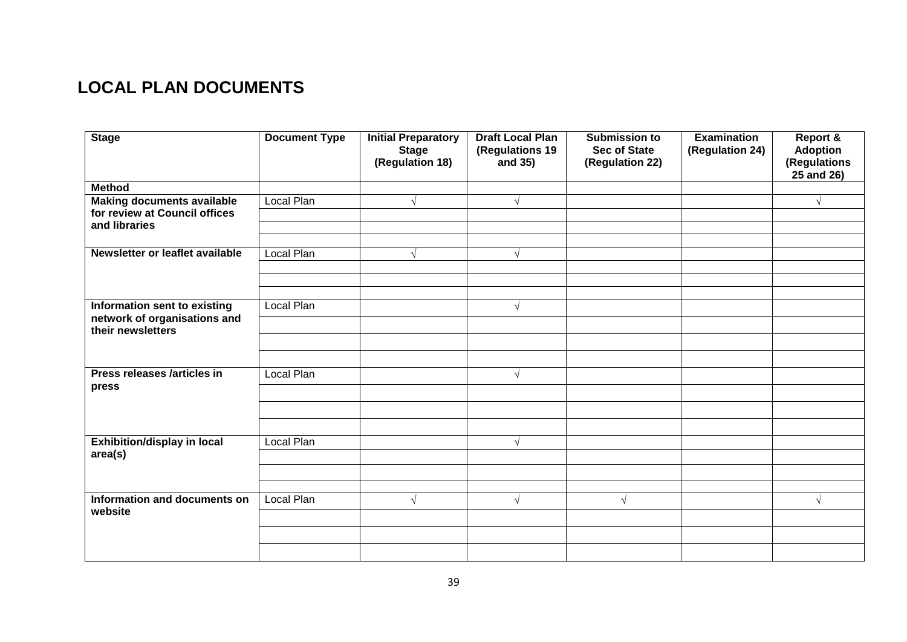# LOCAL PLAN DOCUMENTS

| Stage | Document Type | Initial Preparatory Stage (Regulation 18) | Draft Local Plan (Regulations 19 and 35) | Submission to Sec of State (Regulation 22) | Examination (Regulation 24) | Report & Adoption (Regulations 25 and 26) |
|---|---|---|---|---|---|---|
| **Method** | | | | | | |
| **Making documents available for review at Council offices and libraries** | Local Plan | √ | √ | | | √ |
| | | | | | | |
| | | | | | | |
| | | | | | | |
| **Newsletter or leaflet available** | Local Plan | √ | √ | | | |
| | | | | | | |
| | | | | | | |
| | | | | | | |
| **Information sent to existing network of organisations and their newsletters** | Local Plan | | √ | | | |
| | | | | | | |
| | | | | | | |
| | | | | | | |
| **Press releases /articles in press** | Local Plan | | √ | | | |
| | | | | | | |
| | | | | | | |
| | | | | | | |
| **Exhibition/display in local area(s)** | Local Plan | | √ | | | |
| | | | | | | |
| | | | | | | |
| | | | | | | |
| **Information and documents on website** | Local Plan | √ | √ | √ | | √ |
| | | | | | | |
| | | | | | | |
| | | | | | | |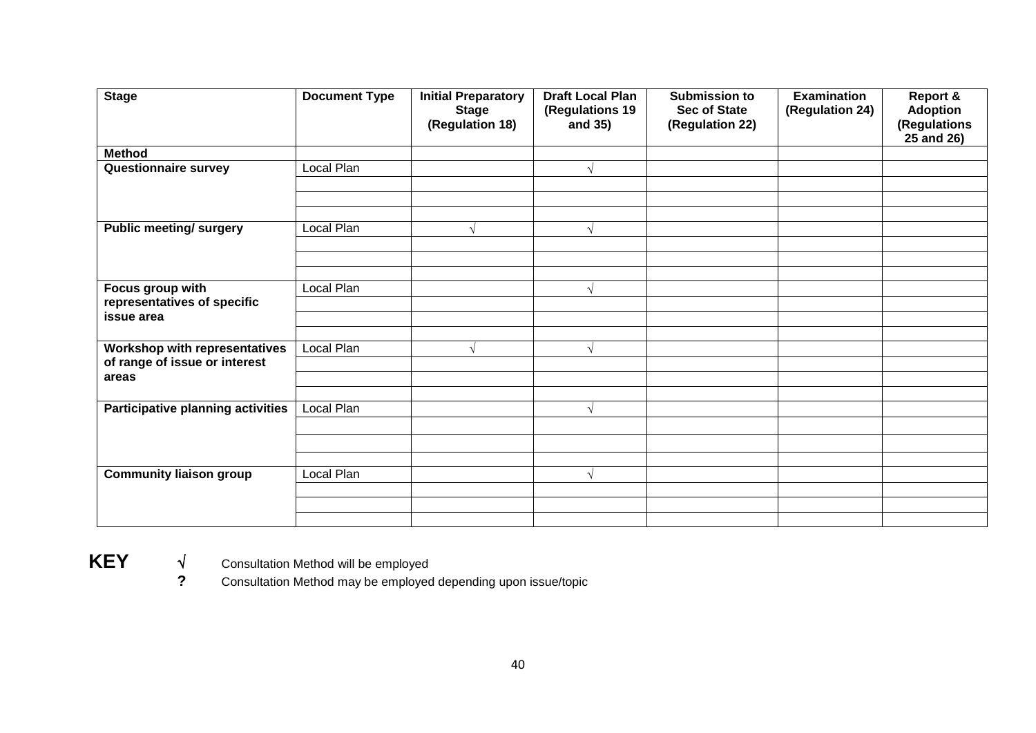| Stage | Document Type | Initial Preparatory Stage (Regulation 18) | Draft Local Plan (Regulations 19 and 35) | Submission to Sec of State (Regulation 22) | Examination (Regulation 24) | Report & Adoption (Regulations 25 and 26) |
|---|---|---|---|---|---|---|
| **Method** | | | | | | |
| **Questionnaire survey** | Local Plan | | √ | | | |
| | | | | | | |
| | | | | | | |
| | | | | | | |
| **Public meeting/ surgery** | Local Plan | √ | √ | | | |
| | | | | | | |
| | | | | | | |
| | | | | | | |
| **Focus group with representatives of specific issue area** | Local Plan | | √ | | | |
| | | | | | | |
| | | | | | | |
| | | | | | | |
| **Workshop with representatives of range of issue or interest areas** | Local Plan | √ | √ | | | |
| | | | | | | |
| | | | | | | |
| | | | | | | |
| **Participative planning activities** | Local Plan | | √ | | | |
| | | | | | | |
| | | | | | | |
| | | | | | | |
| **Community liaison group** | Local Plan | | √ | | | |
| | | | | | | |
| | | | | | | |
| | | | | | | |

**KEY**

**√** Consultation Method will be employed

**?** Consultation Method may be employed depending upon issue/topic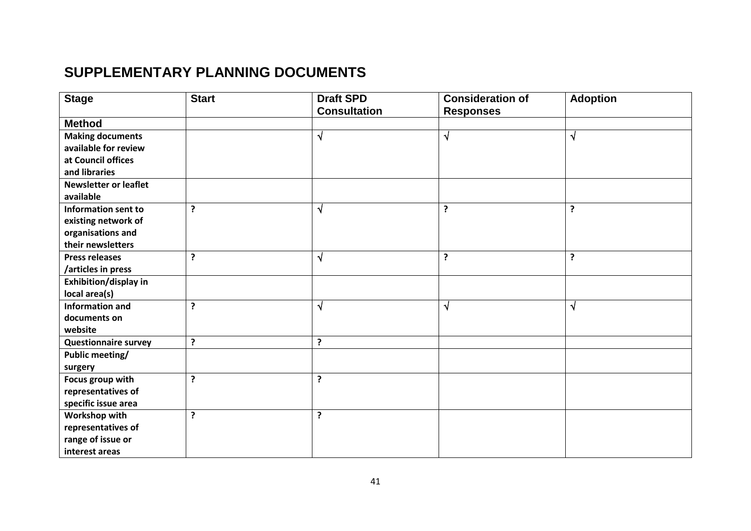## SUPPLEMENTARY PLANNING DOCUMENTS

| Stage | Start | Draft SPD Consultation | Consideration of Responses | Adoption |
|---|---|---|---|---|
| **Method** | | | | |
| **Making documents available for review at Council offices and libraries** | | √ | √ | √ |
| **Newsletter or leaflet available** | | | | |
| **Information sent to existing network of organisations and their newsletters** | ? | √ | ? | ? |
| **Press releases /articles in press** | ? | √ | ? | ? |
| **Exhibition/display in local area(s)** | | | | |
| **Information and documents on website** | ? | √ | √ | √ |
| **Questionnaire survey** | ? | ? | | |
| **Public meeting/ surgery** | | | | |
| **Focus group with representatives of specific issue area** | ? | ? | | |
| **Workshop with representatives of range of issue or interest areas** | ? | ? | | |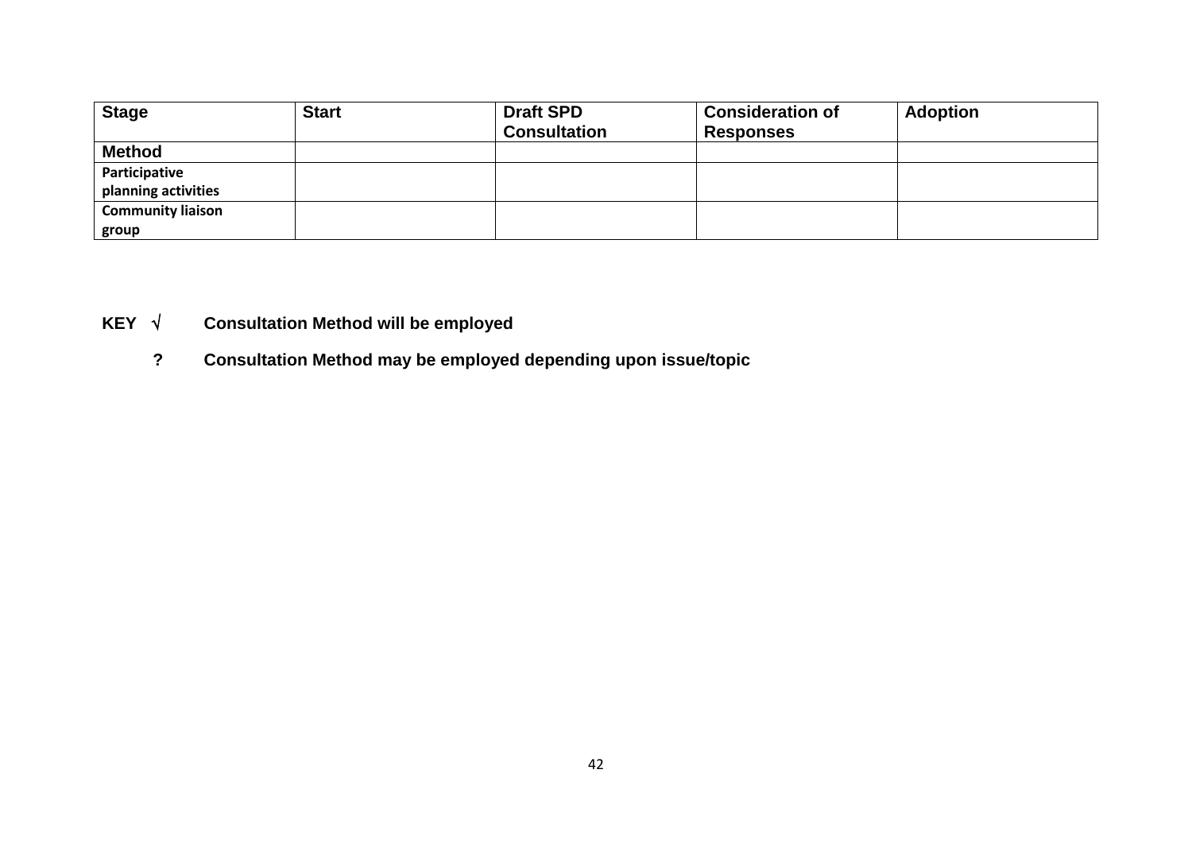| Stage | Start | Draft SPD Consultation | Consideration of Responses | Adoption |
|---|---|---|---|---|
| **Method** | | | | |
| **Participative planning activities** | | | | |
| **Community liaison group** | | | | |

**KEY √ Consultation Method will be employed**

**? Consultation Method may be employed depending upon issue/topic**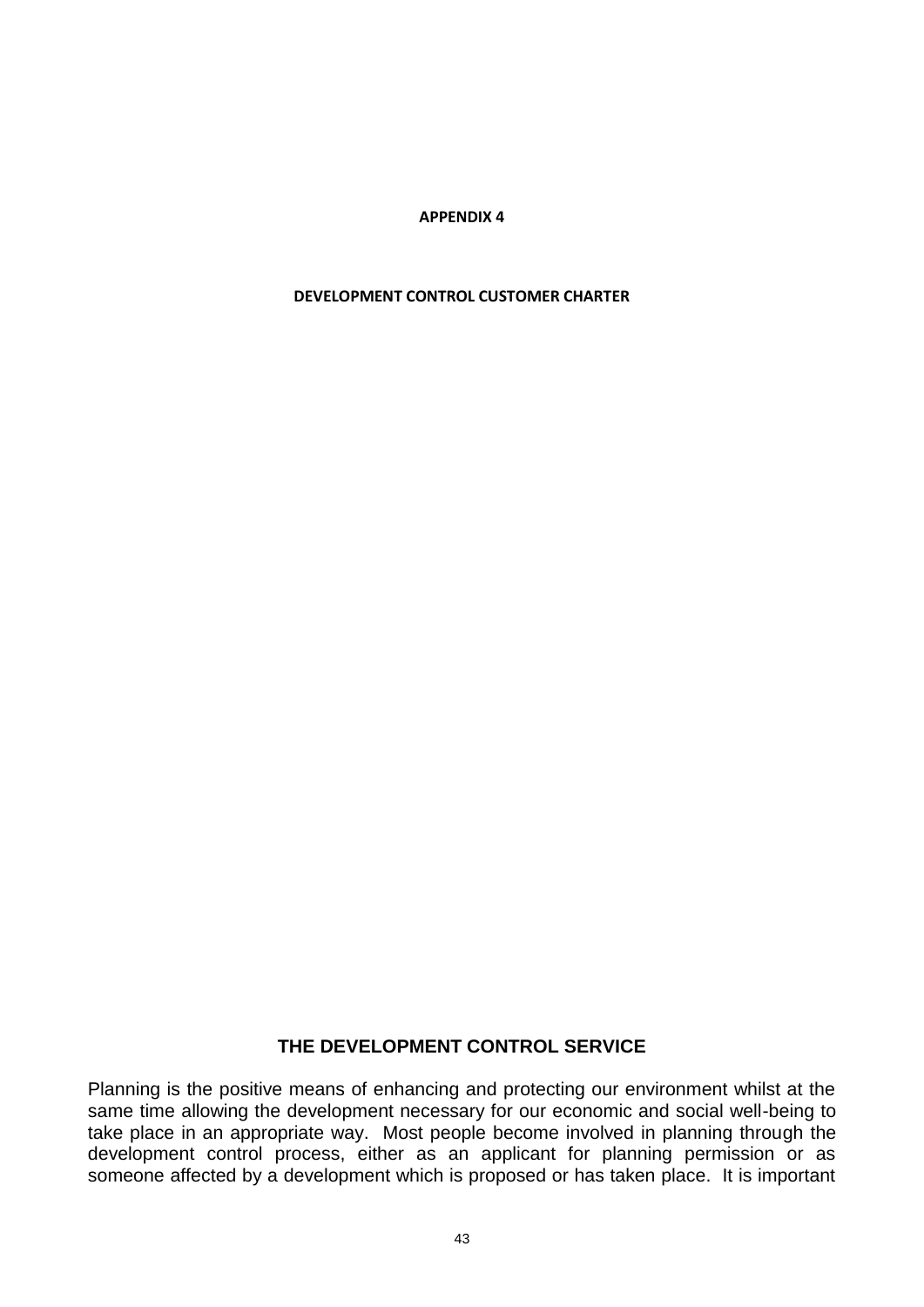**APPENDIX 4**

**DEVELOPMENT CONTROL CUSTOMER CHARTER**

## THE DEVELOPMENT CONTROL SERVICE

Planning is the positive means of enhancing and protecting our environment whilst at the same time allowing the development necessary for our economic and social well-being to take place in an appropriate way. Most people become involved in planning through the development control process, either as an applicant for planning permission or as someone affected by a development which is proposed or has taken place. It is important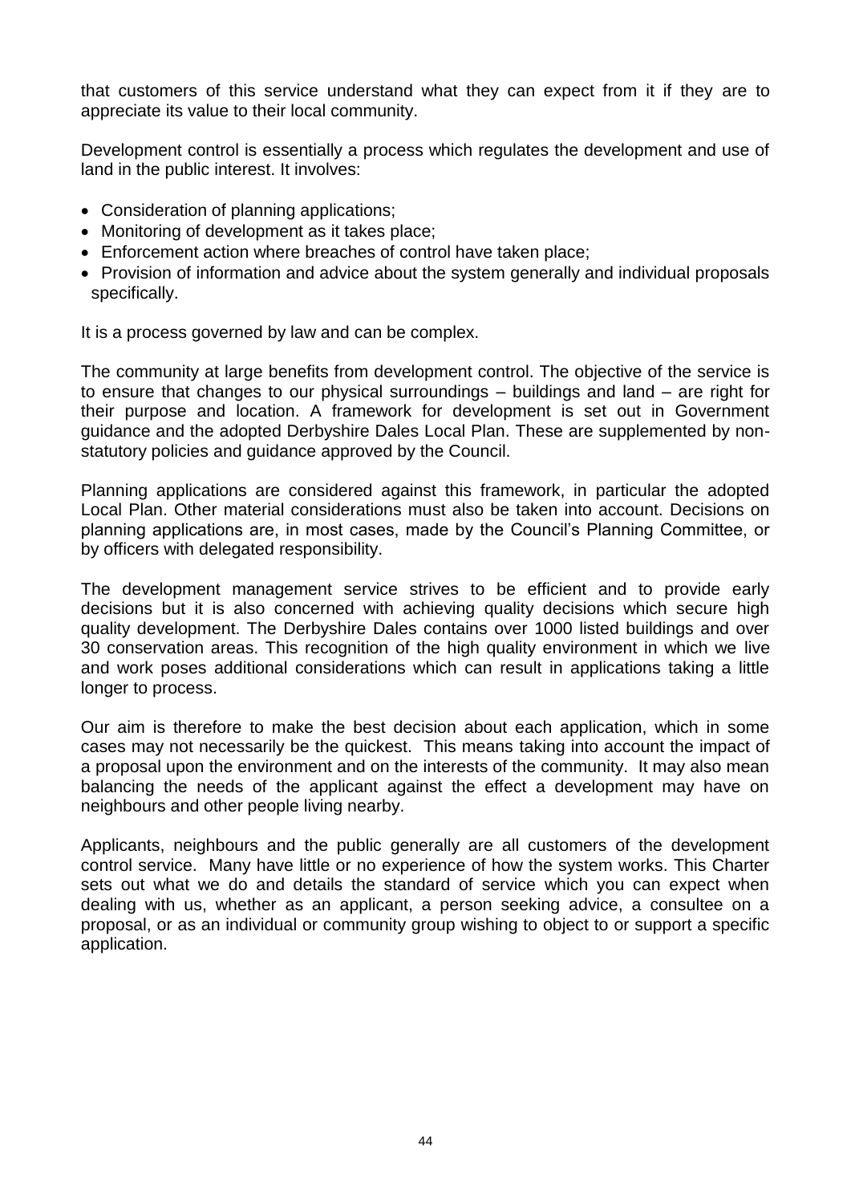that customers of this service understand what they can expect from it if they are to appreciate its value to their local community.

Development control is essentially a process which regulates the development and use of land in the public interest. It involves:

- Consideration of planning applications;
- Monitoring of development as it takes place;
- Enforcement action where breaches of control have taken place;
- Provision of information and advice about the system generally and individual proposals specifically.

It is a process governed by law and can be complex.

The community at large benefits from development control. The objective of the service is to ensure that changes to our physical surroundings – buildings and land – are right for their purpose and location. A framework for development is set out in Government guidance and the adopted Derbyshire Dales Local Plan. These are supplemented by non-statutory policies and guidance approved by the Council.

Planning applications are considered against this framework, in particular the adopted Local Plan. Other material considerations must also be taken into account. Decisions on planning applications are, in most cases, made by the Council's Planning Committee, or by officers with delegated responsibility.

The development management service strives to be efficient and to provide early decisions but it is also concerned with achieving quality decisions which secure high quality development. The Derbyshire Dales contains over 1000 listed buildings and over 30 conservation areas. This recognition of the high quality environment in which we live and work poses additional considerations which can result in applications taking a little longer to process.

Our aim is therefore to make the best decision about each application, which in some cases may not necessarily be the quickest. This means taking into account the impact of a proposal upon the environment and on the interests of the community. It may also mean balancing the needs of the applicant against the effect a development may have on neighbours and other people living nearby.

Applicants, neighbours and the public generally are all customers of the development control service. Many have little or no experience of how the system works. This Charter sets out what we do and details the standard of service which you can expect when dealing with us, whether as an applicant, a person seeking advice, a consultee on a proposal, or as an individual or community group wishing to object to or support a specific application.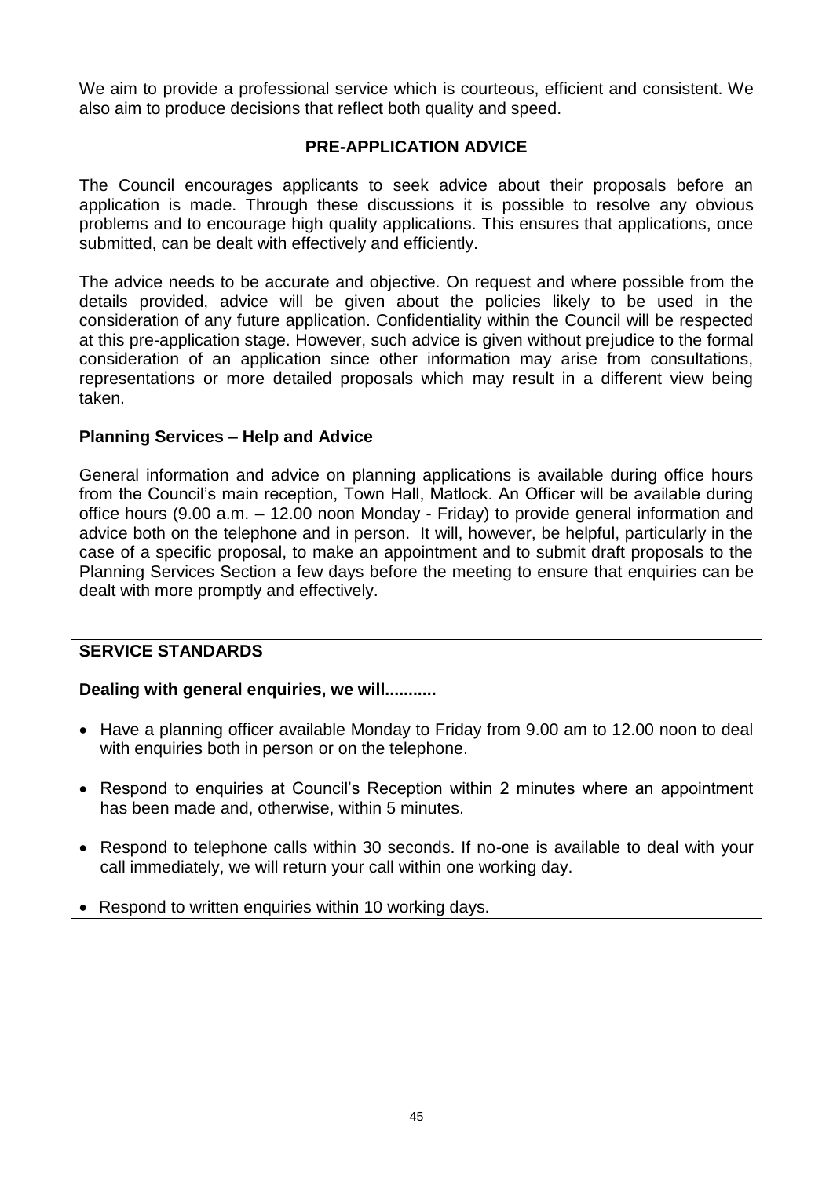We aim to provide a professional service which is courteous, efficient and consistent. We also aim to produce decisions that reflect both quality and speed.

## PRE-APPLICATION ADVICE

The Council encourages applicants to seek advice about their proposals before an application is made. Through these discussions it is possible to resolve any obvious problems and to encourage high quality applications. This ensures that applications, once submitted, can be dealt with effectively and efficiently.

The advice needs to be accurate and objective. On request and where possible from the details provided, advice will be given about the policies likely to be used in the consideration of any future application. Confidentiality within the Council will be respected at this pre-application stage. However, such advice is given without prejudice to the formal consideration of an application since other information may arise from consultations, representations or more detailed proposals which may result in a different view being taken.

### Planning Services – Help and Advice

General information and advice on planning applications is available during office hours from the Council's main reception, Town Hall, Matlock. An Officer will be available during office hours (9.00 a.m. – 12.00 noon Monday - Friday) to provide general information and advice both on the telephone and in person. It will, however, be helpful, particularly in the case of a specific proposal, to make an appointment and to submit draft proposals to the Planning Services Section a few days before the meeting to ensure that enquiries can be dealt with more promptly and effectively.

### SERVICE STANDARDS

**Dealing with general enquiries, we will...........**

- Have a planning officer available Monday to Friday from 9.00 am to 12.00 noon to deal with enquiries both in person or on the telephone.
- Respond to enquiries at Council's Reception within 2 minutes where an appointment has been made and, otherwise, within 5 minutes.
- Respond to telephone calls within 30 seconds. If no-one is available to deal with your call immediately, we will return your call within one working day.
- Respond to written enquiries within 10 working days.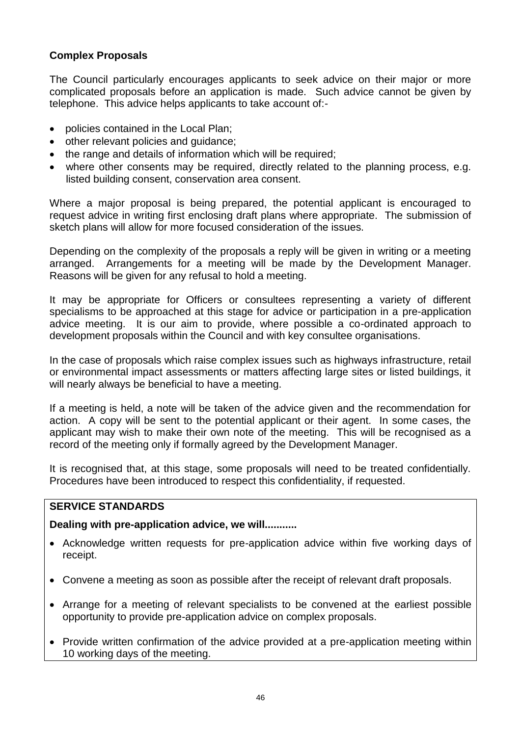## Complex Proposals

The Council particularly encourages applicants to seek advice on their major or more complicated proposals before an application is made. Such advice cannot be given by telephone. This advice helps applicants to take account of:-

- policies contained in the Local Plan;
- other relevant policies and guidance;
- the range and details of information which will be required;
- where other consents may be required, directly related to the planning process, e.g. listed building consent, conservation area consent.

Where a major proposal is being prepared, the potential applicant is encouraged to request advice in writing first enclosing draft plans where appropriate. The submission of sketch plans will allow for more focused consideration of the issues.

Depending on the complexity of the proposals a reply will be given in writing or a meeting arranged. Arrangements for a meeting will be made by the Development Manager. Reasons will be given for any refusal to hold a meeting.

It may be appropriate for Officers or consultees representing a variety of different specialisms to be approached at this stage for advice or participation in a pre-application advice meeting. It is our aim to provide, where possible a co-ordinated approach to development proposals within the Council and with key consultee organisations.

In the case of proposals which raise complex issues such as highways infrastructure, retail or environmental impact assessments or matters affecting large sites or listed buildings, it will nearly always be beneficial to have a meeting.

If a meeting is held, a note will be taken of the advice given and the recommendation for action. A copy will be sent to the potential applicant or their agent. In some cases, the applicant may wish to make their own note of the meeting. This will be recognised as a record of the meeting only if formally agreed by the Development Manager.

It is recognised that, at this stage, some proposals will need to be treated confidentially. Procedures have been introduced to respect this confidentiality, if requested.

**SERVICE STANDARDS**

**Dealing with pre-application advice, we will...........**

- Acknowledge written requests for pre-application advice within five working days of receipt.
- Convene a meeting as soon as possible after the receipt of relevant draft proposals.
- Arrange for a meeting of relevant specialists to be convened at the earliest possible opportunity to provide pre-application advice on complex proposals.
- Provide written confirmation of the advice provided at a pre-application meeting within 10 working days of the meeting.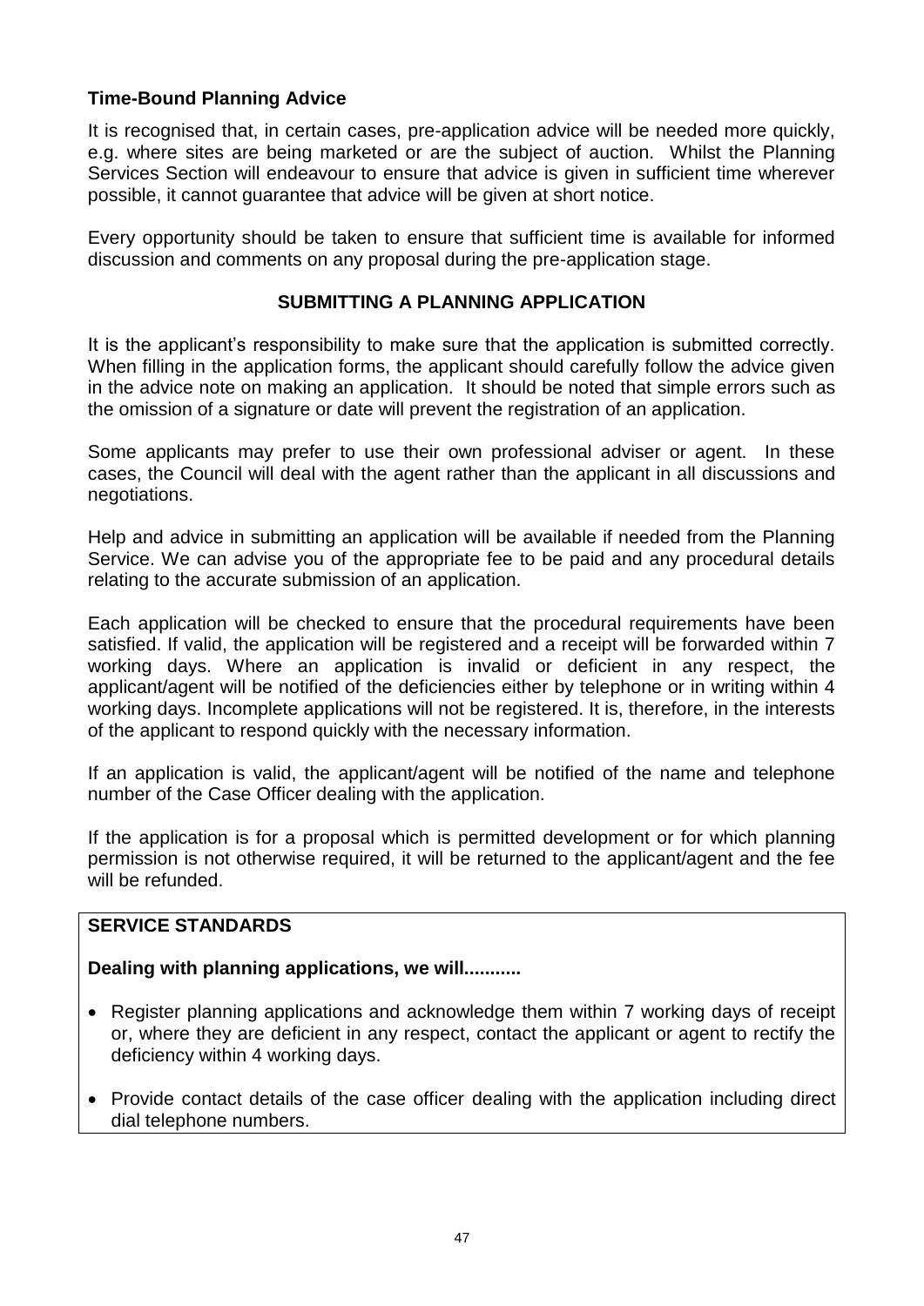### Time-Bound Planning Advice

It is recognised that, in certain cases, pre-application advice will be needed more quickly, e.g. where sites are being marketed or are the subject of auction. Whilst the Planning Services Section will endeavour to ensure that advice is given in sufficient time wherever possible, it cannot guarantee that advice will be given at short notice.

Every opportunity should be taken to ensure that sufficient time is available for informed discussion and comments on any proposal during the pre-application stage.

## SUBMITTING A PLANNING APPLICATION

It is the applicant's responsibility to make sure that the application is submitted correctly. When filling in the application forms, the applicant should carefully follow the advice given in the advice note on making an application. It should be noted that simple errors such as the omission of a signature or date will prevent the registration of an application.

Some applicants may prefer to use their own professional adviser or agent. In these cases, the Council will deal with the agent rather than the applicant in all discussions and negotiations.

Help and advice in submitting an application will be available if needed from the Planning Service. We can advise you of the appropriate fee to be paid and any procedural details relating to the accurate submission of an application.

Each application will be checked to ensure that the procedural requirements have been satisfied. If valid, the application will be registered and a receipt will be forwarded within 7 working days. Where an application is invalid or deficient in any respect, the applicant/agent will be notified of the deficiencies either by telephone or in writing within 4 working days. Incomplete applications will not be registered. It is, therefore, in the interests of the applicant to respond quickly with the necessary information.

If an application is valid, the applicant/agent will be notified of the name and telephone number of the Case Officer dealing with the application.

If the application is for a proposal which is permitted development or for which planning permission is not otherwise required, it will be returned to the applicant/agent and the fee will be refunded.

**SERVICE STANDARDS**

**Dealing with planning applications, we will...........**

- Register planning applications and acknowledge them within 7 working days of receipt or, where they are deficient in any respect, contact the applicant or agent to rectify the deficiency within 4 working days.
- Provide contact details of the case officer dealing with the application including direct dial telephone numbers.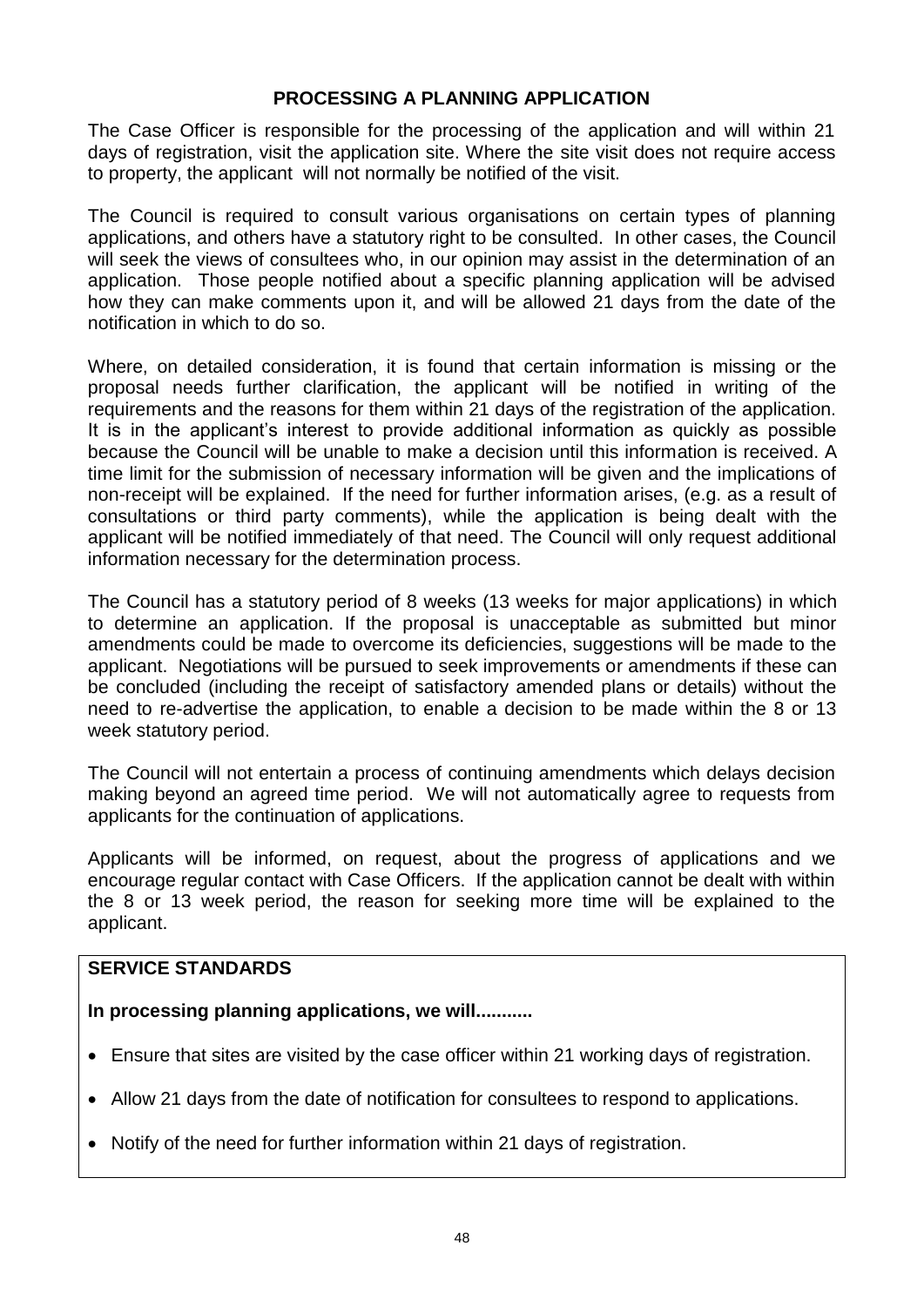## PROCESSING A PLANNING APPLICATION

The Case Officer is responsible for the processing of the application and will within 21 days of registration, visit the application site. Where the site visit does not require access to property, the applicant will not normally be notified of the visit.

The Council is required to consult various organisations on certain types of planning applications, and others have a statutory right to be consulted. In other cases, the Council will seek the views of consultees who, in our opinion may assist in the determination of an application. Those people notified about a specific planning application will be advised how they can make comments upon it, and will be allowed 21 days from the date of the notification in which to do so.

Where, on detailed consideration, it is found that certain information is missing or the proposal needs further clarification, the applicant will be notified in writing of the requirements and the reasons for them within 21 days of the registration of the application. It is in the applicant's interest to provide additional information as quickly as possible because the Council will be unable to make a decision until this information is received. A time limit for the submission of necessary information will be given and the implications of non-receipt will be explained. If the need for further information arises, (e.g. as a result of consultations or third party comments), while the application is being dealt with the applicant will be notified immediately of that need. The Council will only request additional information necessary for the determination process.

The Council has a statutory period of 8 weeks (13 weeks for major applications) in which to determine an application. If the proposal is unacceptable as submitted but minor amendments could be made to overcome its deficiencies, suggestions will be made to the applicant. Negotiations will be pursued to seek improvements or amendments if these can be concluded (including the receipt of satisfactory amended plans or details) without the need to re-advertise the application, to enable a decision to be made within the 8 or 13 week statutory period.

The Council will not entertain a process of continuing amendments which delays decision making beyond an agreed time period. We will not automatically agree to requests from applicants for the continuation of applications.

Applicants will be informed, on request, about the progress of applications and we encourage regular contact with Case Officers. If the application cannot be dealt with within the 8 or 13 week period, the reason for seeking more time will be explained to the applicant.

**SERVICE STANDARDS**

**In processing planning applications, we will...........**

- Ensure that sites are visited by the case officer within 21 working days of registration.
- Allow 21 days from the date of notification for consultees to respond to applications.
- Notify of the need for further information within 21 days of registration.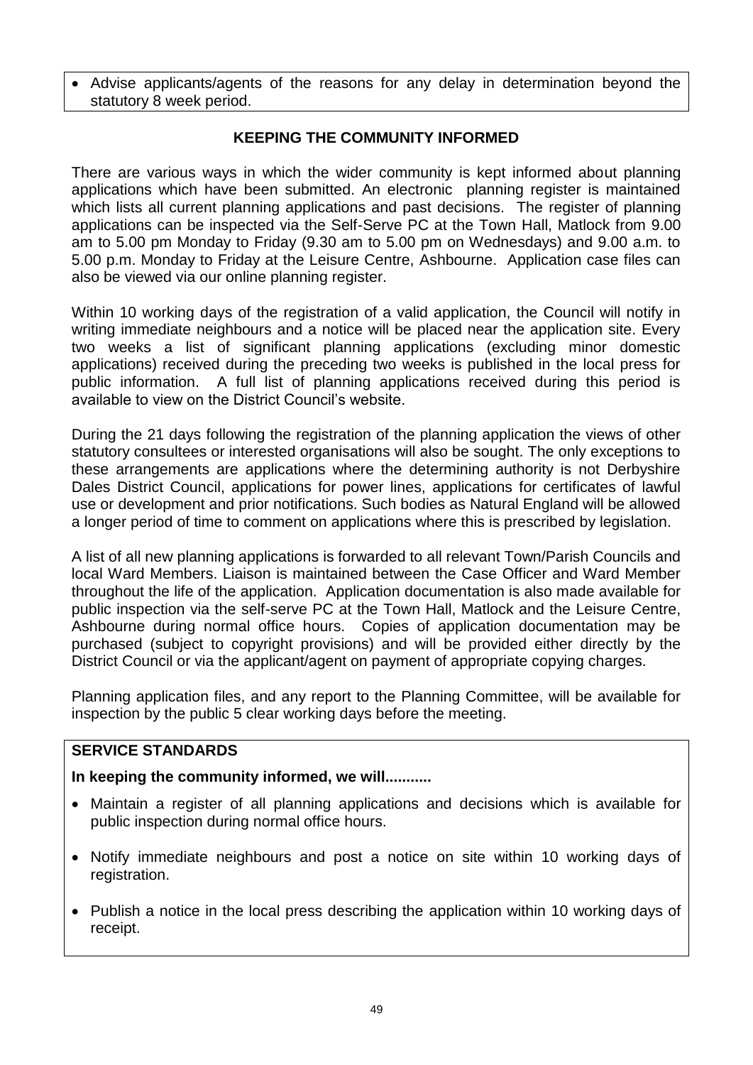- Advise applicants/agents of the reasons for any delay in determination beyond the statutory 8 week period.

## KEEPING THE COMMUNITY INFORMED

There are various ways in which the wider community is kept informed about planning applications which have been submitted. An electronic planning register is maintained which lists all current planning applications and past decisions. The register of planning applications can be inspected via the Self-Serve PC at the Town Hall, Matlock from 9.00 am to 5.00 pm Monday to Friday (9.30 am to 5.00 pm on Wednesdays) and 9.00 a.m. to 5.00 p.m. Monday to Friday at the Leisure Centre, Ashbourne. Application case files can also be viewed via our online planning register.

Within 10 working days of the registration of a valid application, the Council will notify in writing immediate neighbours and a notice will be placed near the application site. Every two weeks a list of significant planning applications (excluding minor domestic applications) received during the preceding two weeks is published in the local press for public information. A full list of planning applications received during this period is available to view on the District Council's website.

During the 21 days following the registration of the planning application the views of other statutory consultees or interested organisations will also be sought. The only exceptions to these arrangements are applications where the determining authority is not Derbyshire Dales District Council, applications for power lines, applications for certificates of lawful use or development and prior notifications. Such bodies as Natural England will be allowed a longer period of time to comment on applications where this is prescribed by legislation.

A list of all new planning applications is forwarded to all relevant Town/Parish Councils and local Ward Members. Liaison is maintained between the Case Officer and Ward Member throughout the life of the application. Application documentation is also made available for public inspection via the self-serve PC at the Town Hall, Matlock and the Leisure Centre, Ashbourne during normal office hours. Copies of application documentation may be purchased (subject to copyright provisions) and will be provided either directly by the District Council or via the applicant/agent on payment of appropriate copying charges.

Planning application files, and any report to the Planning Committee, will be available for inspection by the public 5 clear working days before the meeting.

**SERVICE STANDARDS**

**In keeping the community informed, we will...........**

- Maintain a register of all planning applications and decisions which is available for public inspection during normal office hours.
- Notify immediate neighbours and post a notice on site within 10 working days of registration.
- Publish a notice in the local press describing the application within 10 working days of receipt.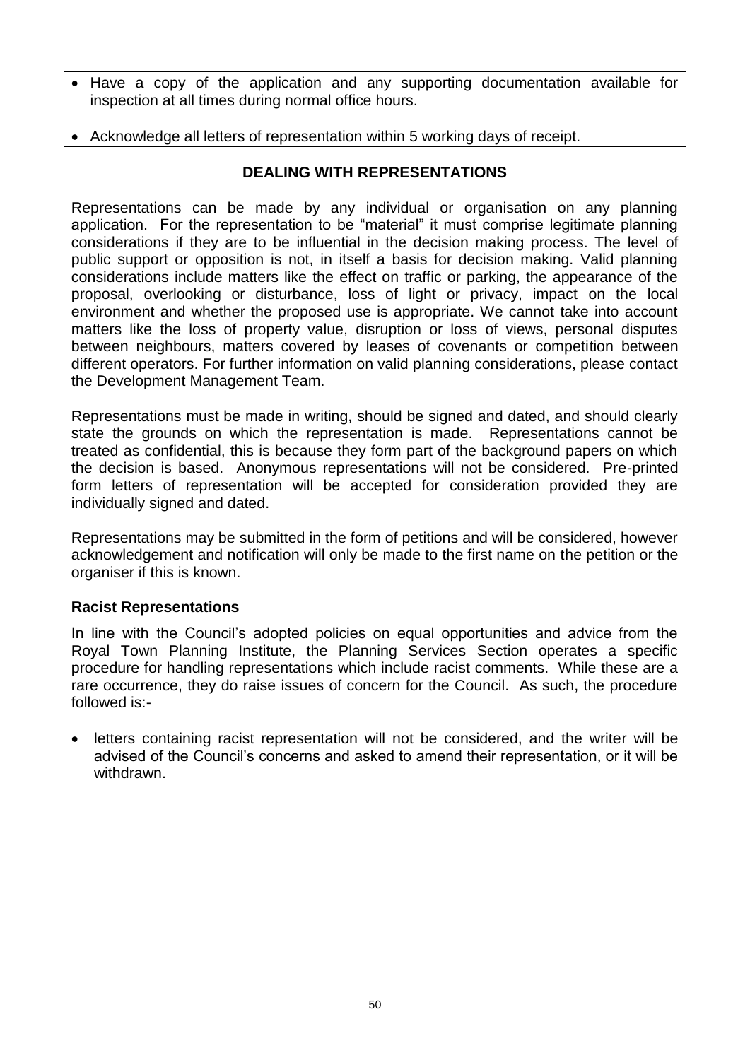- Have a copy of the application and any supporting documentation available for inspection at all times during normal office hours.
- Acknowledge all letters of representation within 5 working days of receipt.

## DEALING WITH REPRESENTATIONS

Representations can be made by any individual or organisation on any planning application. For the representation to be "material" it must comprise legitimate planning considerations if they are to be influential in the decision making process. The level of public support or opposition is not, in itself a basis for decision making. Valid planning considerations include matters like the effect on traffic or parking, the appearance of the proposal, overlooking or disturbance, loss of light or privacy, impact on the local environment and whether the proposed use is appropriate. We cannot take into account matters like the loss of property value, disruption or loss of views, personal disputes between neighbours, matters covered by leases of covenants or competition between different operators. For further information on valid planning considerations, please contact the Development Management Team.

Representations must be made in writing, should be signed and dated, and should clearly state the grounds on which the representation is made. Representations cannot be treated as confidential, this is because they form part of the background papers on which the decision is based. Anonymous representations will not be considered. Pre-printed form letters of representation will be accepted for consideration provided they are individually signed and dated.

Representations may be submitted in the form of petitions and will be considered, however acknowledgement and notification will only be made to the first name on the petition or the organiser if this is known.

### Racist Representations

In line with the Council's adopted policies on equal opportunities and advice from the Royal Town Planning Institute, the Planning Services Section operates a specific procedure for handling representations which include racist comments. While these are a rare occurrence, they do raise issues of concern for the Council. As such, the procedure followed is:-

- letters containing racist representation will not be considered, and the writer will be advised of the Council's concerns and asked to amend their representation, or it will be withdrawn.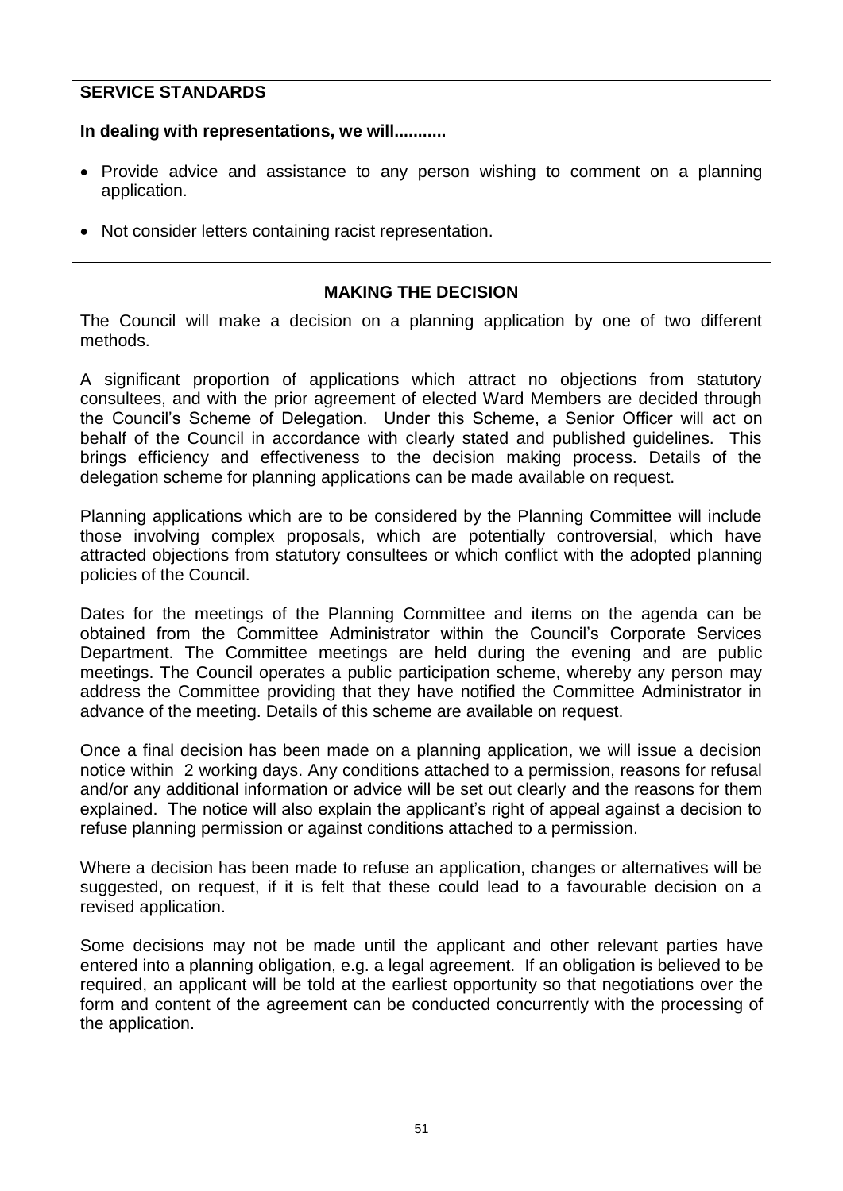**SERVICE STANDARDS**

**In dealing with representations, we will...........**

- Provide advice and assistance to any person wishing to comment on a planning application.
- Not consider letters containing racist representation.

## MAKING THE DECISION

The Council will make a decision on a planning application by one of two different methods.

A significant proportion of applications which attract no objections from statutory consultees, and with the prior agreement of elected Ward Members are decided through the Council's Scheme of Delegation. Under this Scheme, a Senior Officer will act on behalf of the Council in accordance with clearly stated and published guidelines. This brings efficiency and effectiveness to the decision making process. Details of the delegation scheme for planning applications can be made available on request.

Planning applications which are to be considered by the Planning Committee will include those involving complex proposals, which are potentially controversial, which have attracted objections from statutory consultees or which conflict with the adopted planning policies of the Council.

Dates for the meetings of the Planning Committee and items on the agenda can be obtained from the Committee Administrator within the Council's Corporate Services Department. The Committee meetings are held during the evening and are public meetings. The Council operates a public participation scheme, whereby any person may address the Committee providing that they have notified the Committee Administrator in advance of the meeting. Details of this scheme are available on request.

Once a final decision has been made on a planning application, we will issue a decision notice within 2 working days. Any conditions attached to a permission, reasons for refusal and/or any additional information or advice will be set out clearly and the reasons for them explained. The notice will also explain the applicant's right of appeal against a decision to refuse planning permission or against conditions attached to a permission.

Where a decision has been made to refuse an application, changes or alternatives will be suggested, on request, if it is felt that these could lead to a favourable decision on a revised application.

Some decisions may not be made until the applicant and other relevant parties have entered into a planning obligation, e.g. a legal agreement. If an obligation is believed to be required, an applicant will be told at the earliest opportunity so that negotiations over the form and content of the agreement can be conducted concurrently with the processing of the application.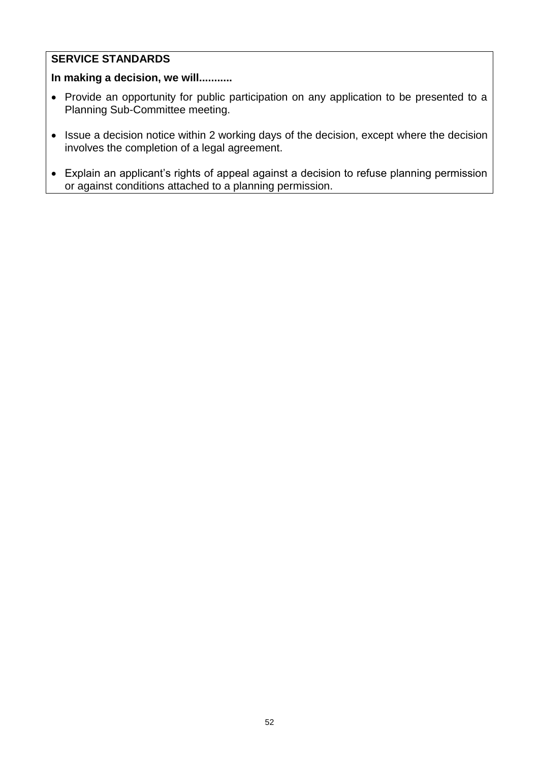**SERVICE STANDARDS**

**In making a decision, we will...........**

- Provide an opportunity for public participation on any application to be presented to a Planning Sub-Committee meeting.
- Issue a decision notice within 2 working days of the decision, except where the decision involves the completion of a legal agreement.
- Explain an applicant's rights of appeal against a decision to refuse planning permission or against conditions attached to a planning permission.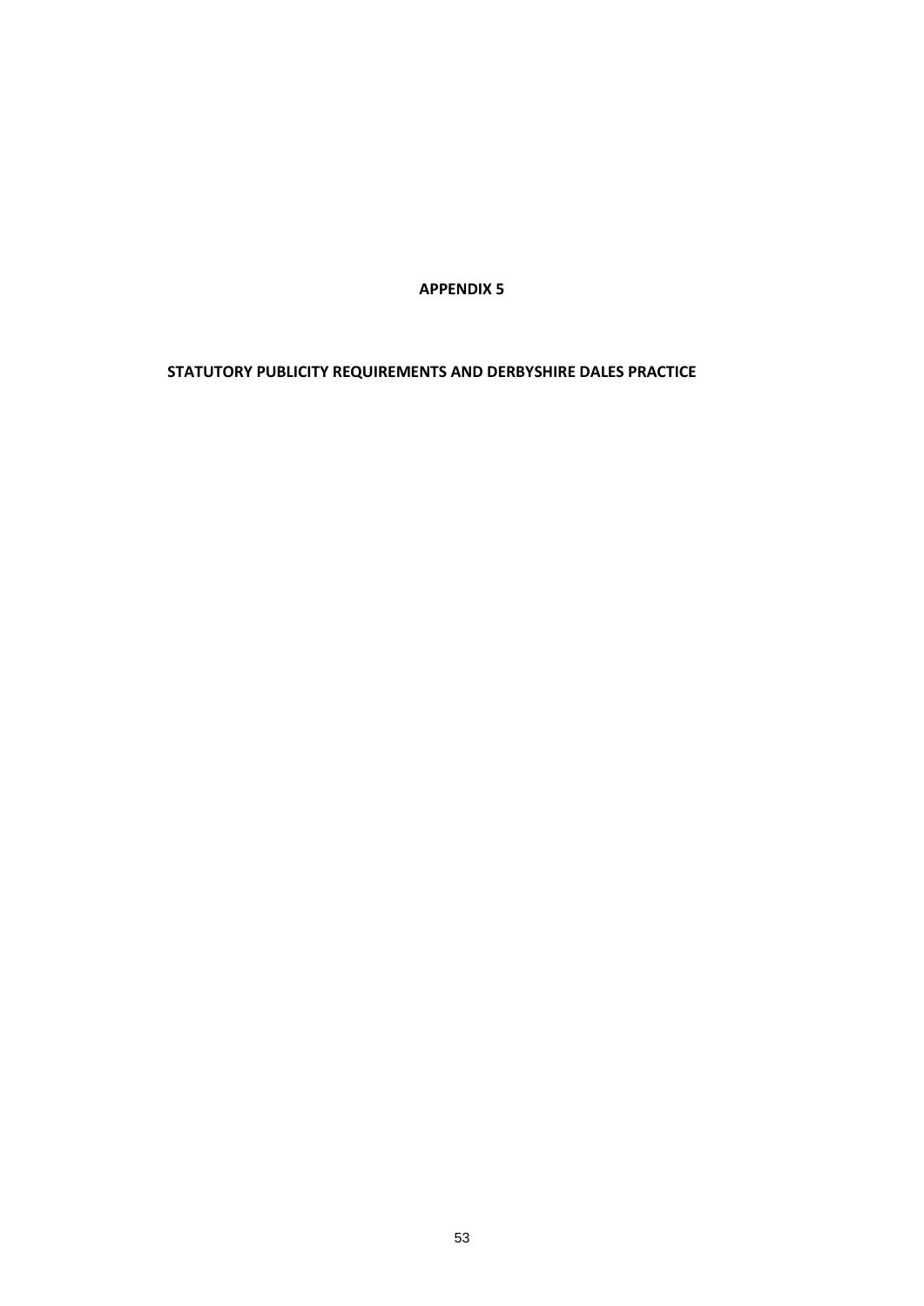# APPENDIX 5

## STATUTORY PUBLICITY REQUIREMENTS AND DERBYSHIRE DALES PRACTICE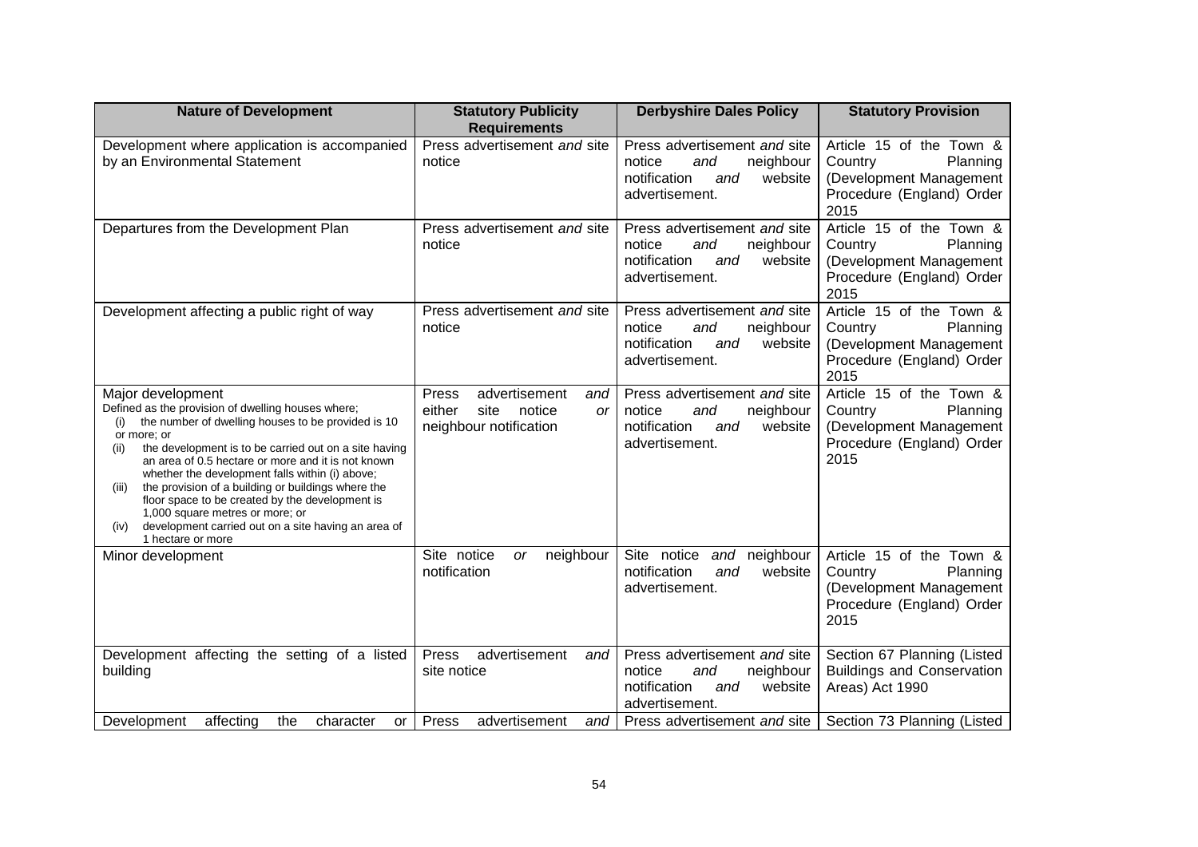| Nature of Development | Statutory Publicity Requirements | Derbyshire Dales Policy | Statutory Provision |
|---|---|---|---|
| Development where application is accompanied by an Environmental Statement | Press advertisement *and* site notice | Press advertisement *and* site notice *and* neighbour notification *and* website advertisement. | Article 15 of the Town & Country Planning (Development Management Procedure (England) Order 2015 |
| Departures from the Development Plan | Press advertisement *and* site notice | Press advertisement *and* site notice *and* neighbour notification *and* website advertisement. | Article 15 of the Town & Country Planning (Development Management Procedure (England) Order 2015 |
| Development affecting a public right of way | Press advertisement *and* site notice | Press advertisement *and* site notice *and* neighbour notification *and* website advertisement. | Article 15 of the Town & Country Planning (Development Management Procedure (England) Order 2015 |
| Major development<br>Defined as the provision of dwelling houses where;<br>(i) the number of dwelling houses to be provided is 10 or more; or<br>(ii) the development is to be carried out on a site having an area of 0.5 hectare or more and it is not known whether the development falls within (i) above;<br>(iii) the provision of a building or buildings where the floor space to be created by the development is 1,000 square metres or more; or<br>(iv) development carried out on a site having an area of 1 hectare or more | Press advertisement *and* either site notice *or* neighbour notification | Press advertisement *and* site notice *and* neighbour notification *and* website advertisement. | Article 15 of the Town & Country Planning (Development Management Procedure (England) Order 2015 |
| Minor development | Site notice *or* neighbour notification | Site notice *and* neighbour notification *and* website advertisement. | Article 15 of the Town & Country Planning (Development Management Procedure (England) Order 2015 |
| Development affecting the setting of a listed building | Press advertisement *and* site notice | Press advertisement *and* site notice *and* neighbour notification *and* website advertisement. | Section 67 Planning (Listed Buildings and Conservation Areas) Act 1990 |
| Development affecting the character or | Press advertisement *and* | Press advertisement *and* site | Section 73 Planning (Listed |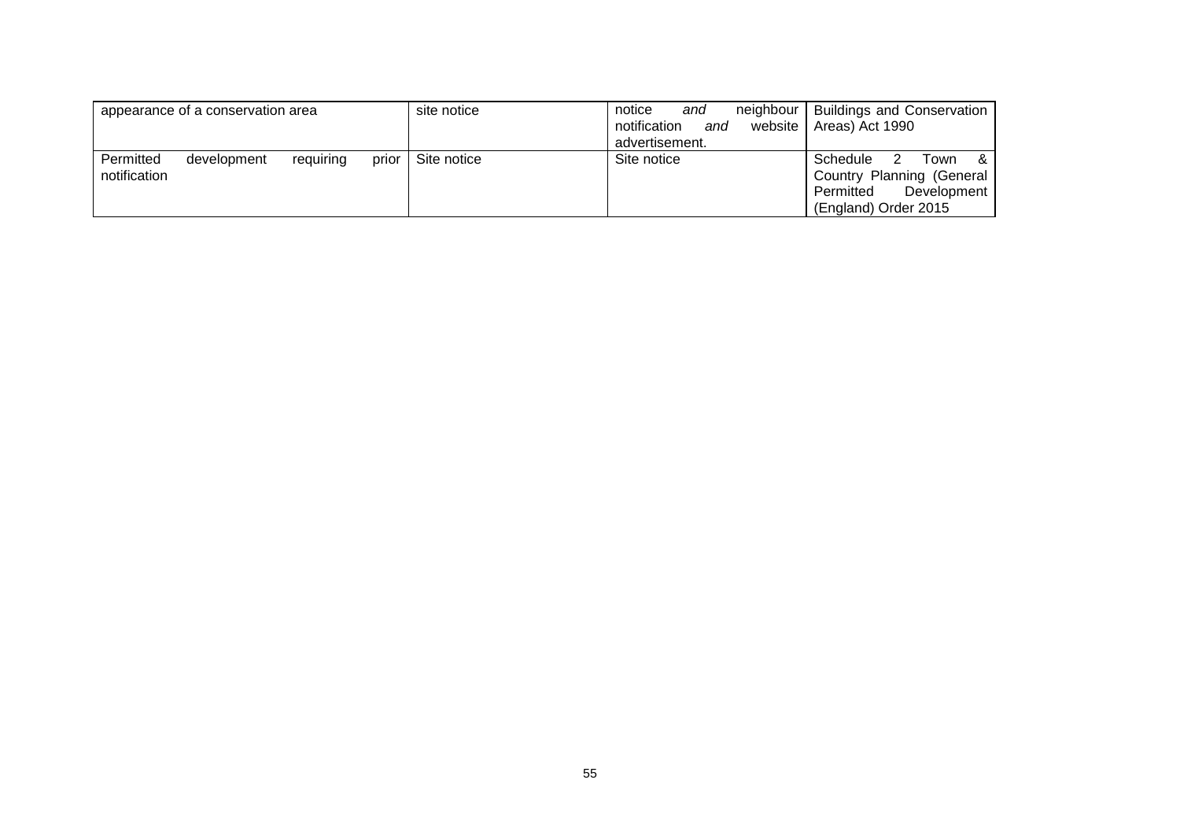| | | | |
|---|---|---|---|
| appearance of a conservation area | site notice | notice *and* neighbour notification *and* website advertisement. | Buildings and Conservation Areas) Act 1990 |
| Permitted development requiring prior notification | Site notice | Site notice | Schedule 2 Town & Country Planning (General Permitted Development (England) Order 2015 |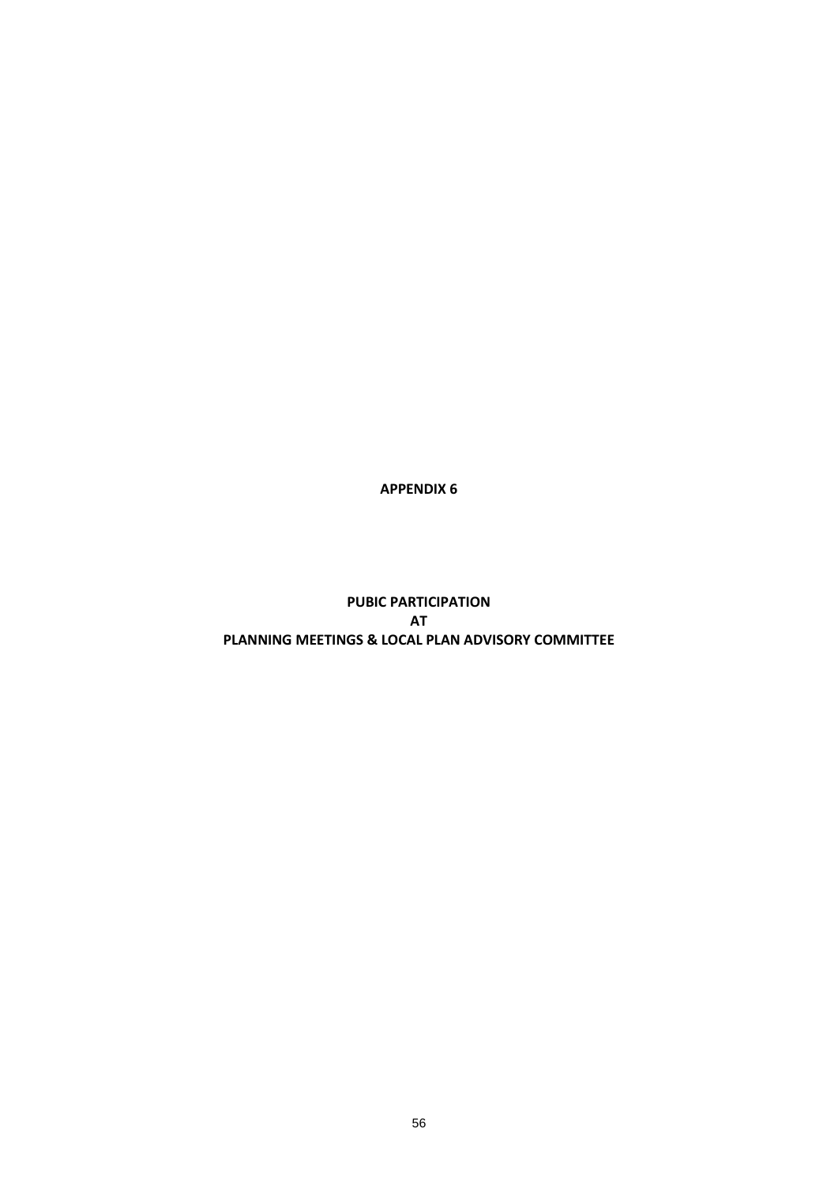**APPENDIX 6**

**PUBIC PARTICIPATION**
**AT**
**PLANNING MEETINGS & LOCAL PLAN ADVISORY COMMITTEE**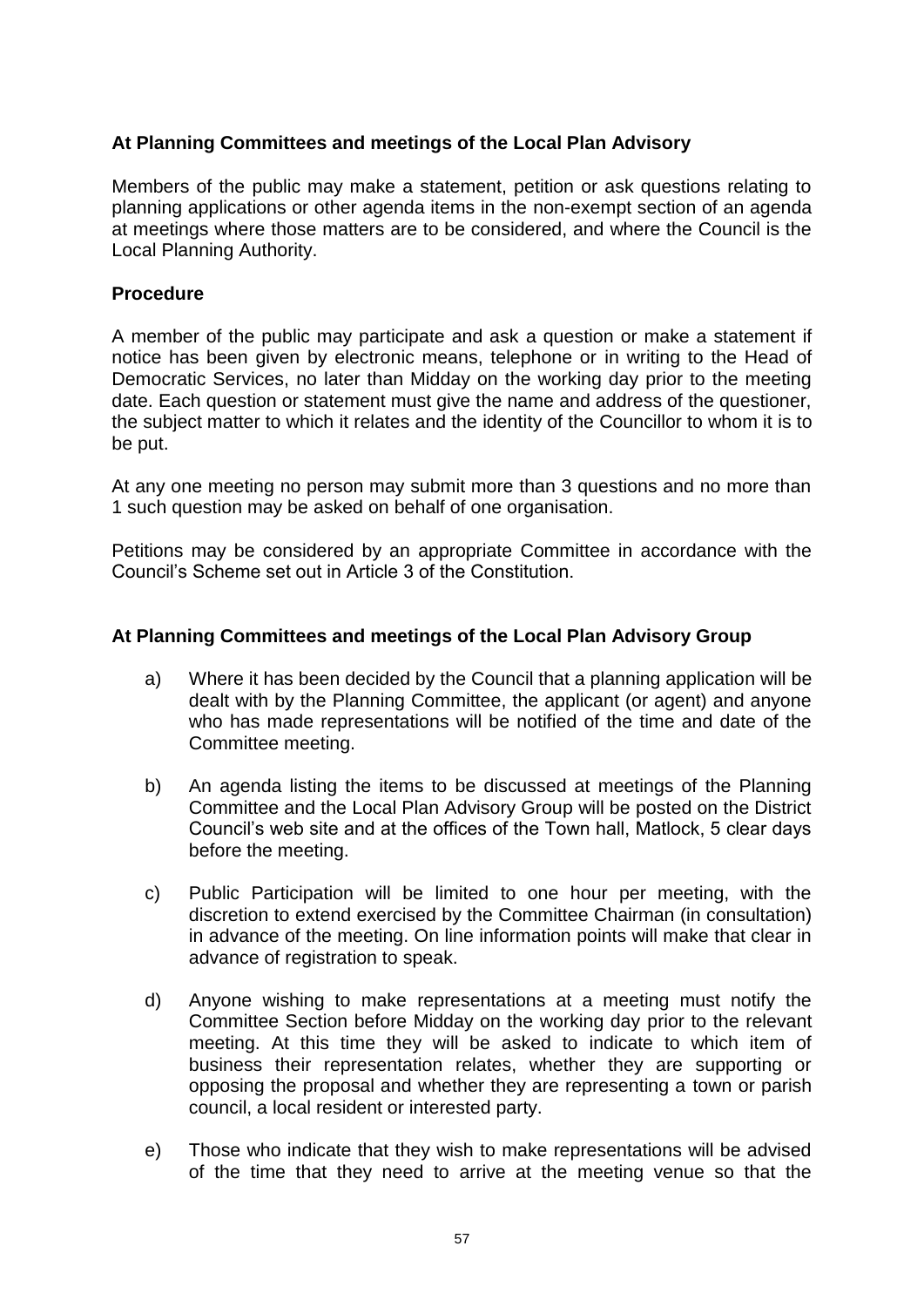### At Planning Committees and meetings of the Local Plan Advisory

Members of the public may make a statement, petition or ask questions relating to planning applications or other agenda items in the non-exempt section of an agenda at meetings where those matters are to be considered, and where the Council is the Local Planning Authority.

### Procedure

A member of the public may participate and ask a question or make a statement if notice has been given by electronic means, telephone or in writing to the Head of Democratic Services, no later than Midday on the working day prior to the meeting date. Each question or statement must give the name and address of the questioner, the subject matter to which it relates and the identity of the Councillor to whom it is to be put.

At any one meeting no person may submit more than 3 questions and no more than 1 such question may be asked on behalf of one organisation.

Petitions may be considered by an appropriate Committee in accordance with the Council's Scheme set out in Article 3 of the Constitution.

### At Planning Committees and meetings of the Local Plan Advisory Group

a) Where it has been decided by the Council that a planning application will be dealt with by the Planning Committee, the applicant (or agent) and anyone who has made representations will be notified of the time and date of the Committee meeting.

b) An agenda listing the items to be discussed at meetings of the Planning Committee and the Local Plan Advisory Group will be posted on the District Council's web site and at the offices of the Town hall, Matlock, 5 clear days before the meeting.

c) Public Participation will be limited to one hour per meeting, with the discretion to extend exercised by the Committee Chairman (in consultation) in advance of the meeting. On line information points will make that clear in advance of registration to speak.

d) Anyone wishing to make representations at a meeting must notify the Committee Section before Midday on the working day prior to the relevant meeting. At this time they will be asked to indicate to which item of business their representation relates, whether they are supporting or opposing the proposal and whether they are representing a town or parish council, a local resident or interested party.

e) Those who indicate that they wish to make representations will be advised of the time that they need to arrive at the meeting venue so that the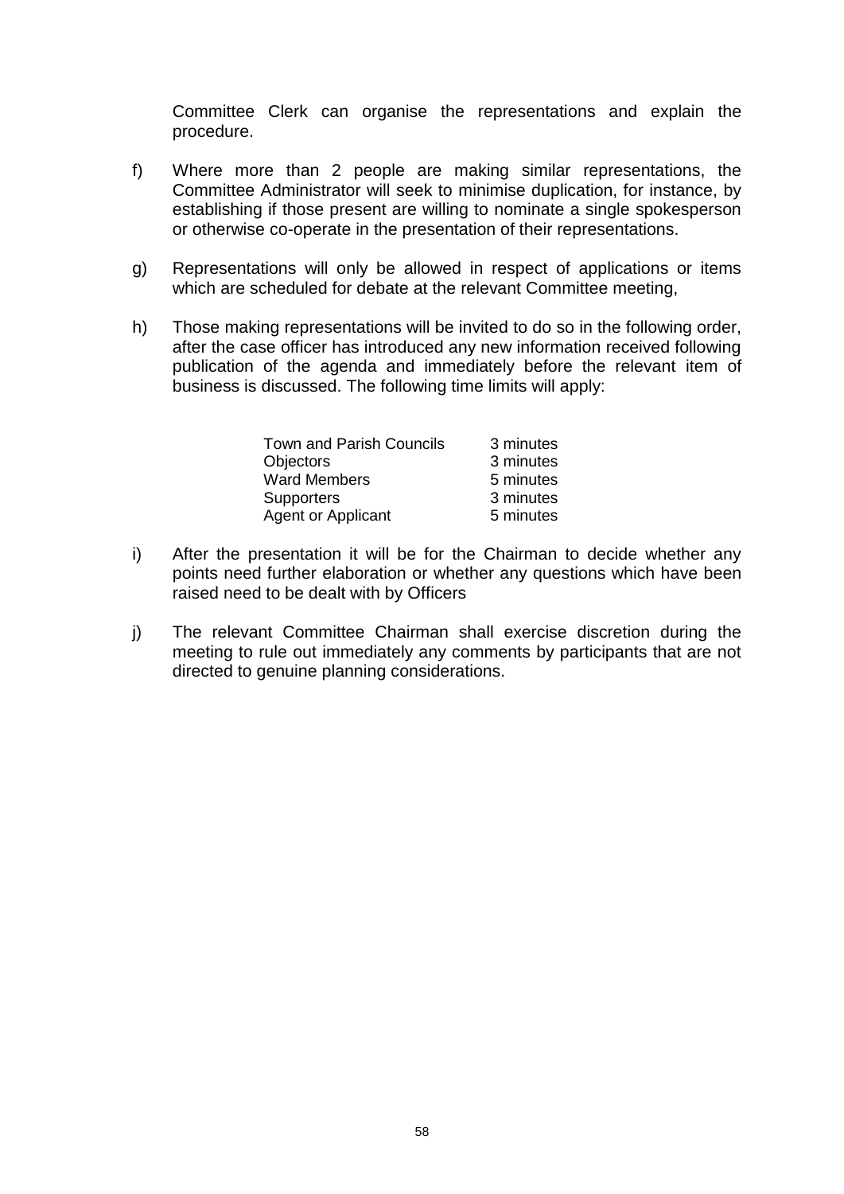Committee Clerk can organise the representations and explain the procedure.

f) Where more than 2 people are making similar representations, the Committee Administrator will seek to minimise duplication, for instance, by establishing if those present are willing to nominate a single spokesperson or otherwise co-operate in the presentation of their representations.

g) Representations will only be allowed in respect of applications or items which are scheduled for debate at the relevant Committee meeting,

h) Those making representations will be invited to do so in the following order, after the case officer has introduced any new information received following publication of the agenda and immediately before the relevant item of business is discussed. The following time limits will apply:

| | |
|---|---|
| Town and Parish Councils | 3 minutes |
| Objectors | 3 minutes |
| Ward Members | 5 minutes |
| Supporters | 3 minutes |
| Agent or Applicant | 5 minutes |

i) After the presentation it will be for the Chairman to decide whether any points need further elaboration or whether any questions which have been raised need to be dealt with by Officers

j) The relevant Committee Chairman shall exercise discretion during the meeting to rule out immediately any comments by participants that are not directed to genuine planning considerations.